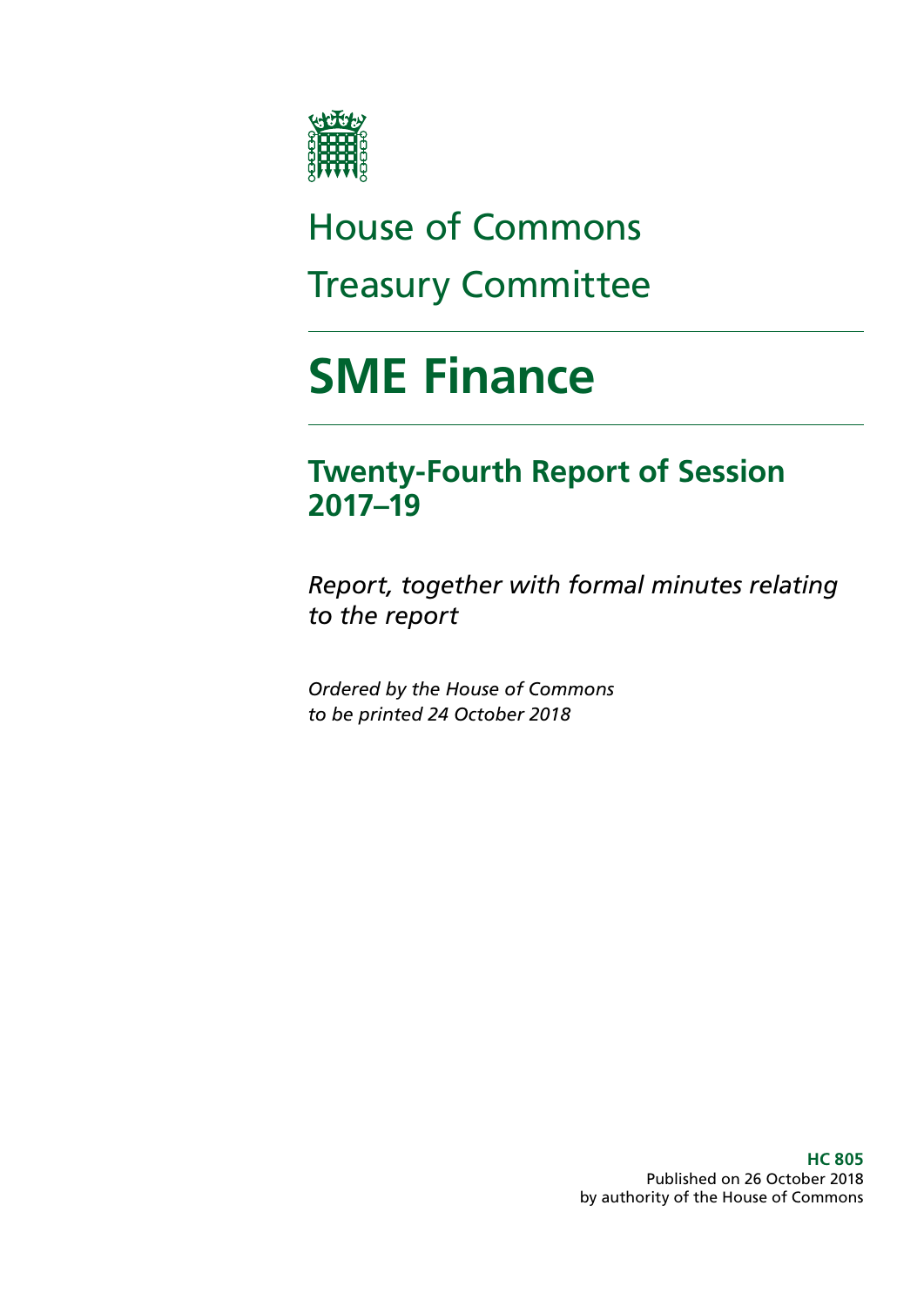# House of Commons

# Treasury Committee

# SME Finance

## Twenty-Fourth Report of Session 2017–19

*Report, together with formal minutes relating to the report*

*Ordered by the House of Commons to be printed 24 October 2018*

**HC 805**
Published on 26 October 2018
by authority of the House of Commons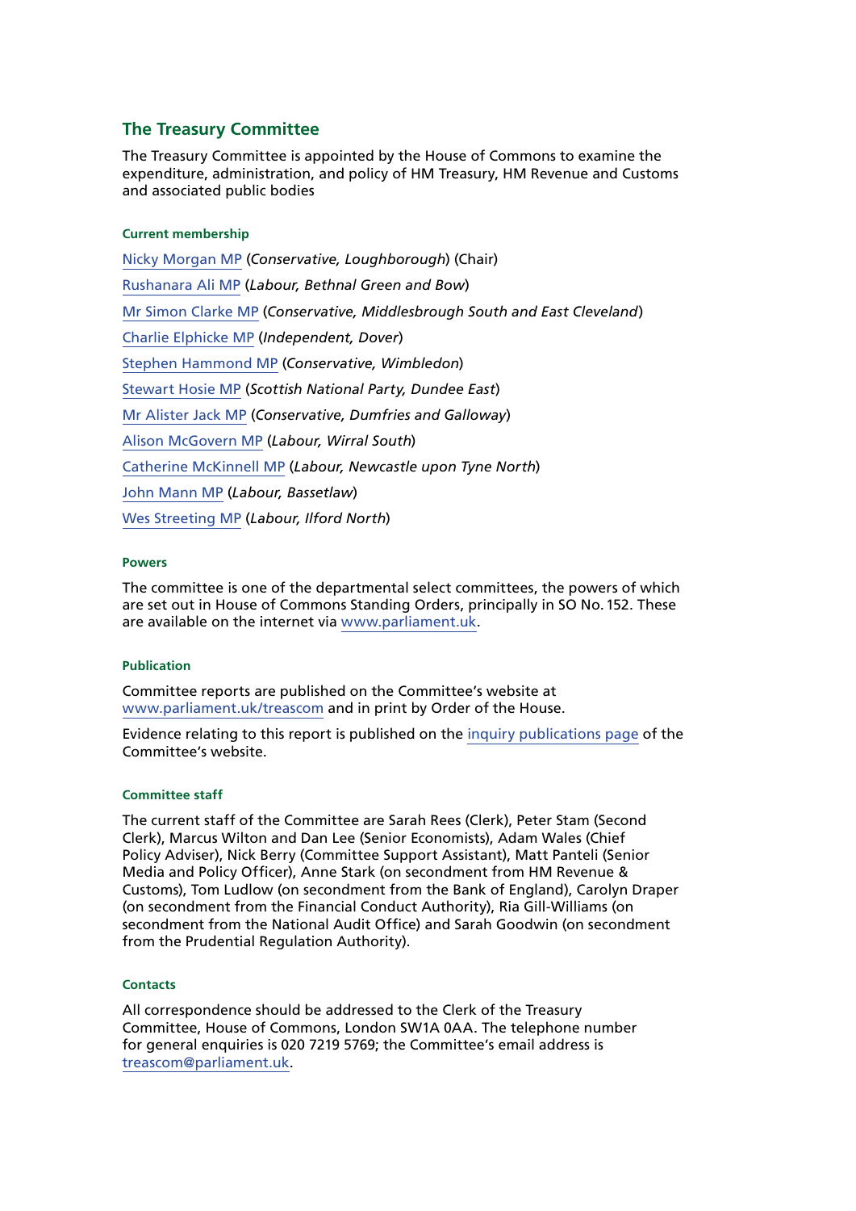## The Treasury Committee

The Treasury Committee is appointed by the House of Commons to examine the expenditure, administration, and policy of HM Treasury, HM Revenue and Customs and associated public bodies

### Current membership

Nicky Morgan MP (*Conservative, Loughborough*) (Chair)

Rushanara Ali MP (*Labour, Bethnal Green and Bow*)

Mr Simon Clarke MP (*Conservative, Middlesbrough South and East Cleveland*)

Charlie Elphicke MP (*Independent, Dover*)

Stephen Hammond MP (*Conservative, Wimbledon*)

Stewart Hosie MP (*Scottish National Party, Dundee East*)

Mr Alister Jack MP (*Conservative, Dumfries and Galloway*)

Alison McGovern MP (*Labour, Wirral South*)

Catherine McKinnell MP (*Labour, Newcastle upon Tyne North*)

John Mann MP (*Labour, Bassetlaw*)

Wes Streeting MP (*Labour, Ilford North*)

### Powers

The committee is one of the departmental select committees, the powers of which are set out in House of Commons Standing Orders, principally in SO No. 152. These are available on the internet via www.parliament.uk.

### Publication

Committee reports are published on the Committee's website at www.parliament.uk/treascom and in print by Order of the House.

Evidence relating to this report is published on the inquiry publications page of the Committee's website.

### Committee staff

The current staff of the Committee are Sarah Rees (Clerk), Peter Stam (Second Clerk), Marcus Wilton and Dan Lee (Senior Economists), Adam Wales (Chief Policy Adviser), Nick Berry (Committee Support Assistant), Matt Panteli (Senior Media and Policy Officer), Anne Stark (on secondment from HM Revenue & Customs), Tom Ludlow (on secondment from the Bank of England), Carolyn Draper (on secondment from the Financial Conduct Authority), Ria Gill-Williams (on secondment from the National Audit Office) and Sarah Goodwin (on secondment from the Prudential Regulation Authority).

### Contacts

All correspondence should be addressed to the Clerk of the Treasury Committee, House of Commons, London SW1A 0AA. The telephone number for general enquiries is 020 7219 5769; the Committee's email address is treascom@parliament.uk.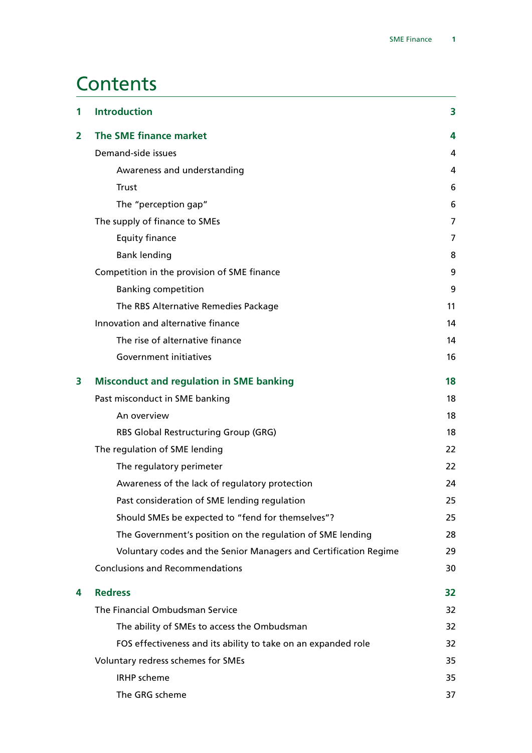# Contents

| | | |
|---|---|---|
| **1** | **Introduction** | **3** |
| **2** | **The SME finance market** | **4** |
| | Demand-side issues | 4 |
| | Awareness and understanding | 4 |
| | Trust | 6 |
| | The "perception gap" | 6 |
| | The supply of finance to SMEs | 7 |
| | Equity finance | 7 |
| | Bank lending | 8 |
| | Competition in the provision of SME finance | 9 |
| | Banking competition | 9 |
| | The RBS Alternative Remedies Package | 11 |
| | Innovation and alternative finance | 14 |
| | The rise of alternative finance | 14 |
| | Government initiatives | 16 |
| **3** | **Misconduct and regulation in SME banking** | **18** |
| | Past misconduct in SME banking | 18 |
| | An overview | 18 |
| | RBS Global Restructuring Group (GRG) | 18 |
| | The regulation of SME lending | 22 |
| | The regulatory perimeter | 22 |
| | Awareness of the lack of regulatory protection | 24 |
| | Past consideration of SME lending regulation | 25 |
| | Should SMEs be expected to "fend for themselves"? | 25 |
| | The Government's position on the regulation of SME lending | 28 |
| | Voluntary codes and the Senior Managers and Certification Regime | 29 |
| | Conclusions and Recommendations | 30 |
| **4** | **Redress** | **32** |
| | The Financial Ombudsman Service | 32 |
| | The ability of SMEs to access the Ombudsman | 32 |
| | FOS effectiveness and its ability to take on an expanded role | 32 |
| | Voluntary redress schemes for SMEs | 35 |
| | IRHP scheme | 35 |
| | The GRG scheme | 37 |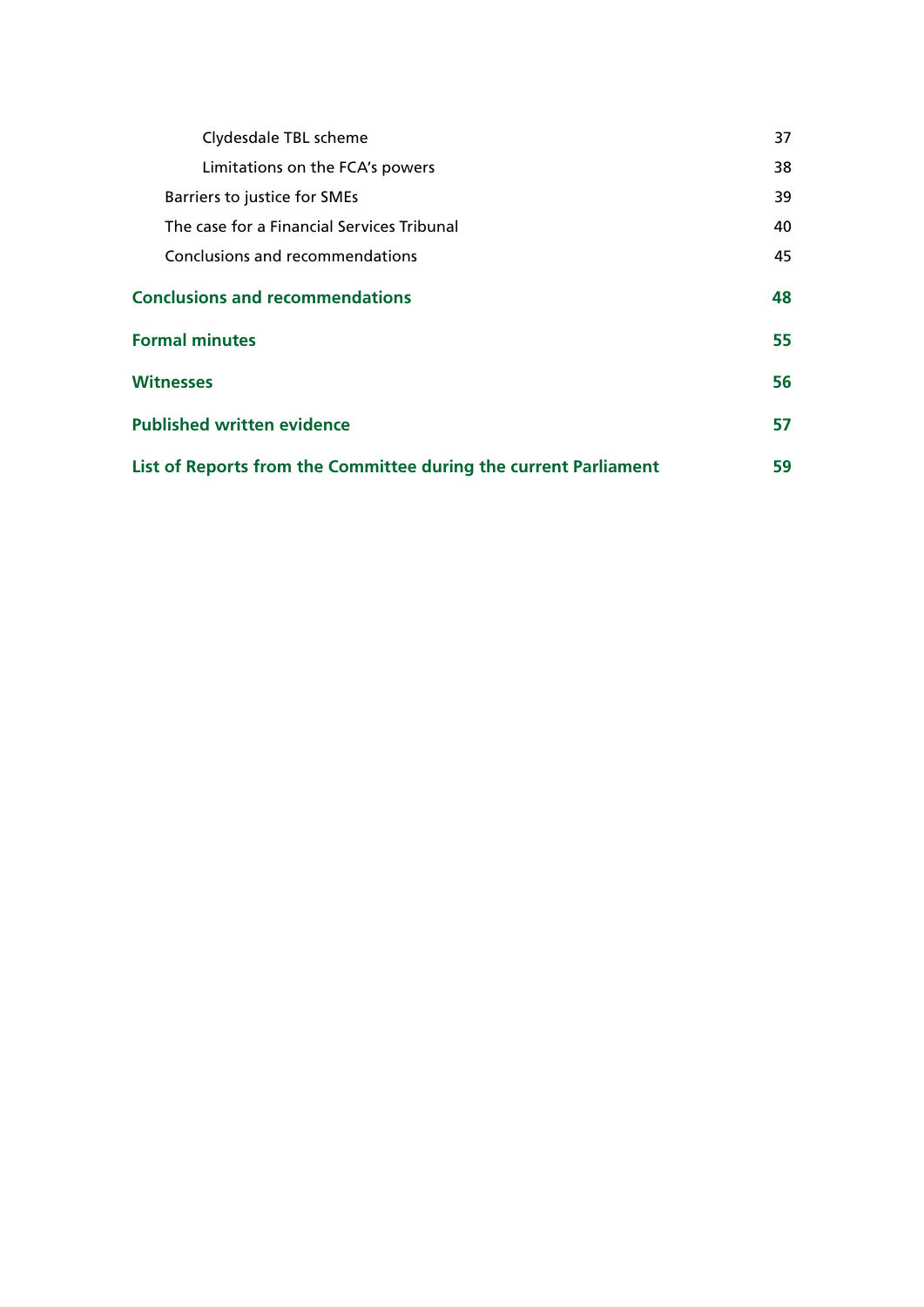Clydesdale TBL scheme 37

Limitations on the FCA's powers 38

Barriers to justice for SMEs 39

The case for a Financial Services Tribunal 40

Conclusions and recommendations 45

**Conclusions and recommendations 48**

**Formal minutes 55**

**Witnesses 56**

**Published written evidence 57**

**List of Reports from the Committee during the current Parliament 59**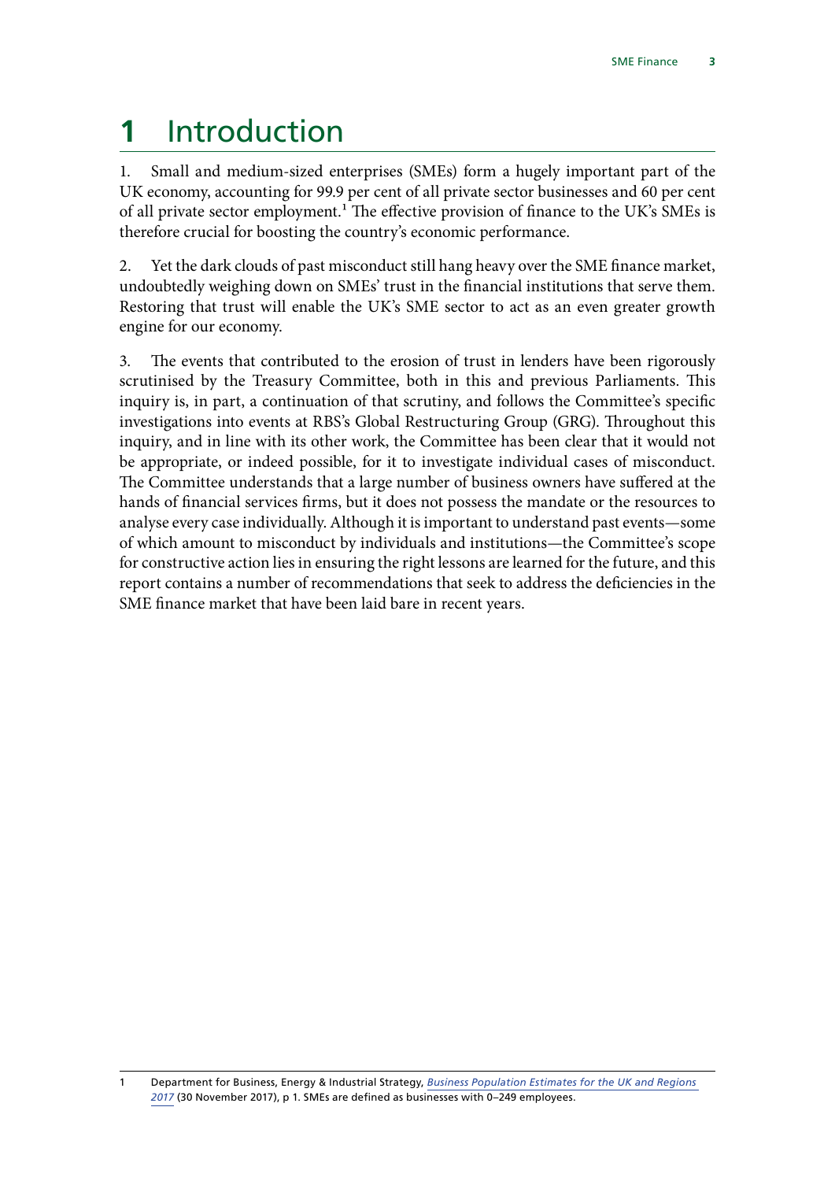# 1 Introduction

1. Small and medium-sized enterprises (SMEs) form a hugely important part of the UK economy, accounting for 99.9 per cent of all private sector businesses and 60 per cent of all private sector employment.[1] The effective provision of finance to the UK's SMEs is therefore crucial for boosting the country's economic performance.

2. Yet the dark clouds of past misconduct still hang heavy over the SME finance market, undoubtedly weighing down on SMEs' trust in the financial institutions that serve them. Restoring that trust will enable the UK's SME sector to act as an even greater growth engine for our economy.

3. The events that contributed to the erosion of trust in lenders have been rigorously scrutinised by the Treasury Committee, both in this and previous Parliaments. This inquiry is, in part, a continuation of that scrutiny, and follows the Committee's specific investigations into events at RBS's Global Restructuring Group (GRG). Throughout this inquiry, and in line with its other work, the Committee has been clear that it would not be appropriate, or indeed possible, for it to investigate individual cases of misconduct. The Committee understands that a large number of business owners have suffered at the hands of financial services firms, but it does not possess the mandate or the resources to analyse every case individually. Although it is important to understand past events—some of which amount to misconduct by individuals and institutions—the Committee's scope for constructive action lies in ensuring the right lessons are learned for the future, and this report contains a number of recommendations that seek to address the deficiencies in the SME finance market that have been laid bare in recent years.

1 Department for Business, Energy & Industrial Strategy, *Business Population Estimates for the UK and Regions 2017* (30 November 2017), p 1. SMEs are defined as businesses with 0–249 employees.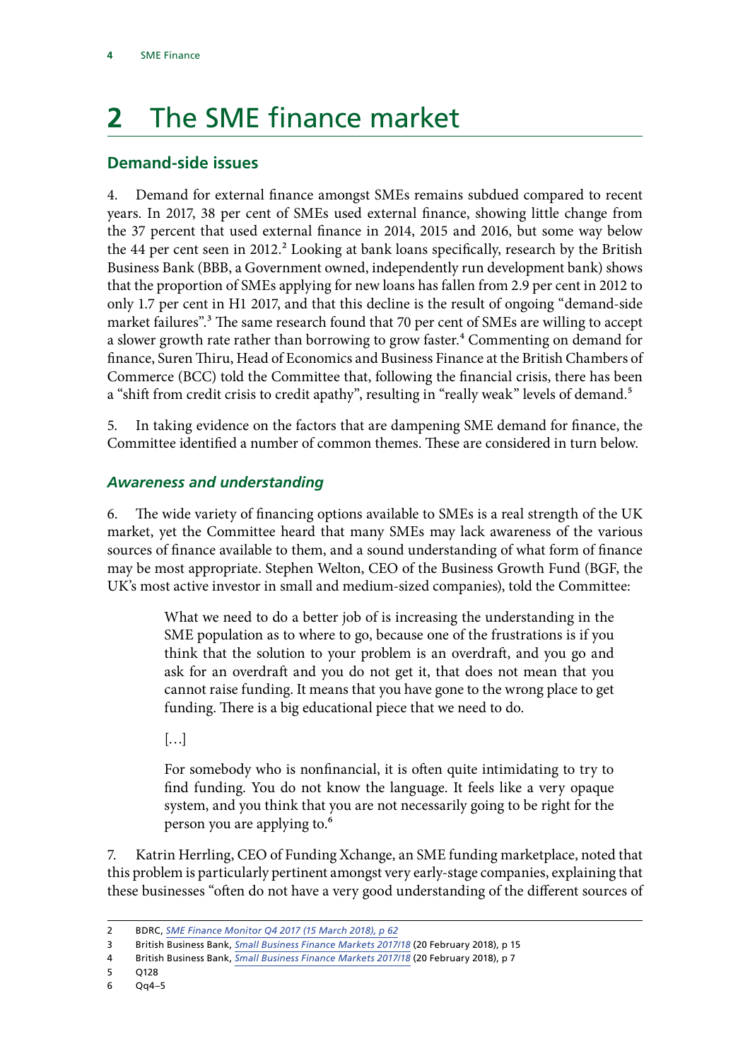# 2 The SME finance market

## Demand-side issues

4. Demand for external finance amongst SMEs remains subdued compared to recent years. In 2017, 38 per cent of SMEs used external finance, showing little change from the 37 percent that used external finance in 2014, 2015 and 2016, but some way below the 44 per cent seen in 2012.[2] Looking at bank loans specifically, research by the British Business Bank (BBB, a Government owned, independently run development bank) shows that the proportion of SMEs applying for new loans has fallen from 2.9 per cent in 2012 to only 1.7 per cent in H1 2017, and that this decline is the result of ongoing "demand-side market failures".[3] The same research found that 70 per cent of SMEs are willing to accept a slower growth rate rather than borrowing to grow faster.[4] Commenting on demand for finance, Suren Thiru, Head of Economics and Business Finance at the British Chambers of Commerce (BCC) told the Committee that, following the financial crisis, there has been a "shift from credit crisis to credit apathy", resulting in "really weak" levels of demand.[5]

5. In taking evidence on the factors that are dampening SME demand for finance, the Committee identified a number of common themes. These are considered in turn below.

### *Awareness and understanding*

6. The wide variety of financing options available to SMEs is a real strength of the UK market, yet the Committee heard that many SMEs may lack awareness of the various sources of finance available to them, and a sound understanding of what form of finance may be most appropriate. Stephen Welton, CEO of the Business Growth Fund (BGF, the UK's most active investor in small and medium-sized companies), told the Committee:

> What we need to do a better job of is increasing the understanding in the SME population as to where to go, because one of the frustrations is if you think that the solution to your problem is an overdraft, and you go and ask for an overdraft and you do not get it, that does not mean that you cannot raise funding. It means that you have gone to the wrong place to get funding. There is a big educational piece that we need to do.
>
> […]
>
> For somebody who is nonfinancial, it is often quite intimidating to try to find funding. You do not know the language. It feels like a very opaque system, and you think that you are not necessarily going to be right for the person you are applying to.[6]

7. Katrin Herrling, CEO of Funding Xchange, an SME funding marketplace, noted that this problem is particularly pertinent amongst very early-stage companies, explaining that these businesses "often do not have a very good understanding of the different sources of

---

2 BDRC, *SME Finance Monitor Q4 2017 (15 March 2018), p 62*

3 British Business Bank, *Small Business Finance Markets 2017/18* (20 February 2018), p 15

4 British Business Bank, *Small Business Finance Markets 2017/18* (20 February 2018), p 7

5 Q128

6 Qq4–5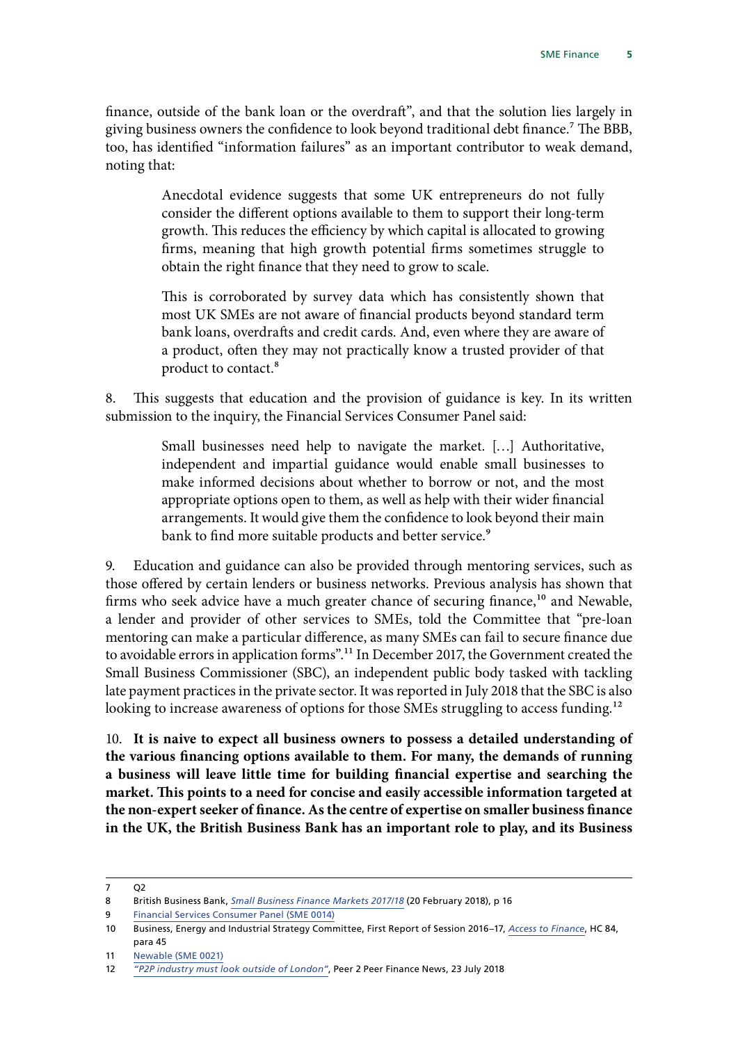finance, outside of the bank loan or the overdraft", and that the solution lies largely in giving business owners the confidence to look beyond traditional debt finance.[7] The BBB, too, has identified "information failures" as an important contributor to weak demand, noting that:

> Anecdotal evidence suggests that some UK entrepreneurs do not fully consider the different options available to them to support their long-term growth. This reduces the efficiency by which capital is allocated to growing firms, meaning that high growth potential firms sometimes struggle to obtain the right finance that they need to grow to scale.
>
> This is corroborated by survey data which has consistently shown that most UK SMEs are not aware of financial products beyond standard term bank loans, overdrafts and credit cards. And, even where they are aware of a product, often they may not practically know a trusted provider of that product to contact.[8]

8. This suggests that education and the provision of guidance is key. In its written submission to the inquiry, the Financial Services Consumer Panel said:

> Small businesses need help to navigate the market. […] Authoritative, independent and impartial guidance would enable small businesses to make informed decisions about whether to borrow or not, and the most appropriate options open to them, as well as help with their wider financial arrangements. It would give them the confidence to look beyond their main bank to find more suitable products and better service.[9]

9. Education and guidance can also be provided through mentoring services, such as those offered by certain lenders or business networks. Previous analysis has shown that firms who seek advice have a much greater chance of securing finance,[10] and Newable, a lender and provider of other services to SMEs, told the Committee that "pre-loan mentoring can make a particular difference, as many SMEs can fail to secure finance due to avoidable errors in application forms".[11] In December 2017, the Government created the Small Business Commissioner (SBC), an independent public body tasked with tackling late payment practices in the private sector. It was reported in July 2018 that the SBC is also looking to increase awareness of options for those SMEs struggling to access funding.[12]

10. **It is naive to expect all business owners to possess a detailed understanding of the various financing options available to them. For many, the demands of running a business will leave little time for building financial expertise and searching the market. This points to a need for concise and easily accessible information targeted at the non-expert seeker of finance. As the centre of expertise on smaller business finance in the UK, the British Business Bank has an important role to play, and its Business**

---

7 Q2

8 British Business Bank, *Small Business Finance Markets 2017/18* (20 February 2018), p 16

9 Financial Services Consumer Panel (SME 0014)

10 Business, Energy and Industrial Strategy Committee, First Report of Session 2016–17, *Access to Finance*, HC 84, para 45

11 Newable (SME 0021)

12 *"P2P industry must look outside of London"*, Peer 2 Peer Finance News, 23 July 2018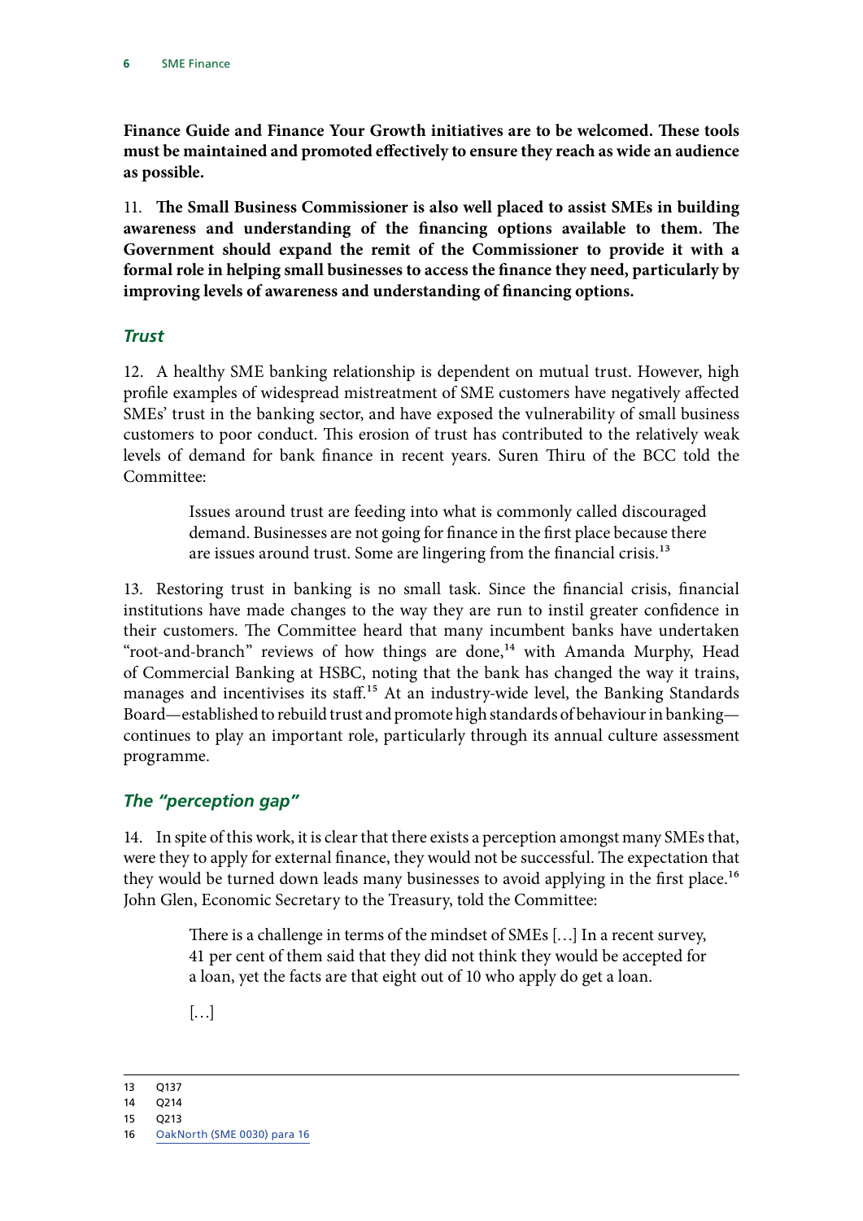**Finance Guide and Finance Your Growth initiatives are to be welcomed. These tools must be maintained and promoted effectively to ensure they reach as wide an audience as possible.**

11. **The Small Business Commissioner is also well placed to assist SMEs in building awareness and understanding of the financing options available to them. The Government should expand the remit of the Commissioner to provide it with a formal role in helping small businesses to access the finance they need, particularly by improving levels of awareness and understanding of financing options.**

### *Trust*

12. A healthy SME banking relationship is dependent on mutual trust. However, high profile examples of widespread mistreatment of SME customers have negatively affected SMEs' trust in the banking sector, and have exposed the vulnerability of small business customers to poor conduct. This erosion of trust has contributed to the relatively weak levels of demand for bank finance in recent years. Suren Thiru of the BCC told the Committee:

> Issues around trust are feeding into what is commonly called discouraged demand. Businesses are not going for finance in the first place because there are issues around trust. Some are lingering from the financial crisis.[13]

13. Restoring trust in banking is no small task. Since the financial crisis, financial institutions have made changes to the way they are run to instil greater confidence in their customers. The Committee heard that many incumbent banks have undertaken "root-and-branch" reviews of how things are done,[14] with Amanda Murphy, Head of Commercial Banking at HSBC, noting that the bank has changed the way it trains, manages and incentivises its staff.[15] At an industry-wide level, the Banking Standards Board—established to rebuild trust and promote high standards of behaviour in banking—continues to play an important role, particularly through its annual culture assessment programme.

### *The "perception gap"*

14. In spite of this work, it is clear that there exists a perception amongst many SMEs that, were they to apply for external finance, they would not be successful. The expectation that they would be turned down leads many businesses to avoid applying in the first place.[16] John Glen, Economic Secretary to the Treasury, told the Committee:

> There is a challenge in terms of the mindset of SMEs [...] In a recent survey, 41 per cent of them said that they did not think they would be accepted for a loan, yet the facts are that eight out of 10 who apply do get a loan.
>
> [...]

---

13 Q137

14 Q214

15 Q213

16 OakNorth (SME 0030) para 16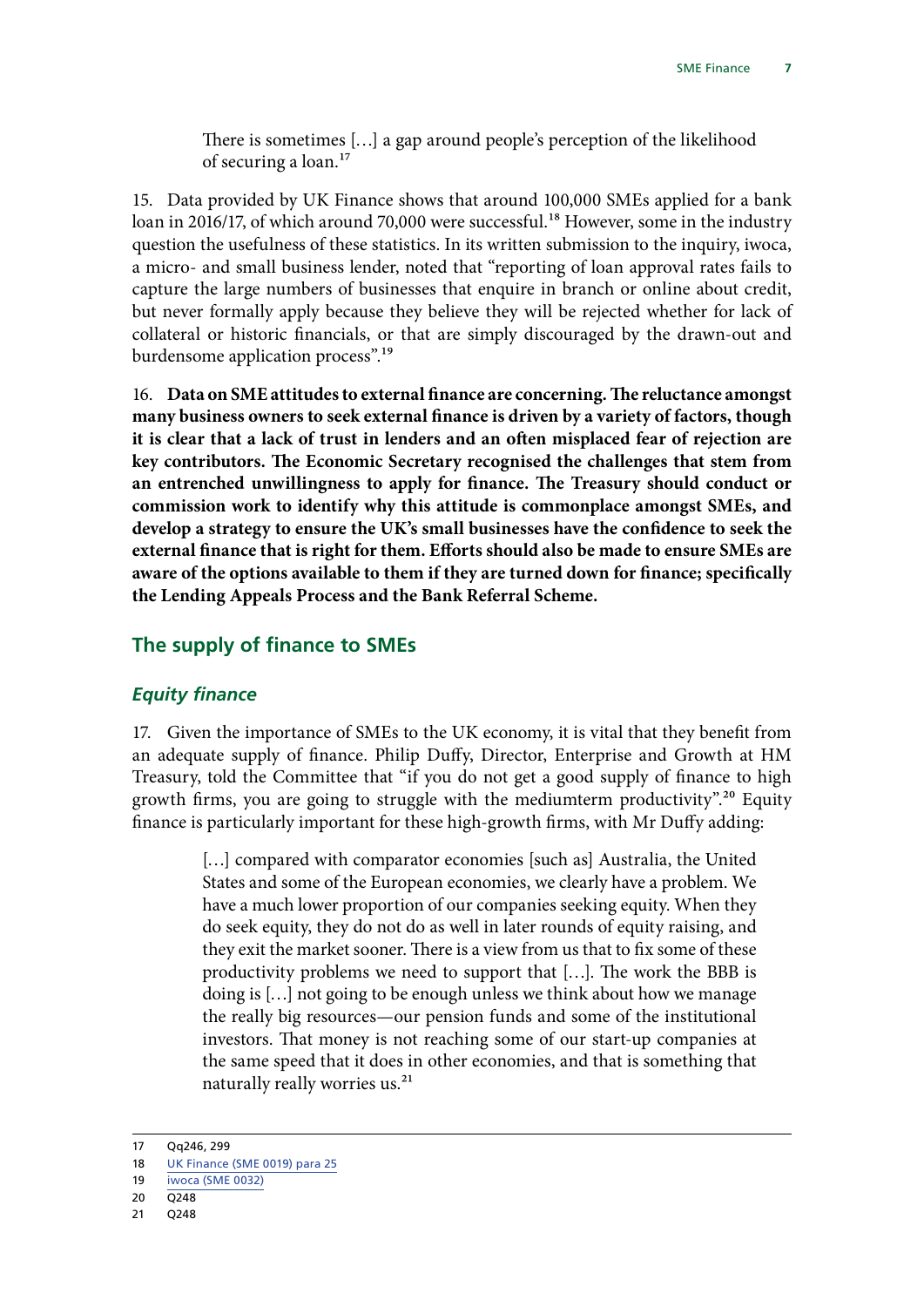> There is sometimes […] a gap around people's perception of the likelihood of securing a loan.[17]

15. Data provided by UK Finance shows that around 100,000 SMEs applied for a bank loan in 2016/17, of which around 70,000 were successful.[18] However, some in the industry question the usefulness of these statistics. In its written submission to the inquiry, iwoca, a micro- and small business lender, noted that "reporting of loan approval rates fails to capture the large numbers of businesses that enquire in branch or online about credit, but never formally apply because they believe they will be rejected whether for lack of collateral or historic financials, or that are simply discouraged by the drawn-out and burdensome application process".[19]

16. **Data on SME attitudes to external finance are concerning. The reluctance amongst many business owners to seek external finance is driven by a variety of factors, though it is clear that a lack of trust in lenders and an often misplaced fear of rejection are key contributors. The Economic Secretary recognised the challenges that stem from an entrenched unwillingness to apply for finance. The Treasury should conduct or commission work to identify why this attitude is commonplace amongst SMEs, and develop a strategy to ensure the UK's small businesses have the confidence to seek the external finance that is right for them. Efforts should also be made to ensure SMEs are aware of the options available to them if they are turned down for finance; specifically the Lending Appeals Process and the Bank Referral Scheme.**

## The supply of finance to SMEs

### *Equity finance*

17. Given the importance of SMEs to the UK economy, it is vital that they benefit from an adequate supply of finance. Philip Duffy, Director, Enterprise and Growth at HM Treasury, told the Committee that "if you do not get a good supply of finance to high growth firms, you are going to struggle with the mediumterm productivity".[20] Equity finance is particularly important for these high-growth firms, with Mr Duffy adding:

> […] compared with comparator economies [such as] Australia, the United States and some of the European economies, we clearly have a problem. We have a much lower proportion of our companies seeking equity. When they do seek equity, they do not do as well in later rounds of equity raising, and they exit the market sooner. There is a view from us that to fix some of these productivity problems we need to support that […]. The work the BBB is doing is […] not going to be enough unless we think about how we manage the really big resources—our pension funds and some of the institutional investors. That money is not reaching some of our start-up companies at the same speed that it does in other economies, and that is something that naturally really worries us.[21]

---

17 Qq246, 299

18 UK Finance (SME 0019) para 25

19 iwoca (SME 0032)

20 Q248

21 Q248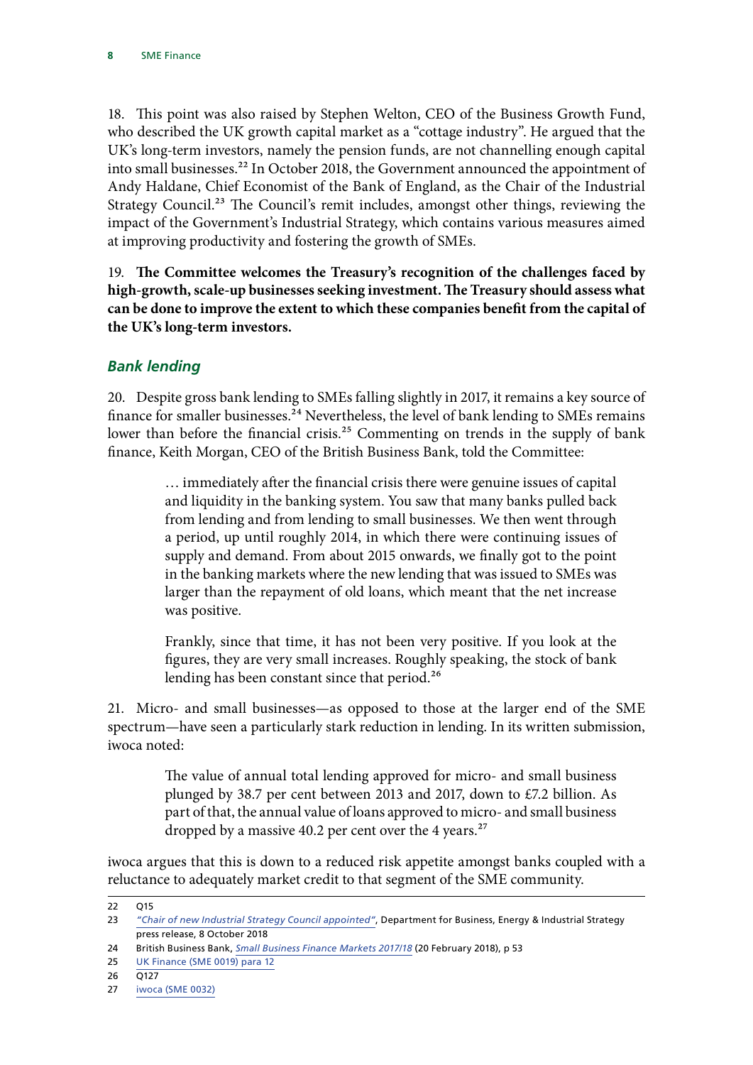18. This point was also raised by Stephen Welton, CEO of the Business Growth Fund, who described the UK growth capital market as a "cottage industry". He argued that the UK's long-term investors, namely the pension funds, are not channelling enough capital into small businesses.[22] In October 2018, the Government announced the appointment of Andy Haldane, Chief Economist of the Bank of England, as the Chair of the Industrial Strategy Council.[23] The Council's remit includes, amongst other things, reviewing the impact of the Government's Industrial Strategy, which contains various measures aimed at improving productivity and fostering the growth of SMEs.

19. **The Committee welcomes the Treasury's recognition of the challenges faced by high-growth, scale-up businesses seeking investment. The Treasury should assess what can be done to improve the extent to which these companies benefit from the capital of the UK's long-term investors.**

### *Bank lending*

20. Despite gross bank lending to SMEs falling slightly in 2017, it remains a key source of finance for smaller businesses.[24] Nevertheless, the level of bank lending to SMEs remains lower than before the financial crisis.[25] Commenting on trends in the supply of bank finance, Keith Morgan, CEO of the British Business Bank, told the Committee:

> … immediately after the financial crisis there were genuine issues of capital and liquidity in the banking system. You saw that many banks pulled back from lending and from lending to small businesses. We then went through a period, up until roughly 2014, in which there were continuing issues of supply and demand. From about 2015 onwards, we finally got to the point in the banking markets where the new lending that was issued to SMEs was larger than the repayment of old loans, which meant that the net increase was positive.
>
> Frankly, since that time, it has not been very positive. If you look at the figures, they are very small increases. Roughly speaking, the stock of bank lending has been constant since that period.[26]

21. Micro- and small businesses—as opposed to those at the larger end of the SME spectrum—have seen a particularly stark reduction in lending. In its written submission, iwoca noted:

> The value of annual total lending approved for micro- and small business plunged by 38.7 per cent between 2013 and 2017, down to £7.2 billion. As part of that, the annual value of loans approved to micro- and small business dropped by a massive 40.2 per cent over the 4 years.[27]

iwoca argues that this is down to a reduced risk appetite amongst banks coupled with a reluctance to adequately market credit to that segment of the SME community.

---

22 Q15

23 *"Chair of new Industrial Strategy Council appointed"*, Department for Business, Energy & Industrial Strategy press release, 8 October 2018

24 British Business Bank, *Small Business Finance Markets 2017/18* (20 February 2018), p 53

25 UK Finance (SME 0019) para 12

26 Q127

27 iwoca (SME 0032)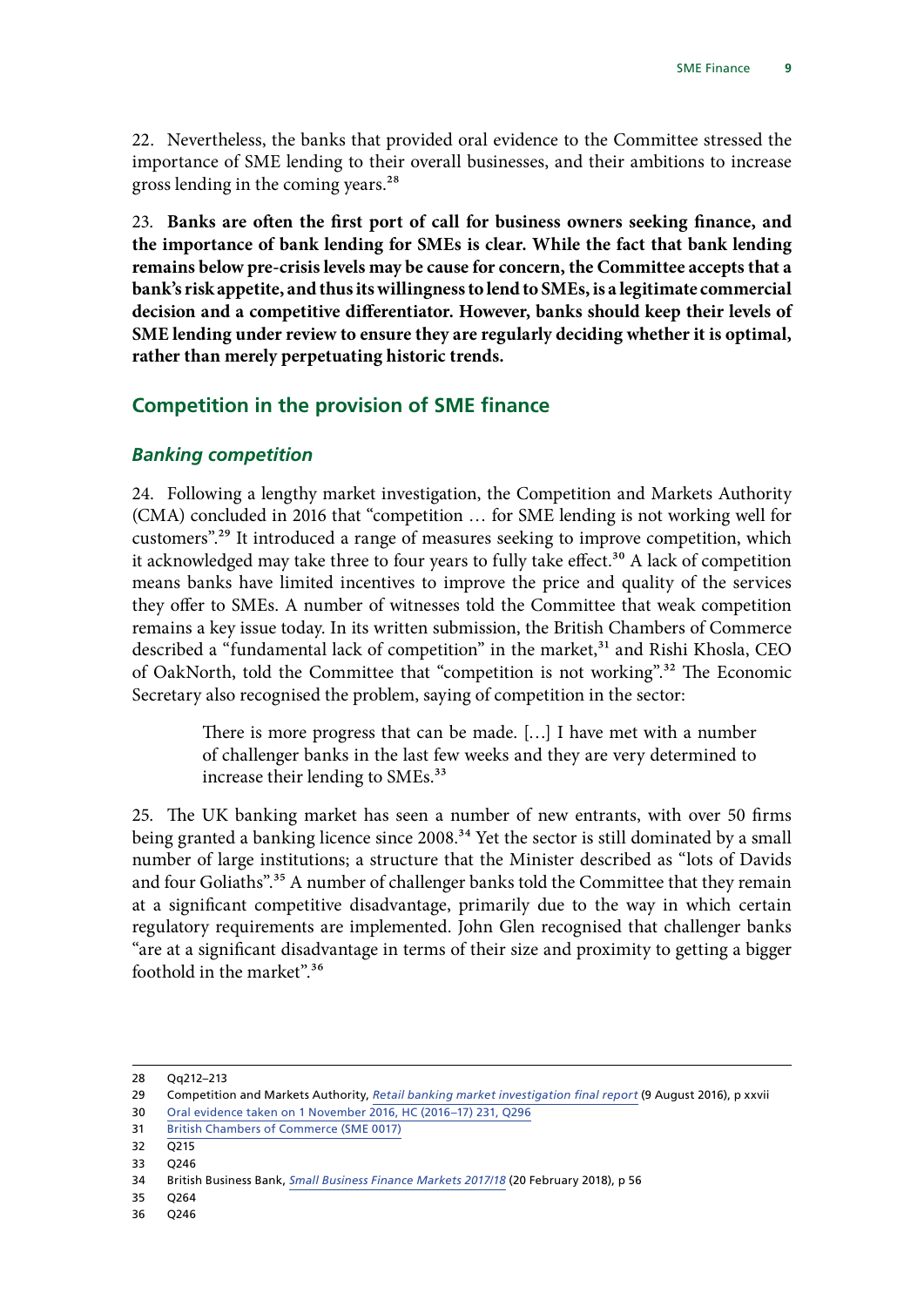22. Nevertheless, the banks that provided oral evidence to the Committee stressed the importance of SME lending to their overall businesses, and their ambitions to increase gross lending in the coming years.[28]

23. **Banks are often the first port of call for business owners seeking finance, and the importance of bank lending for SMEs is clear. While the fact that bank lending remains below pre-crisis levels may be cause for concern, the Committee accepts that a bank's risk appetite, and thus its willingness to lend to SMEs, is a legitimate commercial decision and a competitive differentiator. However, banks should keep their levels of SME lending under review to ensure they are regularly deciding whether it is optimal, rather than merely perpetuating historic trends.**

## Competition in the provision of SME finance

### *Banking competition*

24. Following a lengthy market investigation, the Competition and Markets Authority (CMA) concluded in 2016 that "competition … for SME lending is not working well for customers".[29] It introduced a range of measures seeking to improve competition, which it acknowledged may take three to four years to fully take effect.[30] A lack of competition means banks have limited incentives to improve the price and quality of the services they offer to SMEs. A number of witnesses told the Committee that weak competition remains a key issue today. In its written submission, the British Chambers of Commerce described a "fundamental lack of competition" in the market,[31] and Rishi Khosla, CEO of OakNorth, told the Committee that "competition is not working".[32] The Economic Secretary also recognised the problem, saying of competition in the sector:

> There is more progress that can be made. […] I have met with a number of challenger banks in the last few weeks and they are very determined to increase their lending to SMEs.[33]

25. The UK banking market has seen a number of new entrants, with over 50 firms being granted a banking licence since 2008.[34] Yet the sector is still dominated by a small number of large institutions; a structure that the Minister described as "lots of Davids and four Goliaths".[35] A number of challenger banks told the Committee that they remain at a significant competitive disadvantage, primarily due to the way in which certain regulatory requirements are implemented. John Glen recognised that challenger banks "are at a significant disadvantage in terms of their size and proximity to getting a bigger foothold in the market".[36]

---

28 Qq212–213

29 Competition and Markets Authority, *Retail banking market investigation final report* (9 August 2016), p xxvii

30 Oral evidence taken on 1 November 2016, HC (2016–17) 231, Q296

31 British Chambers of Commerce (SME 0017)

32 Q215

33 Q246

34 British Business Bank, *Small Business Finance Markets 2017/18* (20 February 2018), p 56

35 Q264

36 Q246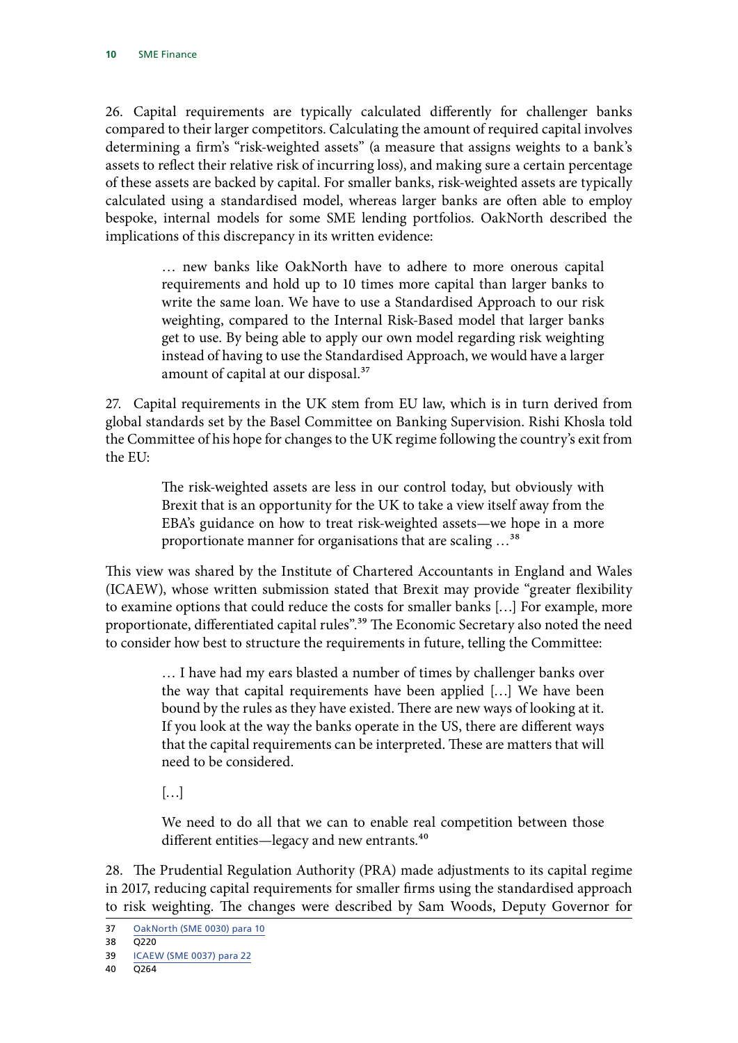26. Capital requirements are typically calculated differently for challenger banks compared to their larger competitors. Calculating the amount of required capital involves determining a firm's "risk-weighted assets" (a measure that assigns weights to a bank's assets to reflect their relative risk of incurring loss), and making sure a certain percentage of these assets are backed by capital. For smaller banks, risk-weighted assets are typically calculated using a standardised model, whereas larger banks are often able to employ bespoke, internal models for some SME lending portfolios. OakNorth described the implications of this discrepancy in its written evidence:

> … new banks like OakNorth have to adhere to more onerous capital requirements and hold up to 10 times more capital than larger banks to write the same loan. We have to use a Standardised Approach to our risk weighting, compared to the Internal Risk-Based model that larger banks get to use. By being able to apply our own model regarding risk weighting instead of having to use the Standardised Approach, we would have a larger amount of capital at our disposal.[37]

27. Capital requirements in the UK stem from EU law, which is in turn derived from global standards set by the Basel Committee on Banking Supervision. Rishi Khosla told the Committee of his hope for changes to the UK regime following the country's exit from the EU:

> The risk-weighted assets are less in our control today, but obviously with Brexit that is an opportunity for the UK to take a view itself away from the EBA's guidance on how to treat risk-weighted assets—we hope in a more proportionate manner for organisations that are scaling …[38]

This view was shared by the Institute of Chartered Accountants in England and Wales (ICAEW), whose written submission stated that Brexit may provide "greater flexibility to examine options that could reduce the costs for smaller banks […] For example, more proportionate, differentiated capital rules".[39] The Economic Secretary also noted the need to consider how best to structure the requirements in future, telling the Committee:

> … I have had my ears blasted a number of times by challenger banks over the way that capital requirements have been applied […] We have been bound by the rules as they have existed. There are new ways of looking at it. If you look at the way the banks operate in the US, there are different ways that the capital requirements can be interpreted. These are matters that will need to be considered.
>
> […]
>
> We need to do all that we can to enable real competition between those different entities—legacy and new entrants.[40]

28. The Prudential Regulation Authority (PRA) made adjustments to its capital regime in 2017, reducing capital requirements for smaller firms using the standardised approach to risk weighting. The changes were described by Sam Woods, Deputy Governor for

---

37 OakNorth (SME 0030) para 10

38 Q220

39 ICAEW (SME 0037) para 22

40 Q264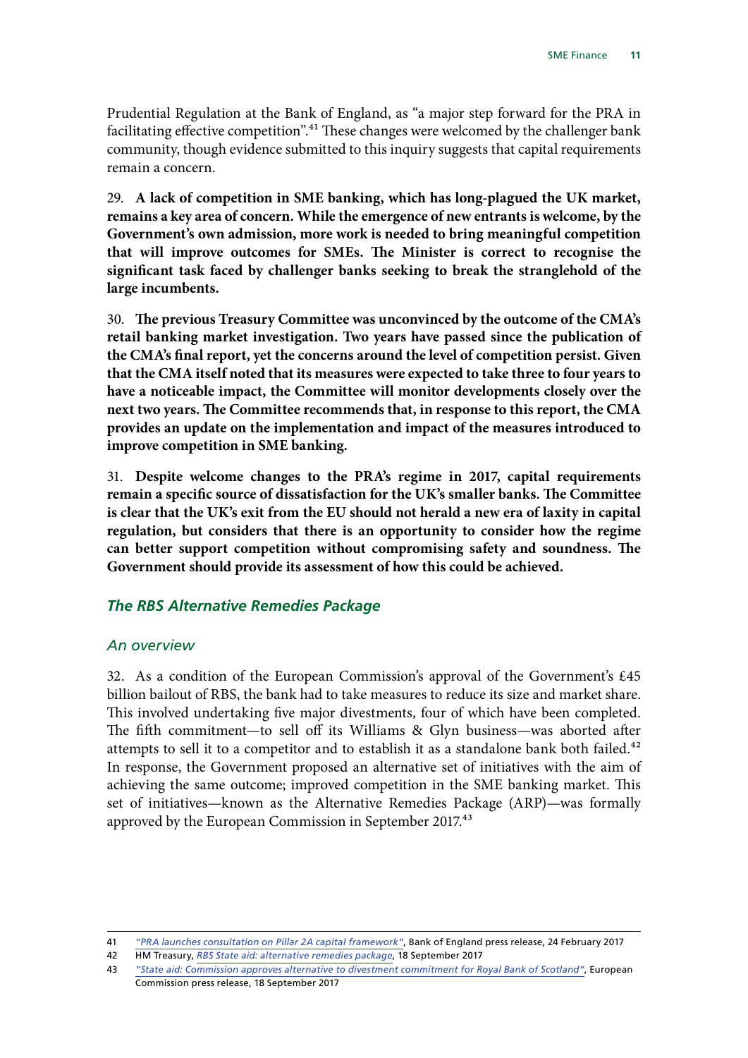Prudential Regulation at the Bank of England, as "a major step forward for the PRA in facilitating effective competition".[41] These changes were welcomed by the challenger bank community, though evidence submitted to this inquiry suggests that capital requirements remain a concern.

29. **A lack of competition in SME banking, which has long-plagued the UK market, remains a key area of concern. While the emergence of new entrants is welcome, by the Government's own admission, more work is needed to bring meaningful competition that will improve outcomes for SMEs. The Minister is correct to recognise the significant task faced by challenger banks seeking to break the stranglehold of the large incumbents.**

30. **The previous Treasury Committee was unconvinced by the outcome of the CMA's retail banking market investigation. Two years have passed since the publication of the CMA's final report, yet the concerns around the level of competition persist. Given that the CMA itself noted that its measures were expected to take three to four years to have a noticeable impact, the Committee will monitor developments closely over the next two years. The Committee recommends that, in response to this report, the CMA provides an update on the implementation and impact of the measures introduced to improve competition in SME banking.**

31. **Despite welcome changes to the PRA's regime in 2017, capital requirements remain a specific source of dissatisfaction for the UK's smaller banks. The Committee is clear that the UK's exit from the EU should not herald a new era of laxity in capital regulation, but considers that there is an opportunity to consider how the regime can better support competition without compromising safety and soundness. The Government should provide its assessment of how this could be achieved.**

### *The RBS Alternative Remedies Package*

#### *An overview*

32. As a condition of the European Commission's approval of the Government's £45 billion bailout of RBS, the bank had to take measures to reduce its size and market share. This involved undertaking five major divestments, four of which have been completed. The fifth commitment—to sell off its Williams & Glyn business—was aborted after attempts to sell it to a competitor and to establish it as a standalone bank both failed.[42] In response, the Government proposed an alternative set of initiatives with the aim of achieving the same outcome; improved competition in the SME banking market. This set of initiatives—known as the Alternative Remedies Package (ARP)—was formally approved by the European Commission in September 2017.[43]

---

41 *"PRA launches consultation on Pillar 2A capital framework"*, Bank of England press release, 24 February 2017

42 HM Treasury, *RBS State aid: alternative remedies package*, 18 September 2017

43 *"State aid: Commission approves alternative to divestment commitment for Royal Bank of Scotland"*, European Commission press release, 18 September 2017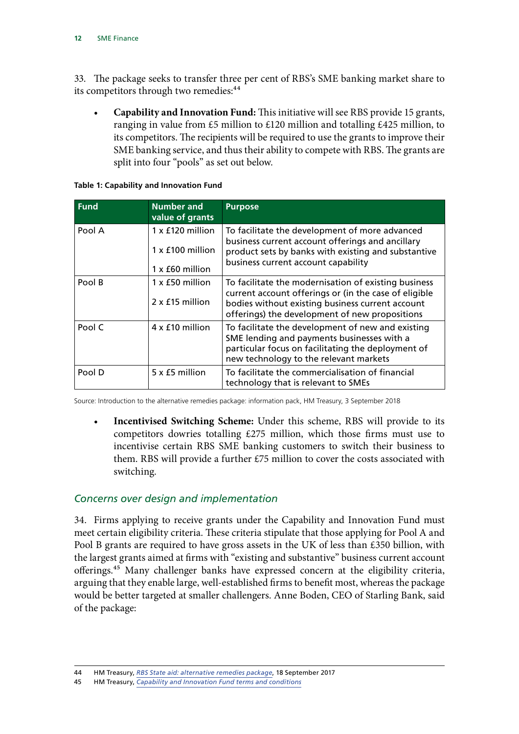33. The package seeks to transfer three per cent of RBS's SME banking market share to its competitors through two remedies:[44]

- **Capability and Innovation Fund:** This initiative will see RBS provide 15 grants, ranging in value from £5 million to £120 million and totalling £425 million, to its competitors. The recipients will be required to use the grants to improve their SME banking service, and thus their ability to compete with RBS. The grants are split into four "pools" as set out below.

**Table 1: Capability and Innovation Fund**

| Fund | Number and value of grants | Purpose |
|---|---|---|
| Pool A | 1 x £120 million<br>1 x £100 million<br>1 x £60 million | To facilitate the development of more advanced business current account offerings and ancillary product sets by banks with existing and substantive business current account capability |
| Pool B | 1 x £50 million<br>2 x £15 million | To facilitate the modernisation of existing business current account offerings or (in the case of eligible bodies without existing business current account offerings) the development of new propositions |
| Pool C | 4 x £10 million | To facilitate the development of new and existing SME lending and payments businesses with a particular focus on facilitating the deployment of new technology to the relevant markets |
| Pool D | 5 x £5 million | To facilitate the commercialisation of financial technology that is relevant to SMEs |

Source: Introduction to the alternative remedies package: information pack, HM Treasury, 3 September 2018

- **Incentivised Switching Scheme:** Under this scheme, RBS will provide to its competitors dowries totalling £275 million, which those firms must use to incentivise certain RBS SME banking customers to switch their business to them. RBS will provide a further £75 million to cover the costs associated with switching.

### *Concerns over design and implementation*

34. Firms applying to receive grants under the Capability and Innovation Fund must meet certain eligibility criteria. These criteria stipulate that those applying for Pool A and Pool B grants are required to have gross assets in the UK of less than £350 billion, with the largest grants aimed at firms with "existing and substantive" business current account offerings.[45] Many challenger banks have expressed concern at the eligibility criteria, arguing that they enable large, well-established firms to benefit most, whereas the package would be better targeted at smaller challengers. Anne Boden, CEO of Starling Bank, said of the package:

---

44 HM Treasury, *RBS State aid: alternative remedies package*, 18 September 2017

45 HM Treasury, *Capability and Innovation Fund terms and conditions*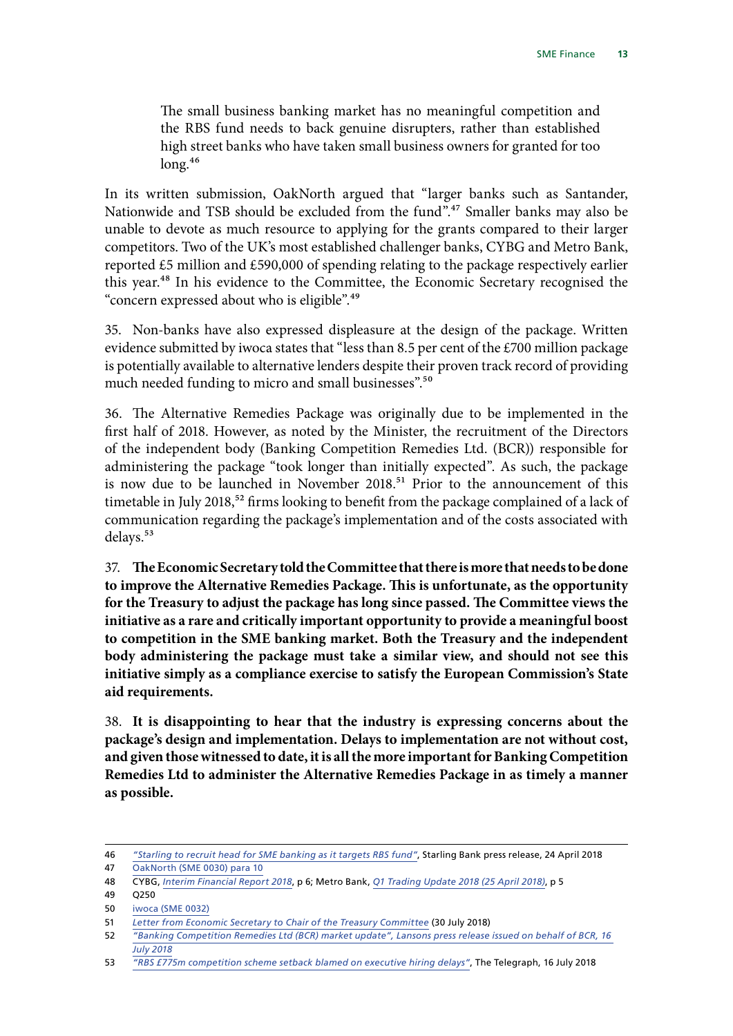> The small business banking market has no meaningful competition and the RBS fund needs to back genuine disrupters, rather than established high street banks who have taken small business owners for granted for too long.[46]

In its written submission, OakNorth argued that "larger banks such as Santander, Nationwide and TSB should be excluded from the fund".[47] Smaller banks may also be unable to devote as much resource to applying for the grants compared to their larger competitors. Two of the UK's most established challenger banks, CYBG and Metro Bank, reported £5 million and £590,000 of spending relating to the package respectively earlier this year.[48] In his evidence to the Committee, the Economic Secretary recognised the "concern expressed about who is eligible".[49]

35. Non-banks have also expressed displeasure at the design of the package. Written evidence submitted by iwoca states that "less than 8.5 per cent of the £700 million package is potentially available to alternative lenders despite their proven track record of providing much needed funding to micro and small businesses".[50]

36. The Alternative Remedies Package was originally due to be implemented in the first half of 2018. However, as noted by the Minister, the recruitment of the Directors of the independent body (Banking Competition Remedies Ltd. (BCR)) responsible for administering the package "took longer than initially expected". As such, the package is now due to be launched in November 2018.[51] Prior to the announcement of this timetable in July 2018,[52] firms looking to benefit from the package complained of a lack of communication regarding the package's implementation and of the costs associated with delays.[53]

37. **The Economic Secretary told the Committee that there is more that needs to be done to improve the Alternative Remedies Package. This is unfortunate, as the opportunity for the Treasury to adjust the package has long since passed. The Committee views the initiative as a rare and critically important opportunity to provide a meaningful boost to competition in the SME banking market. Both the Treasury and the independent body administering the package must take a similar view, and should not see this initiative simply as a compliance exercise to satisfy the European Commission's State aid requirements.**

38. **It is disappointing to hear that the industry is expressing concerns about the package's design and implementation. Delays to implementation are not without cost, and given those witnessed to date, it is all the more important for Banking Competition Remedies Ltd to administer the Alternative Remedies Package in as timely a manner as possible.**

---

46 *"Starling to recruit head for SME banking as it targets RBS fund"*, Starling Bank press release, 24 April 2018

47 OakNorth (SME 0030) para 10

48 CYBG, *Interim Financial Report 2018*, p 6; Metro Bank, *Q1 Trading Update 2018 (25 April 2018)*, p 5

49 Q250

50 iwoca (SME 0032)

51 *Letter from Economic Secretary to Chair of the Treasury Committee* (30 July 2018)

52 *"Banking Competition Remedies Ltd (BCR) market update", Lansons press release issued on behalf of BCR, 16 July 2018*

53 *"RBS £775m competition scheme setback blamed on executive hiring delays"*, The Telegraph, 16 July 2018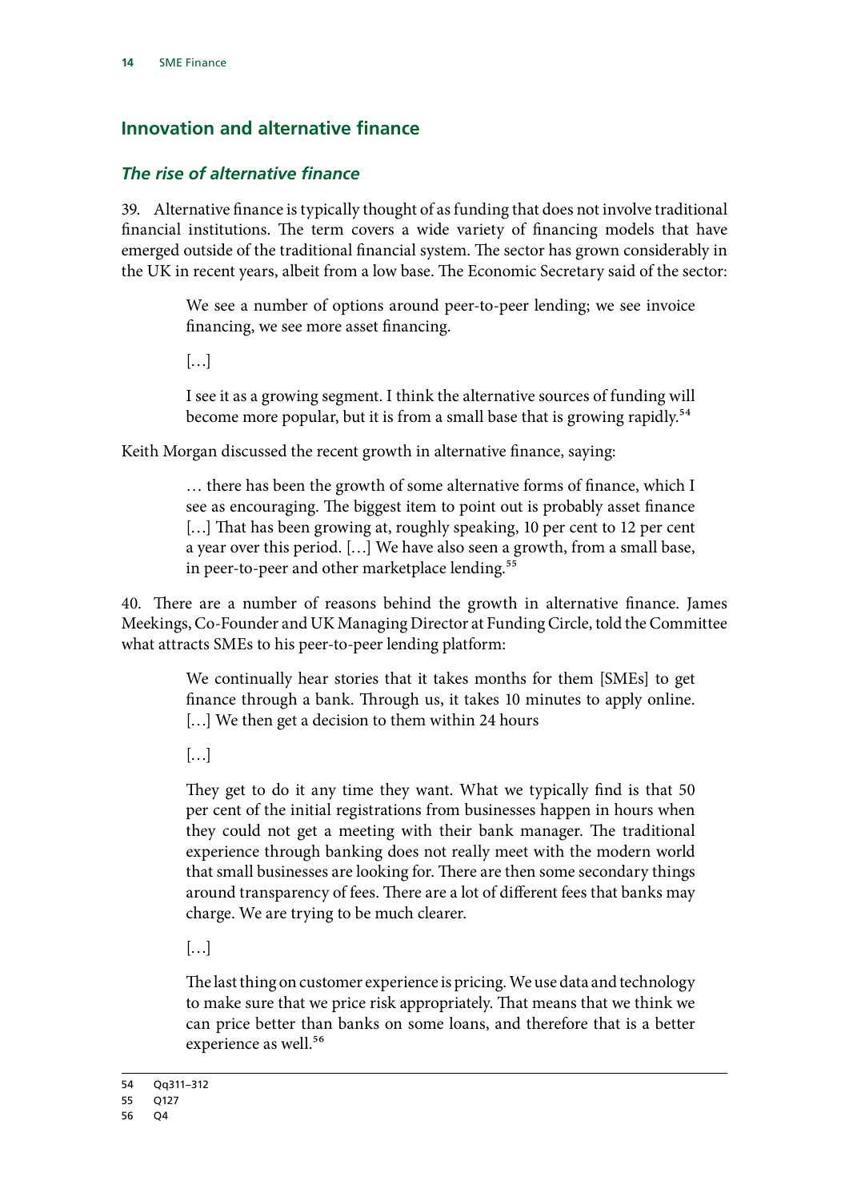## Innovation and alternative finance

### *The rise of alternative finance*

39. Alternative finance is typically thought of as funding that does not involve traditional financial institutions. The term covers a wide variety of financing models that have emerged outside of the traditional financial system. The sector has grown considerably in the UK in recent years, albeit from a low base. The Economic Secretary said of the sector:

> We see a number of options around peer-to-peer lending; we see invoice financing, we see more asset financing.
>
> […]
>
> I see it as a growing segment. I think the alternative sources of funding will become more popular, but it is from a small base that is growing rapidly.[54]

Keith Morgan discussed the recent growth in alternative finance, saying:

> … there has been the growth of some alternative forms of finance, which I see as encouraging. The biggest item to point out is probably asset finance […] That has been growing at, roughly speaking, 10 per cent to 12 per cent a year over this period. […] We have also seen a growth, from a small base, in peer-to-peer and other marketplace lending.[55]

40. There are a number of reasons behind the growth in alternative finance. James Meekings, Co-Founder and UK Managing Director at Funding Circle, told the Committee what attracts SMEs to his peer-to-peer lending platform:

> We continually hear stories that it takes months for them [SMEs] to get finance through a bank. Through us, it takes 10 minutes to apply online. […] We then get a decision to them within 24 hours
>
> […]
>
> They get to do it any time they want. What we typically find is that 50 per cent of the initial registrations from businesses happen in hours when they could not get a meeting with their bank manager. The traditional experience through banking does not really meet with the modern world that small businesses are looking for. There are then some secondary things around transparency of fees. There are a lot of different fees that banks may charge. We are trying to be much clearer.
>
> […]
>
> The last thing on customer experience is pricing. We use data and technology to make sure that we price risk appropriately. That means that we think we can price better than banks on some loans, and therefore that is a better experience as well.[56]

---

54 Qq311–312

55 Q127

56 Q4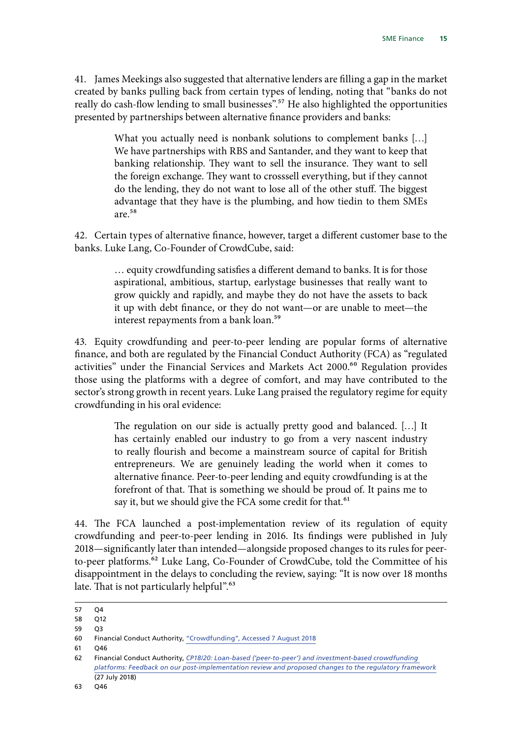41. James Meekings also suggested that alternative lenders are filling a gap in the market created by banks pulling back from certain types of lending, noting that "banks do not really do cash-flow lending to small businesses".[57] He also highlighted the opportunities presented by partnerships between alternative finance providers and banks:

> What you actually need is nonbank solutions to complement banks […] We have partnerships with RBS and Santander, and they want to keep that banking relationship. They want to sell the insurance. They want to sell the foreign exchange. They want to crosssell everything, but if they cannot do the lending, they do not want to lose all of the other stuff. The biggest advantage that they have is the plumbing, and how tiedin to them SMEs are.[58]

42. Certain types of alternative finance, however, target a different customer base to the banks. Luke Lang, Co-Founder of CrowdCube, said:

> … equity crowdfunding satisfies a different demand to banks. It is for those aspirational, ambitious, startup, earlystage businesses that really want to grow quickly and rapidly, and maybe they do not have the assets to back it up with debt finance, or they do not want—or are unable to meet—the interest repayments from a bank loan.[59]

43. Equity crowdfunding and peer-to-peer lending are popular forms of alternative finance, and both are regulated by the Financial Conduct Authority (FCA) as "regulated activities" under the Financial Services and Markets Act 2000.[60] Regulation provides those using the platforms with a degree of comfort, and may have contributed to the sector's strong growth in recent years. Luke Lang praised the regulatory regime for equity crowdfunding in his oral evidence:

> The regulation on our side is actually pretty good and balanced. […] It has certainly enabled our industry to go from a very nascent industry to really flourish and become a mainstream source of capital for British entrepreneurs. We are genuinely leading the world when it comes to alternative finance. Peer-to-peer lending and equity crowdfunding is at the forefront of that. That is something we should be proud of. It pains me to say it, but we should give the FCA some credit for that.[61]

44. The FCA launched a post-implementation review of its regulation of equity crowdfunding and peer-to-peer lending in 2016. Its findings were published in July 2018—significantly later than intended—alongside proposed changes to its rules for peer-to-peer platforms.[62] Luke Lang, Co-Founder of CrowdCube, told the Committee of his disappointment in the delays to concluding the review, saying: "It is now over 18 months late. That is not particularly helpful".[63]

---

57 Q4

58 Q12

59 Q3

60 Financial Conduct Authority, "Crowdfunding", Accessed 7 August 2018

61 Q46

62 Financial Conduct Authority, *CP18/20: Loan-based ('peer-to-peer') and investment-based crowdfunding platforms: Feedback on our post-implementation review and proposed changes to the regulatory framework* (27 July 2018)

63 Q46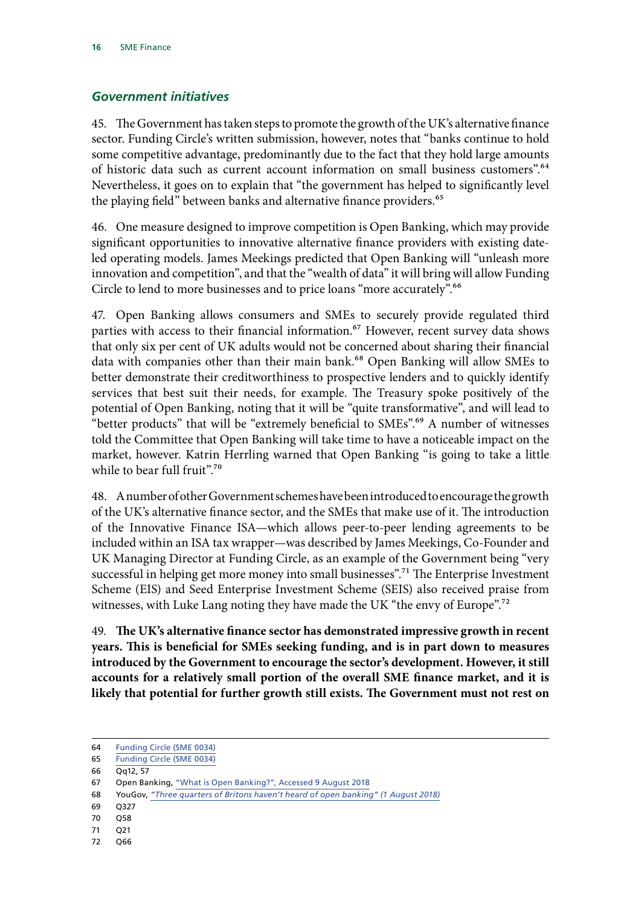### *Government initiatives*

45. The Government has taken steps to promote the growth of the UK's alternative finance sector. Funding Circle's written submission, however, notes that "banks continue to hold some competitive advantage, predominantly due to the fact that they hold large amounts of historic data such as current account information on small business customers".[64] Nevertheless, it goes on to explain that "the government has helped to significantly level the playing field" between banks and alternative finance providers.[65]

46. One measure designed to improve competition is Open Banking, which may provide significant opportunities to innovative alternative finance providers with existing dateled operating models. James Meekings predicted that Open Banking will "unleash more innovation and competition", and that the "wealth of data" it will bring will allow Funding Circle to lend to more businesses and to price loans "more accurately".[66]

47. Open Banking allows consumers and SMEs to securely provide regulated third parties with access to their financial information.[67] However, recent survey data shows that only six per cent of UK adults would not be concerned about sharing their financial data with companies other than their main bank.[68] Open Banking will allow SMEs to better demonstrate their creditworthiness to prospective lenders and to quickly identify services that best suit their needs, for example. The Treasury spoke positively of the potential of Open Banking, noting that it will be "quite transformative", and will lead to "better products" that will be "extremely beneficial to SMEs".[69] A number of witnesses told the Committee that Open Banking will take time to have a noticeable impact on the market, however. Katrin Herrling warned that Open Banking "is going to take a little while to bear full fruit".[70]

48. A number of other Government schemes have been introduced to encourage the growth of the UK's alternative finance sector, and the SMEs that make use of it. The introduction of the Innovative Finance ISA—which allows peer-to-peer lending agreements to be included within an ISA tax wrapper—was described by James Meekings, Co-Founder and UK Managing Director at Funding Circle, as an example of the Government being "very successful in helping get more money into small businesses".[71] The Enterprise Investment Scheme (EIS) and Seed Enterprise Investment Scheme (SEIS) also received praise from witnesses, with Luke Lang noting they have made the UK "the envy of Europe".[72]

49. **The UK's alternative finance sector has demonstrated impressive growth in recent years. This is beneficial for SMEs seeking funding, and is in part down to measures introduced by the Government to encourage the sector's development. However, it still accounts for a relatively small portion of the overall SME finance market, and it is likely that potential for further growth still exists. The Government must not rest on**

---

64 Funding Circle (SME 0034)
65 Funding Circle (SME 0034)
66 Qq12, 57
67 Open Banking, "What is Open Banking?", Accessed 9 August 2018
68 YouGov, *"Three quarters of Britons haven't heard of open banking" (1 August 2018)*
69 Q327
70 Q58
71 Q21
72 Q66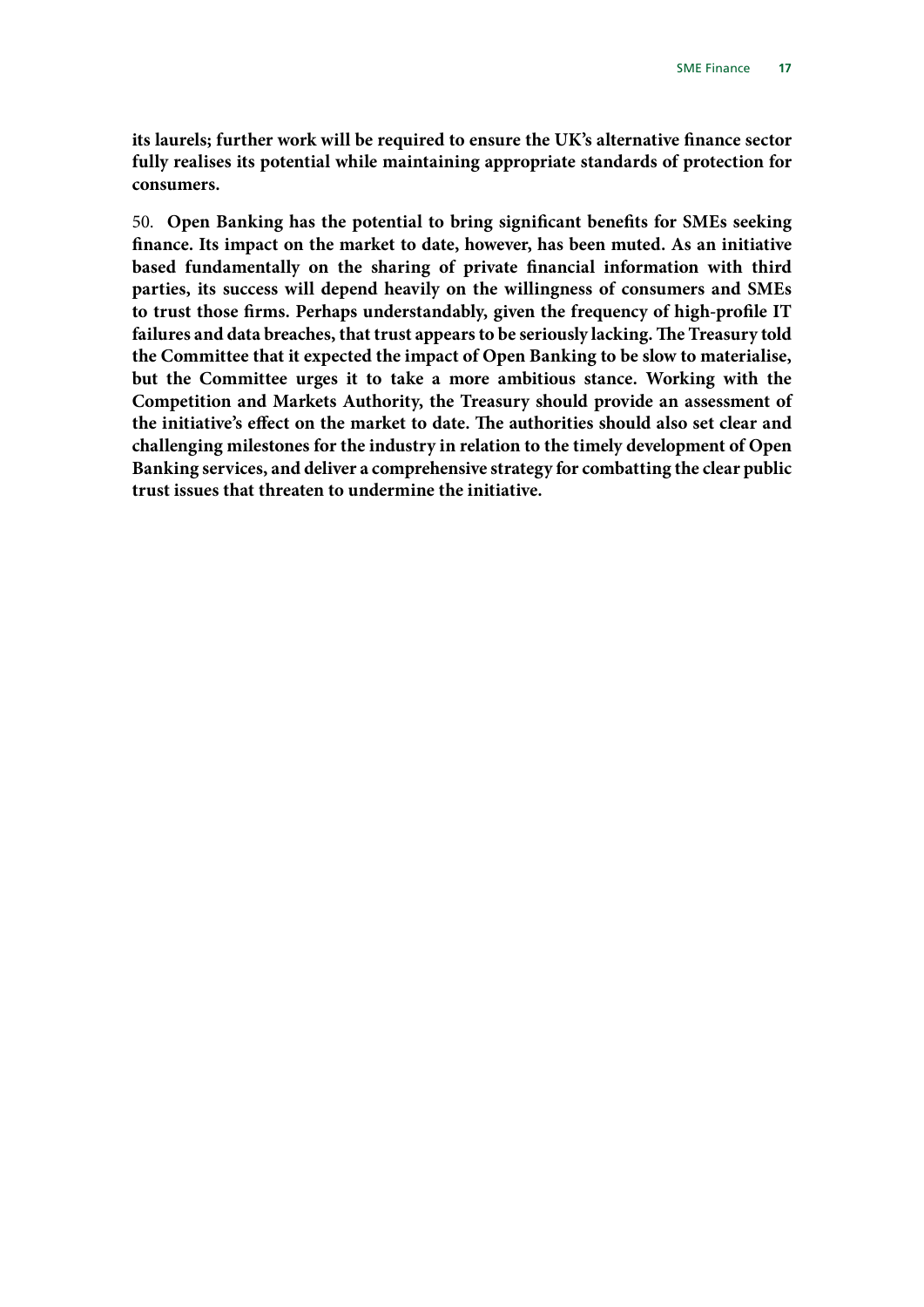**its laurels; further work will be required to ensure the UK's alternative finance sector fully realises its potential while maintaining appropriate standards of protection for consumers.**

50. **Open Banking has the potential to bring significant benefits for SMEs seeking finance. Its impact on the market to date, however, has been muted. As an initiative based fundamentally on the sharing of private financial information with third parties, its success will depend heavily on the willingness of consumers and SMEs to trust those firms. Perhaps understandably, given the frequency of high-profile IT failures and data breaches, that trust appears to be seriously lacking. The Treasury told the Committee that it expected the impact of Open Banking to be slow to materialise, but the Committee urges it to take a more ambitious stance. Working with the Competition and Markets Authority, the Treasury should provide an assessment of the initiative's effect on the market to date. The authorities should also set clear and challenging milestones for the industry in relation to the timely development of Open Banking services, and deliver a comprehensive strategy for combatting the clear public trust issues that threaten to undermine the initiative.**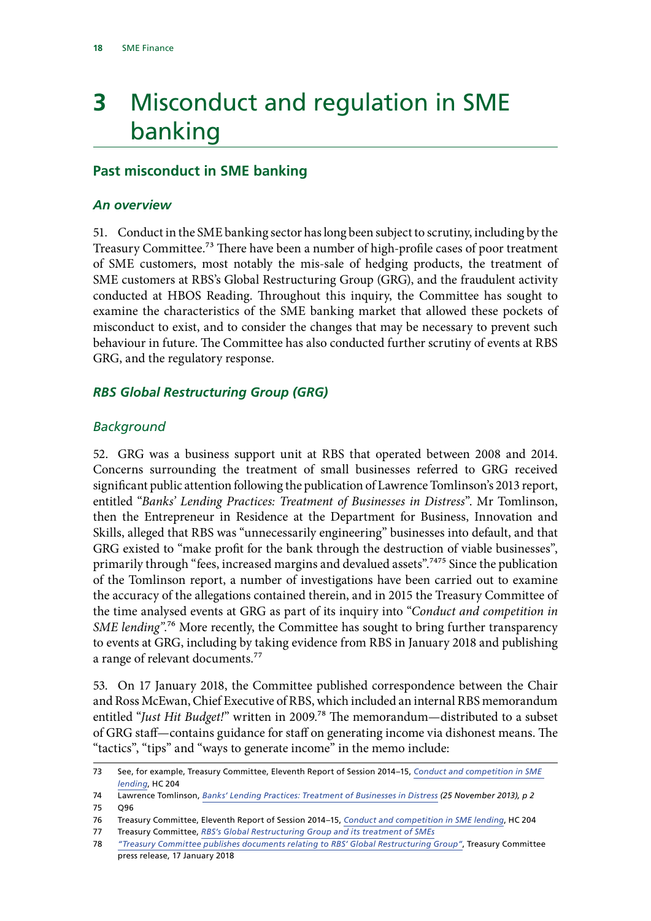# 3 Misconduct and regulation in SME banking

## Past misconduct in SME banking

### *An overview*

51. Conduct in the SME banking sector has long been subject to scrutiny, including by the Treasury Committee.[73] There have been a number of high-profile cases of poor treatment of SME customers, most notably the mis-sale of hedging products, the treatment of SME customers at RBS's Global Restructuring Group (GRG), and the fraudulent activity conducted at HBOS Reading. Throughout this inquiry, the Committee has sought to examine the characteristics of the SME banking market that allowed these pockets of misconduct to exist, and to consider the changes that may be necessary to prevent such behaviour in future. The Committee has also conducted further scrutiny of events at RBS GRG, and the regulatory response.

### *RBS Global Restructuring Group (GRG)*

#### *Background*

52. GRG was a business support unit at RBS that operated between 2008 and 2014. Concerns surrounding the treatment of small businesses referred to GRG received significant public attention following the publication of Lawrence Tomlinson's 2013 report, entitled "*Banks' Lending Practices: Treatment of Businesses in Distress*". Mr Tomlinson, then the Entrepreneur in Residence at the Department for Business, Innovation and Skills, alleged that RBS was "unnecessarily engineering" businesses into default, and that GRG existed to "make profit for the bank through the destruction of viable businesses", primarily through "fees, increased margins and devalued assets".[74][75] Since the publication of the Tomlinson report, a number of investigations have been carried out to examine the accuracy of the allegations contained therein, and in 2015 the Treasury Committee of the time analysed events at GRG as part of its inquiry into "*Conduct and competition in SME lending*".[76] More recently, the Committee has sought to bring further transparency to events at GRG, including by taking evidence from RBS in January 2018 and publishing a range of relevant documents.[77]

53. On 17 January 2018, the Committee published correspondence between the Chair and Ross McEwan, Chief Executive of RBS, which included an internal RBS memorandum entitled "*Just Hit Budget!*" written in 2009.[78] The memorandum—distributed to a subset of GRG staff—contains guidance for staff on generating income via dishonest means. The "tactics", "tips" and "ways to generate income" in the memo include:

---

73 See, for example, Treasury Committee, Eleventh Report of Session 2014–15, *Conduct and competition in SME lending*, HC 204

74 Lawrence Tomlinson, *Banks' Lending Practices: Treatment of Businesses in Distress (25 November 2013), p 2*

75 Q96

76 Treasury Committee, Eleventh Report of Session 2014–15, *Conduct and competition in SME lending*, HC 204

77 Treasury Committee, *RBS's Global Restructuring Group and its treatment of SMEs*

78 *"Treasury Committee publishes documents relating to RBS' Global Restructuring Group"*, Treasury Committee press release, 17 January 2018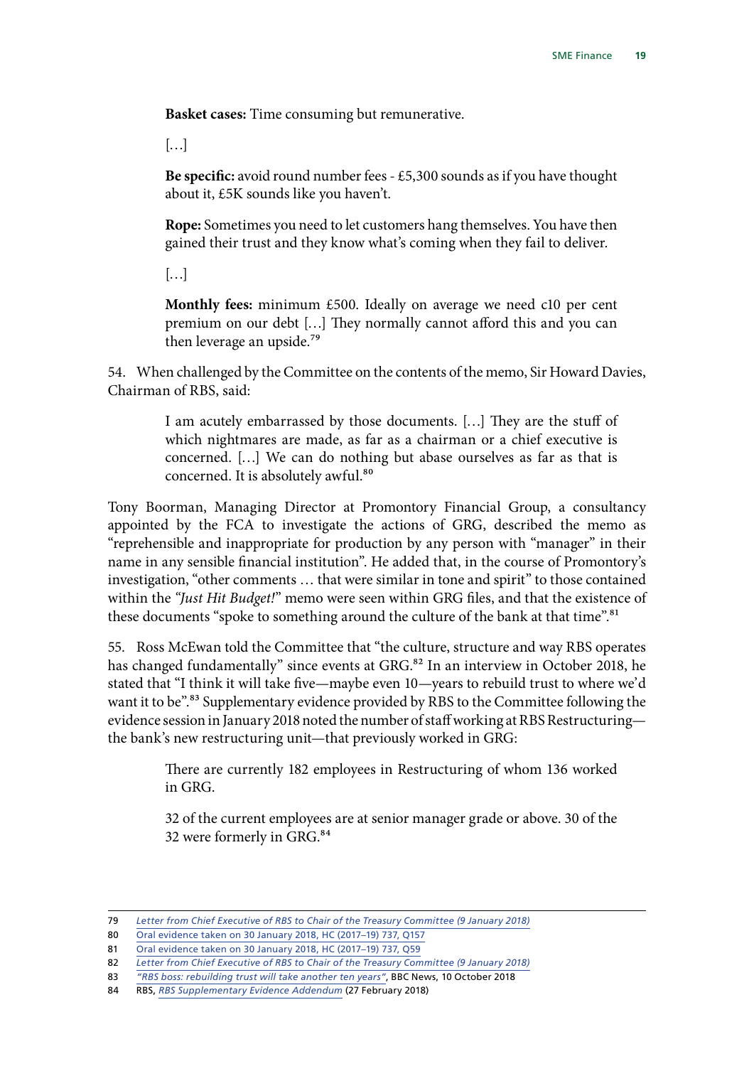> **Basket cases:** Time consuming but remunerative.
>
> […]
>
> **Be specific:** avoid round number fees - £5,300 sounds as if you have thought about it, £5K sounds like you haven't.
>
> **Rope:** Sometimes you need to let customers hang themselves. You have then gained their trust and they know what's coming when they fail to deliver.
>
> […]
>
> **Monthly fees:** minimum £500. Ideally on average we need c10 per cent premium on our debt […] They normally cannot afford this and you can then leverage an upside.[79]

54. When challenged by the Committee on the contents of the memo, Sir Howard Davies, Chairman of RBS, said:

> I am acutely embarrassed by those documents. […] They are the stuff of which nightmares are made, as far as a chairman or a chief executive is concerned. […] We can do nothing but abase ourselves as far as that is concerned. It is absolutely awful.[80]

Tony Boorman, Managing Director at Promontory Financial Group, a consultancy appointed by the FCA to investigate the actions of GRG, described the memo as "reprehensible and inappropriate for production by any person with "manager" in their name in any sensible financial institution". He added that, in the course of Promontory's investigation, "other comments … that were similar in tone and spirit" to those contained within the *"Just Hit Budget!"* memo were seen within GRG files, and that the existence of these documents "spoke to something around the culture of the bank at that time".[81]

55. Ross McEwan told the Committee that "the culture, structure and way RBS operates has changed fundamentally" since events at GRG.[82] In an interview in October 2018, he stated that "I think it will take five—maybe even 10—years to rebuild trust to where we'd want it to be".[83] Supplementary evidence provided by RBS to the Committee following the evidence session in January 2018 noted the number of staff working at RBS Restructuring—the bank's new restructuring unit—that previously worked in GRG:

> There are currently 182 employees in Restructuring of whom 136 worked in GRG.
>
> 32 of the current employees are at senior manager grade or above. 30 of the 32 were formerly in GRG.[84]

---

79 *Letter from Chief Executive of RBS to Chair of the Treasury Committee (9 January 2018)*

80 Oral evidence taken on 30 January 2018, HC (2017–19) 737, Q157

81 Oral evidence taken on 30 January 2018, HC (2017–19) 737, Q59

82 *Letter from Chief Executive of RBS to Chair of the Treasury Committee (9 January 2018)*

83 *"RBS boss: rebuilding trust will take another ten years"*, BBC News, 10 October 2018

84 RBS, *RBS Supplementary Evidence Addendum* (27 February 2018)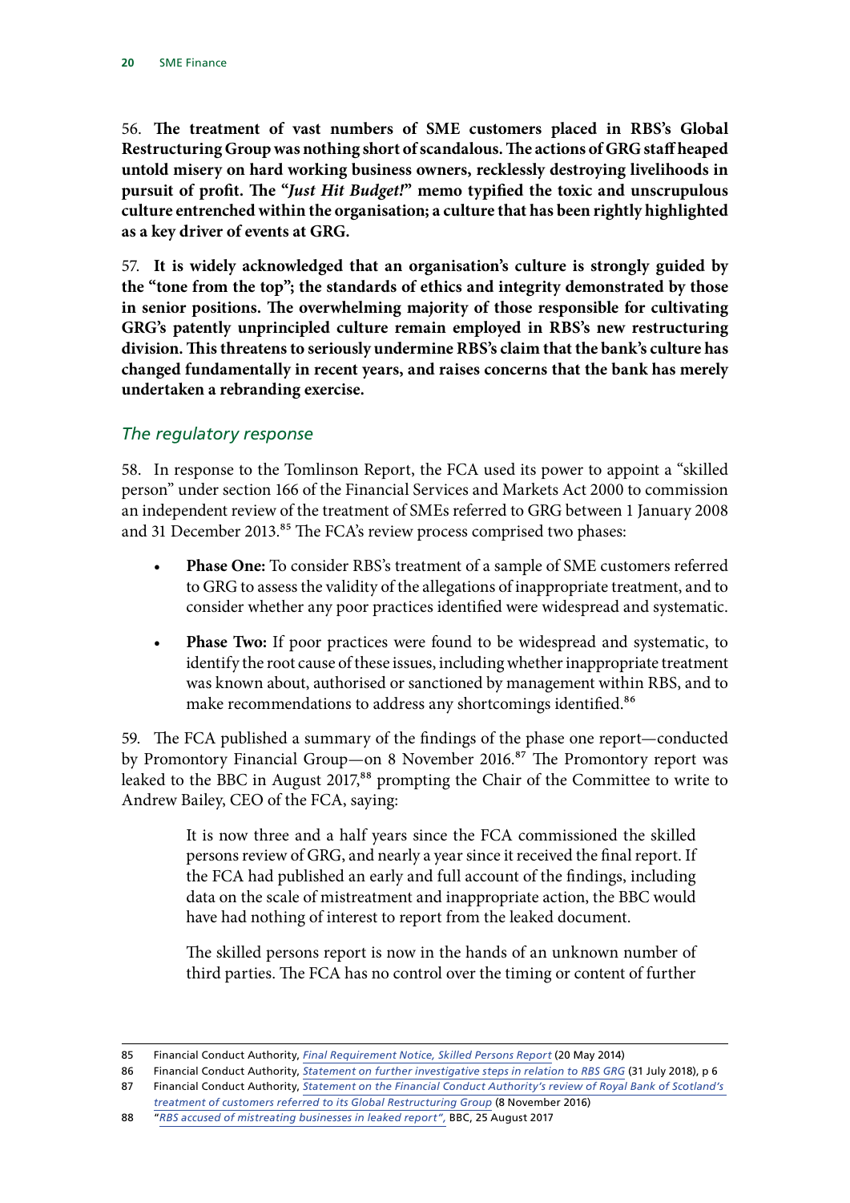56. **The treatment of vast numbers of SME customers placed in RBS's Global Restructuring Group was nothing short of scandalous. The actions of GRG staff heaped untold misery on hard working business owners, recklessly destroying livelihoods in pursuit of profit. The "*Just Hit Budget!*" memo typified the toxic and unscrupulous culture entrenched within the organisation; a culture that has been rightly highlighted as a key driver of events at GRG.**

57. **It is widely acknowledged that an organisation's culture is strongly guided by the "tone from the top"; the standards of ethics and integrity demonstrated by those in senior positions. The overwhelming majority of those responsible for cultivating GRG's patently unprincipled culture remain employed in RBS's new restructuring division. This threatens to seriously undermine RBS's claim that the bank's culture has changed fundamentally in recent years, and raises concerns that the bank has merely undertaken a rebranding exercise.**

### *The regulatory response*

58. In response to the Tomlinson Report, the FCA used its power to appoint a "skilled person" under section 166 of the Financial Services and Markets Act 2000 to commission an independent review of the treatment of SMEs referred to GRG between 1 January 2008 and 31 December 2013.[85] The FCA's review process comprised two phases:

- **Phase One:** To consider RBS's treatment of a sample of SME customers referred to GRG to assess the validity of the allegations of inappropriate treatment, and to consider whether any poor practices identified were widespread and systematic.
- **Phase Two:** If poor practices were found to be widespread and systematic, to identify the root cause of these issues, including whether inappropriate treatment was known about, authorised or sanctioned by management within RBS, and to make recommendations to address any shortcomings identified.[86]

59. The FCA published a summary of the findings of the phase one report—conducted by Promontory Financial Group—on 8 November 2016.[87] The Promontory report was leaked to the BBC in August 2017,[88] prompting the Chair of the Committee to write to Andrew Bailey, CEO of the FCA, saying:

> It is now three and a half years since the FCA commissioned the skilled persons review of GRG, and nearly a year since it received the final report. If the FCA had published an early and full account of the findings, including data on the scale of mistreatment and inappropriate action, the BBC would have had nothing of interest to report from the leaked document.
>
> The skilled persons report is now in the hands of an unknown number of third parties. The FCA has no control over the timing or content of further

---

85 Financial Conduct Authority, *Final Requirement Notice, Skilled Persons Report* (20 May 2014)

86 Financial Conduct Authority, *Statement on further investigative steps in relation to RBS GRG* (31 July 2018), p 6

87 Financial Conduct Authority, *Statement on the Financial Conduct Authority's review of Royal Bank of Scotland's treatment of customers referred to its Global Restructuring Group* (8 November 2016)

88 "*RBS accused of mistreating businesses in leaked report",* BBC, 25 August 2017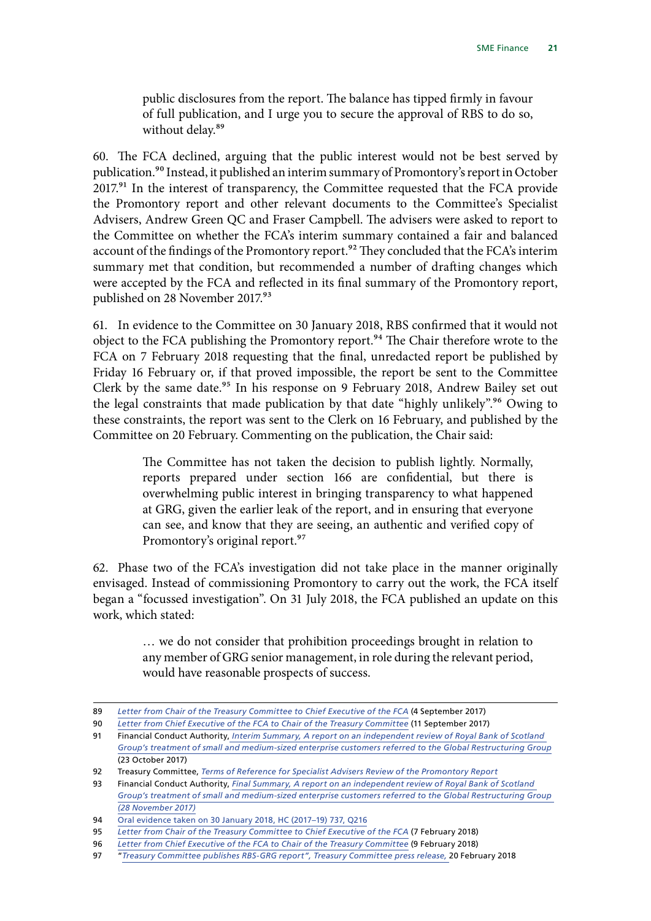> public disclosures from the report. The balance has tipped firmly in favour of full publication, and I urge you to secure the approval of RBS to do so, without delay.[89]

60. The FCA declined, arguing that the public interest would not be best served by publication.[90] Instead, it published an interim summary of Promontory's report in October 2017.[91] In the interest of transparency, the Committee requested that the FCA provide the Promontory report and other relevant documents to the Committee's Specialist Advisers, Andrew Green QC and Fraser Campbell. The advisers were asked to report to the Committee on whether the FCA's interim summary contained a fair and balanced account of the findings of the Promontory report.[92] They concluded that the FCA's interim summary met that condition, but recommended a number of drafting changes which were accepted by the FCA and reflected in its final summary of the Promontory report, published on 28 November 2017.[93]

61. In evidence to the Committee on 30 January 2018, RBS confirmed that it would not object to the FCA publishing the Promontory report.[94] The Chair therefore wrote to the FCA on 7 February 2018 requesting that the final, unredacted report be published by Friday 16 February or, if that proved impossible, the report be sent to the Committee Clerk by the same date.[95] In his response on 9 February 2018, Andrew Bailey set out the legal constraints that made publication by that date "highly unlikely".[96] Owing to these constraints, the report was sent to the Clerk on 16 February, and published by the Committee on 20 February. Commenting on the publication, the Chair said:

> The Committee has not taken the decision to publish lightly. Normally, reports prepared under section 166 are confidential, but there is overwhelming public interest in bringing transparency to what happened at GRG, given the earlier leak of the report, and in ensuring that everyone can see, and know that they are seeing, an authentic and verified copy of Promontory's original report.[97]

62. Phase two of the FCA's investigation did not take place in the manner originally envisaged. Instead of commissioning Promontory to carry out the work, the FCA itself began a "focussed investigation". On 31 July 2018, the FCA published an update on this work, which stated:

> … we do not consider that prohibition proceedings brought in relation to any member of GRG senior management, in role during the relevant period, would have reasonable prospects of success.

---

89 *Letter from Chair of the Treasury Committee to Chief Executive of the FCA* (4 September 2017)

90 *Letter from Chief Executive of the FCA to Chair of the Treasury Committee* (11 September 2017)

91 Financial Conduct Authority, *Interim Summary, A report on an independent review of Royal Bank of Scotland Group's treatment of small and medium-sized enterprise customers referred to the Global Restructuring Group* (23 October 2017)

92 Treasury Committee, *Terms of Reference for Specialist Advisers Review of the Promontory Report*

93 Financial Conduct Authority, *Final Summary, A report on an independent review of Royal Bank of Scotland Group's treatment of small and medium-sized enterprise customers referred to the Global Restructuring Group (28 November 2017)*

94 Oral evidence taken on 30 January 2018, HC (2017–19) 737, Q216

95 *Letter from Chair of the Treasury Committee to Chief Executive of the FCA* (7 February 2018)

96 *Letter from Chief Executive of the FCA to Chair of the Treasury Committee* (9 February 2018)

97 "*Treasury Committee publishes RBS-GRG report", Treasury Committee press release,* 20 February 2018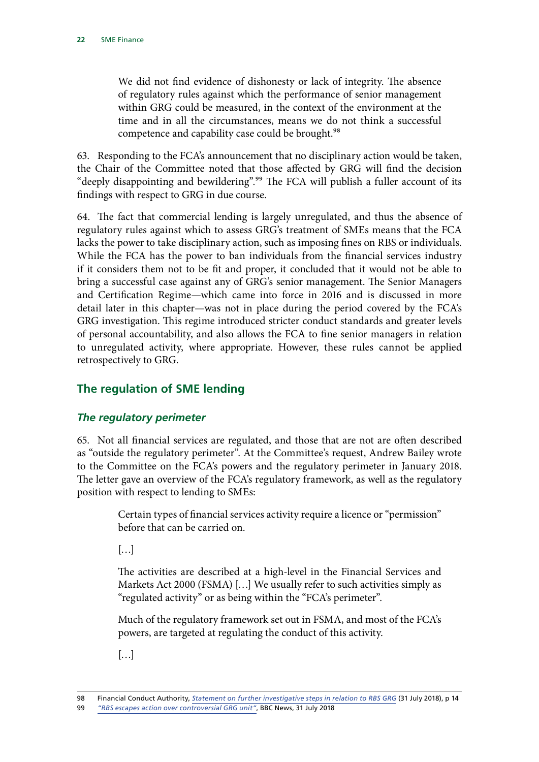> We did not find evidence of dishonesty or lack of integrity. The absence of regulatory rules against which the performance of senior management within GRG could be measured, in the context of the environment at the time and in all the circumstances, means we do not think a successful competence and capability case could be brought.[98]

63. Responding to the FCA's announcement that no disciplinary action would be taken, the Chair of the Committee noted that those affected by GRG will find the decision "deeply disappointing and bewildering".[99] The FCA will publish a fuller account of its findings with respect to GRG in due course.

64. The fact that commercial lending is largely unregulated, and thus the absence of regulatory rules against which to assess GRG's treatment of SMEs means that the FCA lacks the power to take disciplinary action, such as imposing fines on RBS or individuals. While the FCA has the power to ban individuals from the financial services industry if it considers them not to be fit and proper, it concluded that it would not be able to bring a successful case against any of GRG's senior management. The Senior Managers and Certification Regime—which came into force in 2016 and is discussed in more detail later in this chapter—was not in place during the period covered by the FCA's GRG investigation. This regime introduced stricter conduct standards and greater levels of personal accountability, and also allows the FCA to fine senior managers in relation to unregulated activity, where appropriate. However, these rules cannot be applied retrospectively to GRG.

## The regulation of SME lending

### *The regulatory perimeter*

65. Not all financial services are regulated, and those that are not are often described as "outside the regulatory perimeter". At the Committee's request, Andrew Bailey wrote to the Committee on the FCA's powers and the regulatory perimeter in January 2018. The letter gave an overview of the FCA's regulatory framework, as well as the regulatory position with respect to lending to SMEs:

> Certain types of financial services activity require a licence or "permission" before that can be carried on.
>
> […]
>
> The activities are described at a high-level in the Financial Services and Markets Act 2000 (FSMA) […] We usually refer to such activities simply as "regulated activity" or as being within the "FCA's perimeter".
>
> Much of the regulatory framework set out in FSMA, and most of the FCA's powers, are targeted at regulating the conduct of this activity.
>
> […]

98 Financial Conduct Authority, *Statement on further investigative steps in relation to RBS GRG* (31 July 2018), p 14

99 *"RBS escapes action over controversial GRG unit"*, BBC News, 31 July 2018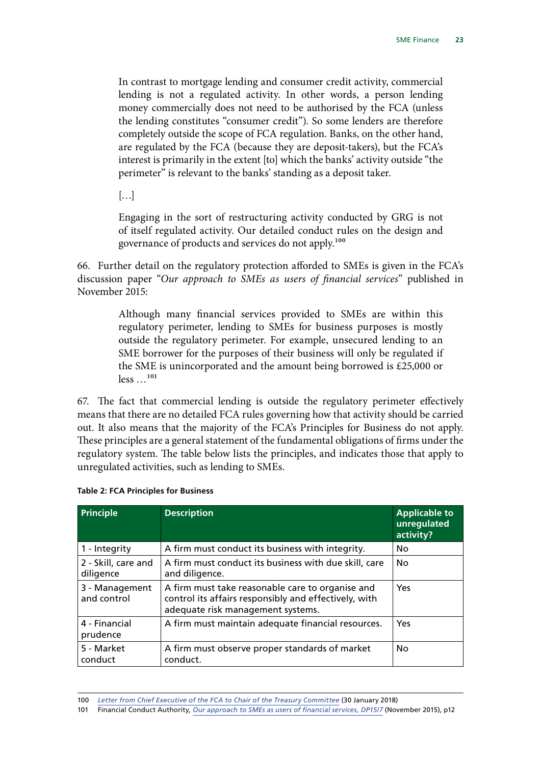> In contrast to mortgage lending and consumer credit activity, commercial lending is not a regulated activity. In other words, a person lending money commercially does not need to be authorised by the FCA (unless the lending constitutes "consumer credit"). So some lenders are therefore completely outside the scope of FCA regulation. Banks, on the other hand, are regulated by the FCA (because they are deposit-takers), but the FCA's interest is primarily in the extent [to] which the banks' activity outside "the perimeter" is relevant to the banks' standing as a deposit taker.
>
> […]
>
> Engaging in the sort of restructuring activity conducted by GRG is not of itself regulated activity. Our detailed conduct rules on the design and governance of products and services do not apply.[100]

66. Further detail on the regulatory protection afforded to SMEs is given in the FCA's discussion paper "*Our approach to SMEs as users of financial services*" published in November 2015:

> Although many financial services provided to SMEs are within this regulatory perimeter, lending to SMEs for business purposes is mostly outside the regulatory perimeter. For example, unsecured lending to an SME borrower for the purposes of their business will only be regulated if the SME is unincorporated and the amount being borrowed is £25,000 or less …[101]

67. The fact that commercial lending is outside the regulatory perimeter effectively means that there are no detailed FCA rules governing how that activity should be carried out. It also means that the majority of the FCA's Principles for Business do not apply. These principles are a general statement of the fundamental obligations of firms under the regulatory system. The table below lists the principles, and indicates those that apply to unregulated activities, such as lending to SMEs.

**Table 2: FCA Principles for Business**

| Principle | Description | Applicable to unregulated activity? |
|---|---|---|
| 1 - Integrity | A firm must conduct its business with integrity. | No |
| 2 - Skill, care and diligence | A firm must conduct its business with due skill, care and diligence. | No |
| 3 - Management and control | A firm must take reasonable care to organise and control its affairs responsibly and effectively, with adequate risk management systems. | Yes |
| 4 - Financial prudence | A firm must maintain adequate financial resources. | Yes |
| 5 - Market conduct | A firm must observe proper standards of market conduct. | No |

100 *Letter from Chief Executive of the FCA to Chair of the Treasury Committee* (30 January 2018)

101 Financial Conduct Authority, *Our approach to SMEs as users of financial services, DP15/7* (November 2015), p12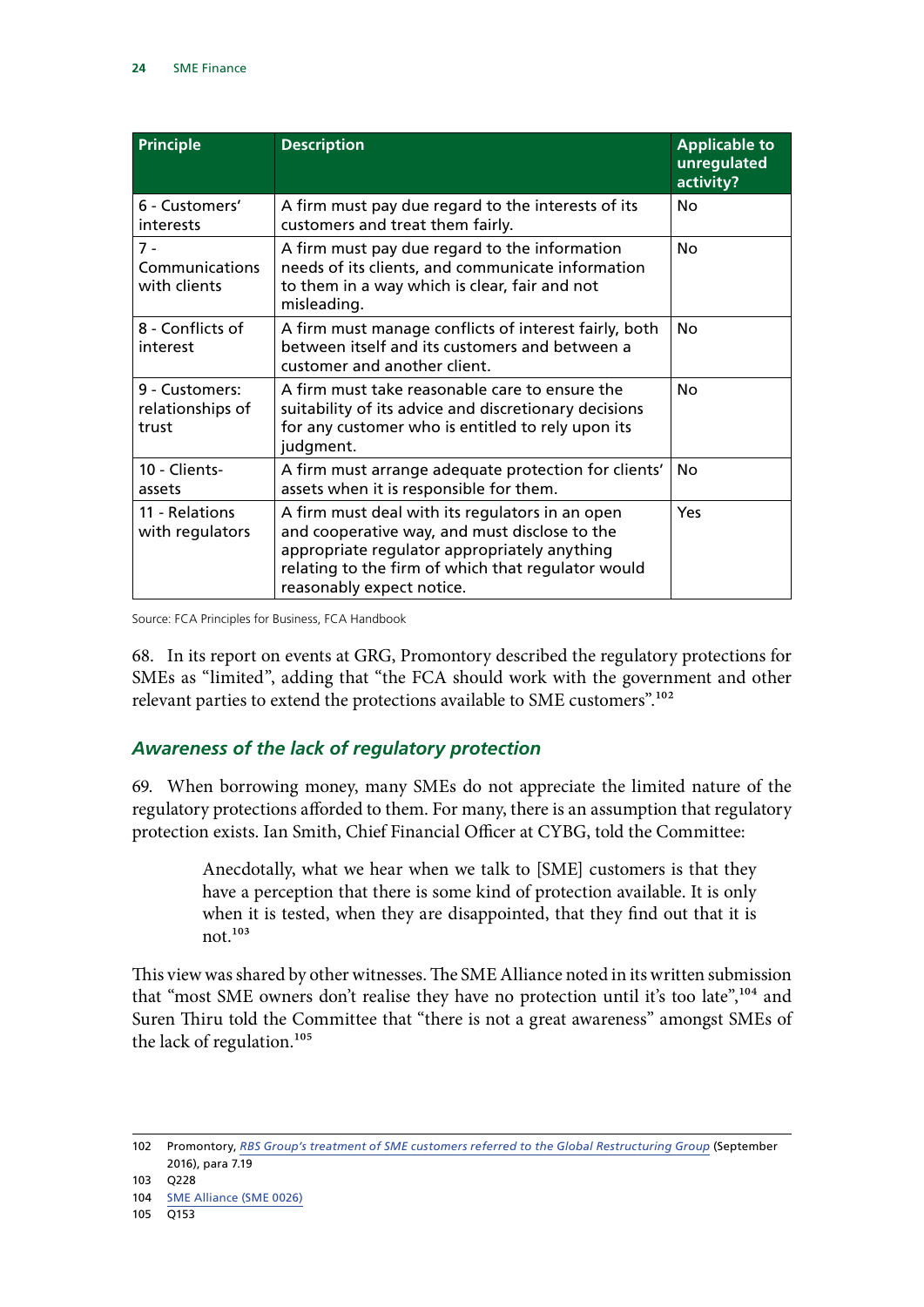| Principle | Description | Applicable to unregulated activity? |
| --- | --- | --- |
| 6 - Customers' interests | A firm must pay due regard to the interests of its customers and treat them fairly. | No |
| 7 - Communications with clients | A firm must pay due regard to the information needs of its clients, and communicate information to them in a way which is clear, fair and not misleading. | No |
| 8 - Conflicts of interest | A firm must manage conflicts of interest fairly, both between itself and its customers and between a customer and another client. | No |
| 9 - Customers: relationships of trust | A firm must take reasonable care to ensure the suitability of its advice and discretionary decisions for any customer who is entitled to rely upon its judgment. | No |
| 10 - Clients-assets | A firm must arrange adequate protection for clients' assets when it is responsible for them. | No |
| 11 - Relations with regulators | A firm must deal with its regulators in an open and cooperative way, and must disclose to the appropriate regulator appropriately anything relating to the firm of which that regulator would reasonably expect notice. | Yes |

Source: FCA Principles for Business, FCA Handbook

68. In its report on events at GRG, Promontory described the regulatory protections for SMEs as "limited", adding that "the FCA should work with the government and other relevant parties to extend the protections available to SME customers".[102]

### *Awareness of the lack of regulatory protection*

69. When borrowing money, many SMEs do not appreciate the limited nature of the regulatory protections afforded to them. For many, there is an assumption that regulatory protection exists. Ian Smith, Chief Financial Officer at CYBG, told the Committee:

> Anecdotally, what we hear when we talk to [SME] customers is that they have a perception that there is some kind of protection available. It is only when it is tested, when they are disappointed, that they find out that it is not.[103]

This view was shared by other witnesses. The SME Alliance noted in its written submission that "most SME owners don't realise they have no protection until it's too late",[104] and Suren Thiru told the Committee that "there is not a great awareness" amongst SMEs of the lack of regulation.[105]

---

102 Promontory, *RBS Group's treatment of SME customers referred to the Global Restructuring Group* (September 2016), para 7.19

103 Q228

104 SME Alliance (SME 0026)

105 Q153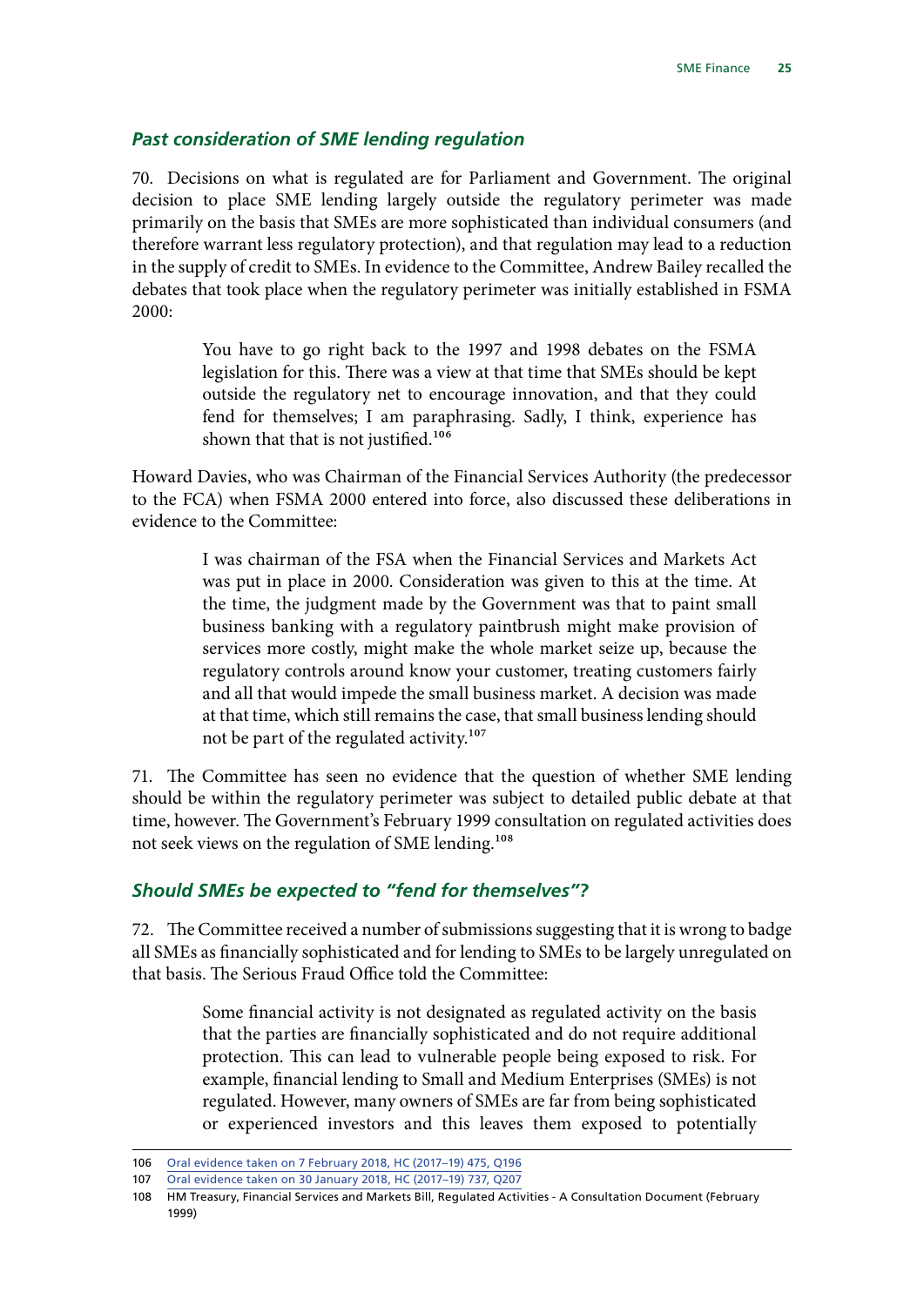### *Past consideration of SME lending regulation*

70. Decisions on what is regulated are for Parliament and Government. The original decision to place SME lending largely outside the regulatory perimeter was made primarily on the basis that SMEs are more sophisticated than individual consumers (and therefore warrant less regulatory protection), and that regulation may lead to a reduction in the supply of credit to SMEs. In evidence to the Committee, Andrew Bailey recalled the debates that took place when the regulatory perimeter was initially established in FSMA 2000:

> You have to go right back to the 1997 and 1998 debates on the FSMA legislation for this. There was a view at that time that SMEs should be kept outside the regulatory net to encourage innovation, and that they could fend for themselves; I am paraphrasing. Sadly, I think, experience has shown that that is not justified.[106]

Howard Davies, who was Chairman of the Financial Services Authority (the predecessor to the FCA) when FSMA 2000 entered into force, also discussed these deliberations in evidence to the Committee:

> I was chairman of the FSA when the Financial Services and Markets Act was put in place in 2000. Consideration was given to this at the time. At the time, the judgment made by the Government was that to paint small business banking with a regulatory paintbrush might make provision of services more costly, might make the whole market seize up, because the regulatory controls around know your customer, treating customers fairly and all that would impede the small business market. A decision was made at that time, which still remains the case, that small business lending should not be part of the regulated activity.[107]

71. The Committee has seen no evidence that the question of whether SME lending should be within the regulatory perimeter was subject to detailed public debate at that time, however. The Government's February 1999 consultation on regulated activities does not seek views on the regulation of SME lending.[108]

### *Should SMEs be expected to "fend for themselves"?*

72. The Committee received a number of submissions suggesting that it is wrong to badge all SMEs as financially sophisticated and for lending to SMEs to be largely unregulated on that basis. The Serious Fraud Office told the Committee:

> Some financial activity is not designated as regulated activity on the basis that the parties are financially sophisticated and do not require additional protection. This can lead to vulnerable people being exposed to risk. For example, financial lending to Small and Medium Enterprises (SMEs) is not regulated. However, many owners of SMEs are far from being sophisticated or experienced investors and this leaves them exposed to potentially

---

106 Oral evidence taken on 7 February 2018, HC (2017–19) 475, Q196

107 Oral evidence taken on 30 January 2018, HC (2017–19) 737, Q207

108 HM Treasury, Financial Services and Markets Bill, Regulated Activities - A Consultation Document (February 1999)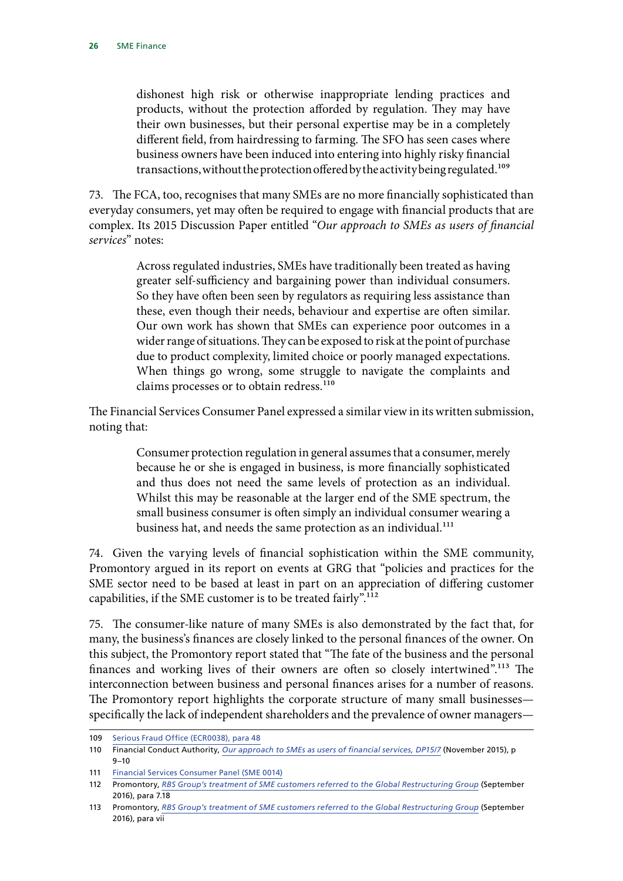> dishonest high risk or otherwise inappropriate lending practices and products, without the protection afforded by regulation. They may have their own businesses, but their personal expertise may be in a completely different field, from hairdressing to farming. The SFO has seen cases where business owners have been induced into entering into highly risky financial transactions, without the protection offered by the activity being regulated.[109]

73. The FCA, too, recognises that many SMEs are no more financially sophisticated than everyday consumers, yet may often be required to engage with financial products that are complex. Its 2015 Discussion Paper entitled "*Our approach to SMEs as users of financial services*" notes:

> Across regulated industries, SMEs have traditionally been treated as having greater self-sufficiency and bargaining power than individual consumers. So they have often been seen by regulators as requiring less assistance than these, even though their needs, behaviour and expertise are often similar. Our own work has shown that SMEs can experience poor outcomes in a wider range of situations. They can be exposed to risk at the point of purchase due to product complexity, limited choice or poorly managed expectations. When things go wrong, some struggle to navigate the complaints and claims processes or to obtain redress.[110]

The Financial Services Consumer Panel expressed a similar view in its written submission, noting that:

> Consumer protection regulation in general assumes that a consumer, merely because he or she is engaged in business, is more financially sophisticated and thus does not need the same levels of protection as an individual. Whilst this may be reasonable at the larger end of the SME spectrum, the small business consumer is often simply an individual consumer wearing a business hat, and needs the same protection as an individual.[111]

74. Given the varying levels of financial sophistication within the SME community, Promontory argued in its report on events at GRG that "policies and practices for the SME sector need to be based at least in part on an appreciation of differing customer capabilities, if the SME customer is to be treated fairly".[112]

75. The consumer-like nature of many SMEs is also demonstrated by the fact that, for many, the business's finances are closely linked to the personal finances of the owner. On this subject, the Promontory report stated that "The fate of the business and the personal finances and working lives of their owners are often so closely intertwined".[113] The interconnection between business and personal finances arises for a number of reasons. The Promontory report highlights the corporate structure of many small businesses—specifically the lack of independent shareholders and the prevalence of owner managers—

---

109 Serious Fraud Office (ECR0038), para 48

110 Financial Conduct Authority, *Our approach to SMEs as users of financial services, DP15/7* (November 2015), p 9–10

111 Financial Services Consumer Panel (SME 0014)

112 Promontory, *RBS Group's treatment of SME customers referred to the Global Restructuring Group* (September 2016), para 7.18

113 Promontory, *RBS Group's treatment of SME customers referred to the Global Restructuring Group* (September 2016), para vii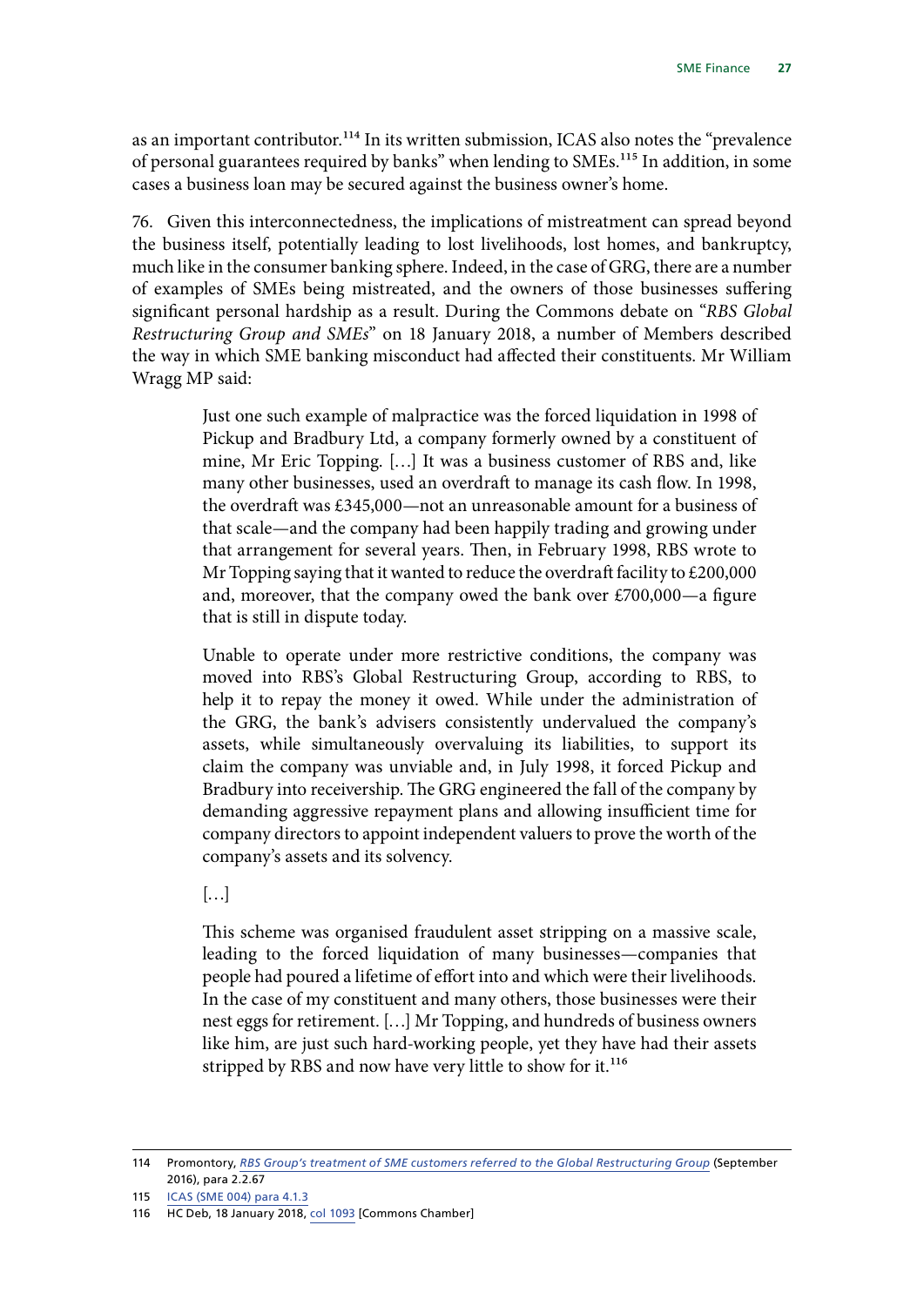as an important contributor.[114] In its written submission, ICAS also notes the "prevalence of personal guarantees required by banks" when lending to SMEs.[115] In addition, in some cases a business loan may be secured against the business owner's home.

76. Given this interconnectedness, the implications of mistreatment can spread beyond the business itself, potentially leading to lost livelihoods, lost homes, and bankruptcy, much like in the consumer banking sphere. Indeed, in the case of GRG, there are a number of examples of SMEs being mistreated, and the owners of those businesses suffering significant personal hardship as a result. During the Commons debate on "*RBS Global Restructuring Group and SMEs*" on 18 January 2018, a number of Members described the way in which SME banking misconduct had affected their constituents. Mr William Wragg MP said:

> Just one such example of malpractice was the forced liquidation in 1998 of Pickup and Bradbury Ltd, a company formerly owned by a constituent of mine, Mr Eric Topping. […] It was a business customer of RBS and, like many other businesses, used an overdraft to manage its cash flow. In 1998, the overdraft was £345,000—not an unreasonable amount for a business of that scale—and the company had been happily trading and growing under that arrangement for several years. Then, in February 1998, RBS wrote to Mr Topping saying that it wanted to reduce the overdraft facility to £200,000 and, moreover, that the company owed the bank over £700,000—a figure that is still in dispute today.
>
> Unable to operate under more restrictive conditions, the company was moved into RBS's Global Restructuring Group, according to RBS, to help it to repay the money it owed. While under the administration of the GRG, the bank's advisers consistently undervalued the company's assets, while simultaneously overvaluing its liabilities, to support its claim the company was unviable and, in July 1998, it forced Pickup and Bradbury into receivership. The GRG engineered the fall of the company by demanding aggressive repayment plans and allowing insufficient time for company directors to appoint independent valuers to prove the worth of the company's assets and its solvency.
>
> […]
>
> This scheme was organised fraudulent asset stripping on a massive scale, leading to the forced liquidation of many businesses—companies that people had poured a lifetime of effort into and which were their livelihoods. In the case of my constituent and many others, those businesses were their nest eggs for retirement. […] Mr Topping, and hundreds of business owners like him, are just such hard-working people, yet they have had their assets stripped by RBS and now have very little to show for it.[116]

---

114 Promontory, *RBS Group's treatment of SME customers referred to the Global Restructuring Group* (September 2016), para 2.2.67

115 ICAS (SME 004) para 4.1.3

116 HC Deb, 18 January 2018, col 1093 [Commons Chamber]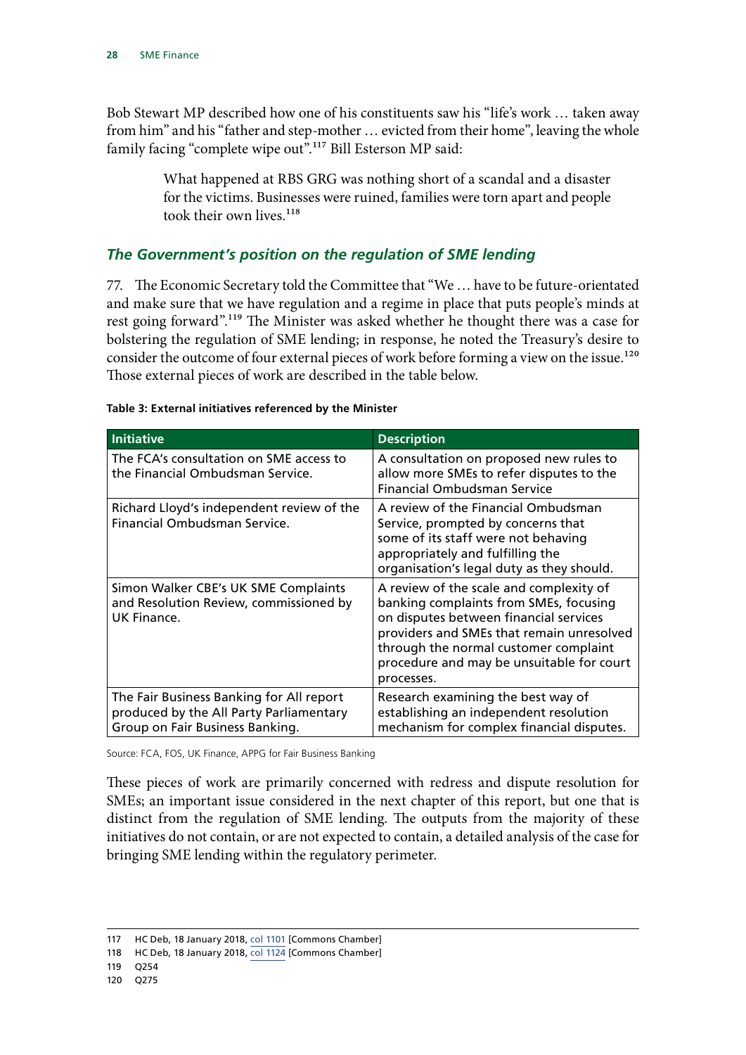Bob Stewart MP described how one of his constituents saw his "life's work … taken away from him" and his "father and step-mother … evicted from their home", leaving the whole family facing "complete wipe out".[117] Bill Esterson MP said:

> What happened at RBS GRG was nothing short of a scandal and a disaster for the victims. Businesses were ruined, families were torn apart and people took their own lives.[118]

### *The Government's position on the regulation of SME lending*

77. The Economic Secretary told the Committee that "We … have to be future-orientated and make sure that we have regulation and a regime in place that puts people's minds at rest going forward".[119] The Minister was asked whether he thought there was a case for bolstering the regulation of SME lending; in response, he noted the Treasury's desire to consider the outcome of four external pieces of work before forming a view on the issue.[120] Those external pieces of work are described in the table below.

**Table 3: External initiatives referenced by the Minister**

| Initiative | Description |
|---|---|
| The FCA's consultation on SME access to the Financial Ombudsman Service. | A consultation on proposed new rules to allow more SMEs to refer disputes to the Financial Ombudsman Service |
| Richard Lloyd's independent review of the Financial Ombudsman Service. | A review of the Financial Ombudsman Service, prompted by concerns that some of its staff were not behaving appropriately and fulfilling the organisation's legal duty as they should. |
| Simon Walker CBE's UK SME Complaints and Resolution Review, commissioned by UK Finance. | A review of the scale and complexity of banking complaints from SMEs, focusing on disputes between financial services providers and SMEs that remain unresolved through the normal customer complaint procedure and may be unsuitable for court processes. |
| The Fair Business Banking for All report produced by the All Party Parliamentary Group on Fair Business Banking. | Research examining the best way of establishing an independent resolution mechanism for complex financial disputes. |

Source: FCA, FOS, UK Finance, APPG for Fair Business Banking

These pieces of work are primarily concerned with redress and dispute resolution for SMEs; an important issue considered in the next chapter of this report, but one that is distinct from the regulation of SME lending. The outputs from the majority of these initiatives do not contain, or are not expected to contain, a detailed analysis of the case for bringing SME lending within the regulatory perimeter.

117 HC Deb, 18 January 2018, col 1101 [Commons Chamber]
118 HC Deb, 18 January 2018, col 1124 [Commons Chamber]
119 Q254
120 Q275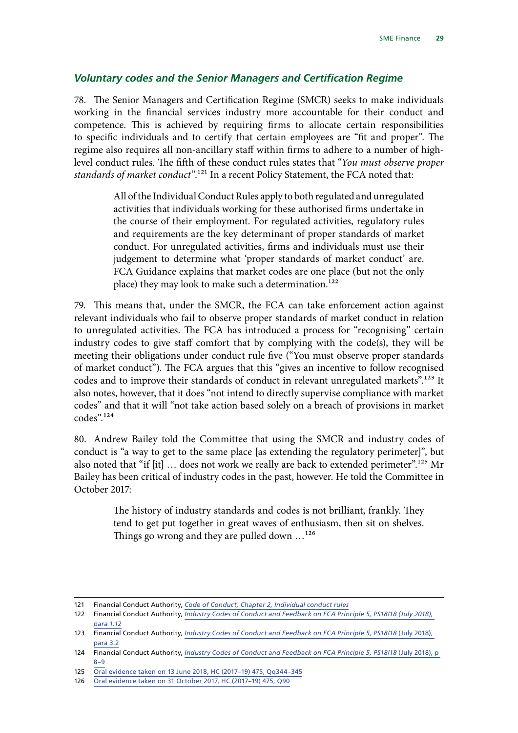### *Voluntary codes and the Senior Managers and Certification Regime*

78. The Senior Managers and Certification Regime (SMCR) seeks to make individuals working in the financial services industry more accountable for their conduct and competence. This is achieved by requiring firms to allocate certain responsibilities to specific individuals and to certify that certain employees are "fit and proper". The regime also requires all non-ancillary staff within firms to adhere to a number of high-level conduct rules. The fifth of these conduct rules states that "*You must observe proper standards of market conduct*".[121] In a recent Policy Statement, the FCA noted that:

> All of the Individual Conduct Rules apply to both regulated and unregulated activities that individuals working for these authorised firms undertake in the course of their employment. For regulated activities, regulatory rules and requirements are the key determinant of proper standards of market conduct. For unregulated activities, firms and individuals must use their judgement to determine what 'proper standards of market conduct' are. FCA Guidance explains that market codes are one place (but not the only place) they may look to make such a determination.[122]

79. This means that, under the SMCR, the FCA can take enforcement action against relevant individuals who fail to observe proper standards of market conduct in relation to unregulated activities. The FCA has introduced a process for "recognising" certain industry codes to give staff comfort that by complying with the code(s), they will be meeting their obligations under conduct rule five ("You must observe proper standards of market conduct"). The FCA argues that this "gives an incentive to follow recognised codes and to improve their standards of conduct in relevant unregulated markets".[123] It also notes, however, that it does "not intend to directly supervise compliance with market codes" and that it will "not take action based solely on a breach of provisions in market codes".[124]

80. Andrew Bailey told the Committee that using the SMCR and industry codes of conduct is "a way to get to the same place [as extending the regulatory perimeter]", but also noted that "if [it] … does not work we really are back to extended perimeter".[125] Mr Bailey has been critical of industry codes in the past, however. He told the Committee in October 2017:

> The history of industry standards and codes is not brilliant, frankly. They tend to get put together in great waves of enthusiasm, then sit on shelves. Things go wrong and they are pulled down …[126]

---

121 Financial Conduct Authority, *Code of Conduct, Chapter 2, Individual conduct rules*

122 Financial Conduct Authority, *Industry Codes of Conduct and Feedback on FCA Principle 5, PS18/18 (July 2018), para 1.12*

123 Financial Conduct Authority, *Industry Codes of Conduct and Feedback on FCA Principle 5, PS18/18* (July 2018), para 3.2

124 Financial Conduct Authority, *Industry Codes of Conduct and Feedback on FCA Principle 5, PS18/18* (July 2018), p 8–9

125 Oral evidence taken on 13 June 2018, HC (2017–19) 475, Qq344–345

126 Oral evidence taken on 31 October 2017, HC (2017–19) 475, Q90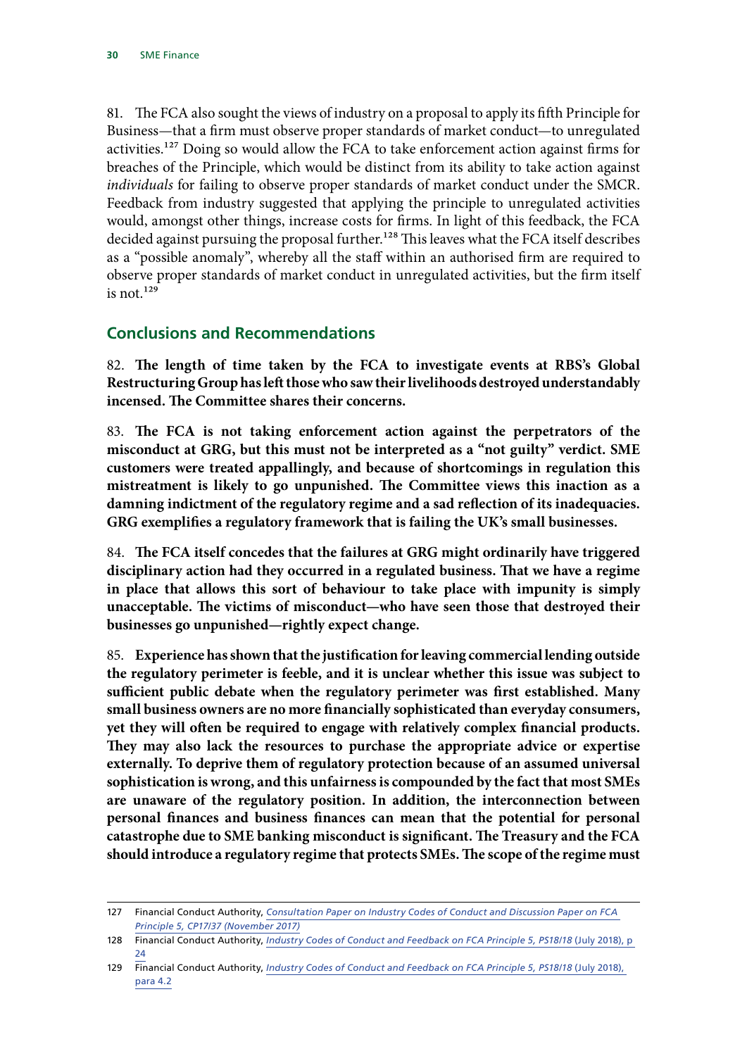81. The FCA also sought the views of industry on a proposal to apply its fifth Principle for Business—that a firm must observe proper standards of market conduct—to unregulated activities.[127] Doing so would allow the FCA to take enforcement action against firms for breaches of the Principle, which would be distinct from its ability to take action against *individuals* for failing to observe proper standards of market conduct under the SMCR. Feedback from industry suggested that applying the principle to unregulated activities would, amongst other things, increase costs for firms. In light of this feedback, the FCA decided against pursuing the proposal further.[128] This leaves what the FCA itself describes as a "possible anomaly", whereby all the staff within an authorised firm are required to observe proper standards of market conduct in unregulated activities, but the firm itself is not.[129]

## Conclusions and Recommendations

82. **The length of time taken by the FCA to investigate events at RBS's Global Restructuring Group has left those who saw their livelihoods destroyed understandably incensed. The Committee shares their concerns.**

83. **The FCA is not taking enforcement action against the perpetrators of the misconduct at GRG, but this must not be interpreted as a "not guilty" verdict. SME customers were treated appallingly, and because of shortcomings in regulation this mistreatment is likely to go unpunished. The Committee views this inaction as a damning indictment of the regulatory regime and a sad reflection of its inadequacies. GRG exemplifies a regulatory framework that is failing the UK's small businesses.**

84. **The FCA itself concedes that the failures at GRG might ordinarily have triggered disciplinary action had they occurred in a regulated business. That we have a regime in place that allows this sort of behaviour to take place with impunity is simply unacceptable. The victims of misconduct—who have seen those that destroyed their businesses go unpunished—rightly expect change.**

85. **Experience has shown that the justification for leaving commercial lending outside the regulatory perimeter is feeble, and it is unclear whether this issue was subject to sufficient public debate when the regulatory perimeter was first established. Many small business owners are no more financially sophisticated than everyday consumers, yet they will often be required to engage with relatively complex financial products. They may also lack the resources to purchase the appropriate advice or expertise externally. To deprive them of regulatory protection because of an assumed universal sophistication is wrong, and this unfairness is compounded by the fact that most SMEs are unaware of the regulatory position. In addition, the interconnection between personal finances and business finances can mean that the potential for personal catastrophe due to SME banking misconduct is significant. The Treasury and the FCA should introduce a regulatory regime that protects SMEs. The scope of the regime must**

---

127 Financial Conduct Authority, *Consultation Paper on Industry Codes of Conduct and Discussion Paper on FCA Principle 5, CP17/37 (November 2017)*

128 Financial Conduct Authority, *Industry Codes of Conduct and Feedback on FCA Principle 5, PS18/18* (July 2018), p 24

129 Financial Conduct Authority, *Industry Codes of Conduct and Feedback on FCA Principle 5, PS18/18* (July 2018), para 4.2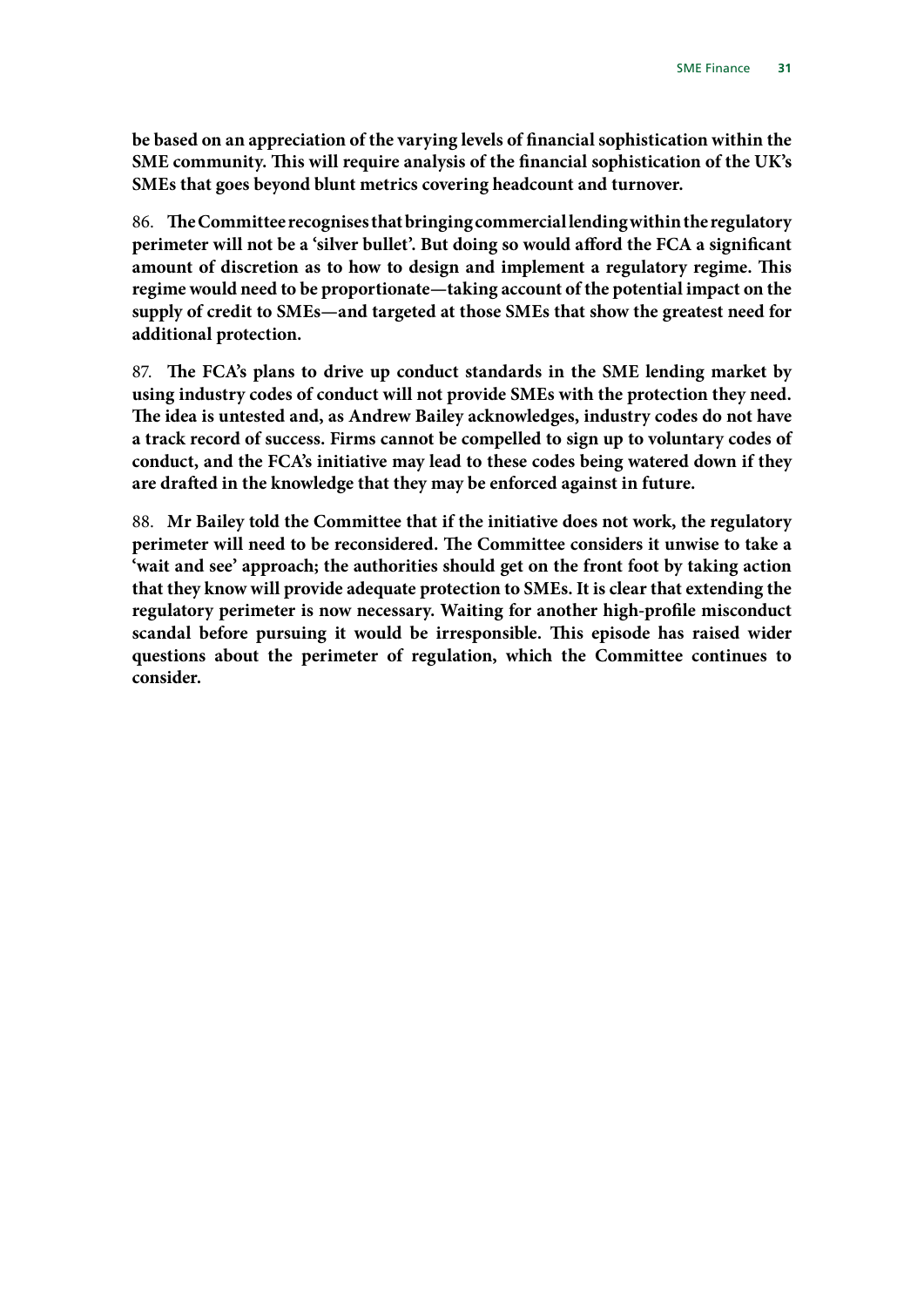**be based on an appreciation of the varying levels of financial sophistication within the SME community. This will require analysis of the financial sophistication of the UK's SMEs that goes beyond blunt metrics covering headcount and turnover.**

86. **The Committee recognises that bringing commercial lending within the regulatory perimeter will not be a 'silver bullet'. But doing so would afford the FCA a significant amount of discretion as to how to design and implement a regulatory regime. This regime would need to be proportionate—taking account of the potential impact on the supply of credit to SMEs—and targeted at those SMEs that show the greatest need for additional protection.**

87. **The FCA's plans to drive up conduct standards in the SME lending market by using industry codes of conduct will not provide SMEs with the protection they need. The idea is untested and, as Andrew Bailey acknowledges, industry codes do not have a track record of success. Firms cannot be compelled to sign up to voluntary codes of conduct, and the FCA's initiative may lead to these codes being watered down if they are drafted in the knowledge that they may be enforced against in future.**

88. **Mr Bailey told the Committee that if the initiative does not work, the regulatory perimeter will need to be reconsidered. The Committee considers it unwise to take a 'wait and see' approach; the authorities should get on the front foot by taking action that they know will provide adequate protection to SMEs. It is clear that extending the regulatory perimeter is now necessary. Waiting for another high-profile misconduct scandal before pursuing it would be irresponsible. This episode has raised wider questions about the perimeter of regulation, which the Committee continues to consider.**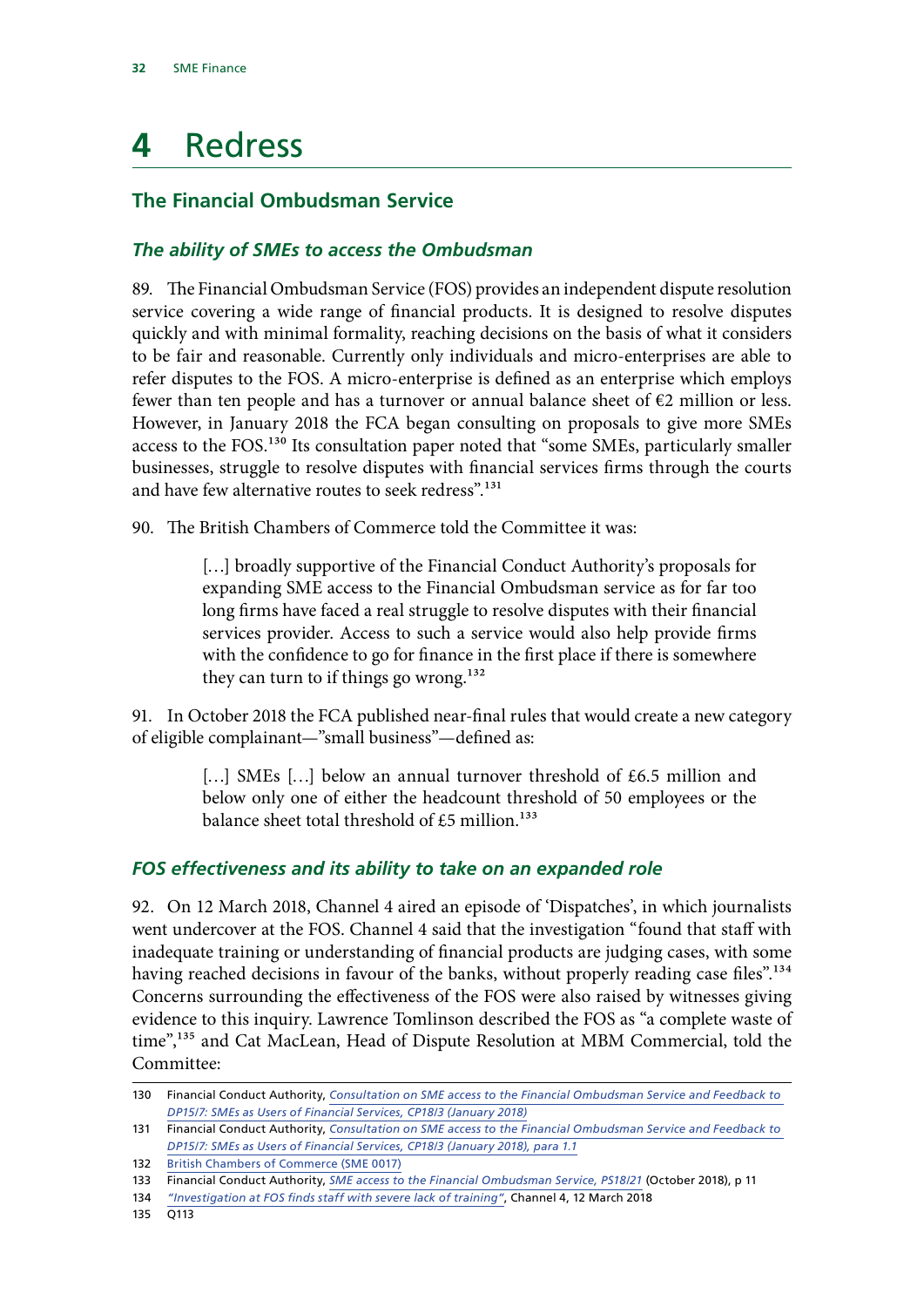# 4 Redress

## The Financial Ombudsman Service

### *The ability of SMEs to access the Ombudsman*

89. The Financial Ombudsman Service (FOS) provides an independent dispute resolution service covering a wide range of financial products. It is designed to resolve disputes quickly and with minimal formality, reaching decisions on the basis of what it considers to be fair and reasonable. Currently only individuals and micro-enterprises are able to refer disputes to the FOS. A micro-enterprise is defined as an enterprise which employs fewer than ten people and has a turnover or annual balance sheet of €2 million or less. However, in January 2018 the FCA began consulting on proposals to give more SMEs access to the FOS.[130] Its consultation paper noted that "some SMEs, particularly smaller businesses, struggle to resolve disputes with financial services firms through the courts and have few alternative routes to seek redress".[131]

90. The British Chambers of Commerce told the Committee it was:

> […] broadly supportive of the Financial Conduct Authority's proposals for expanding SME access to the Financial Ombudsman service as for far too long firms have faced a real struggle to resolve disputes with their financial services provider. Access to such a service would also help provide firms with the confidence to go for finance in the first place if there is somewhere they can turn to if things go wrong.[132]

91. In October 2018 the FCA published near-final rules that would create a new category of eligible complainant—"small business"—defined as:

> […] SMEs […] below an annual turnover threshold of £6.5 million and below only one of either the headcount threshold of 50 employees or the balance sheet total threshold of £5 million.[133]

### *FOS effectiveness and its ability to take on an expanded role*

92. On 12 March 2018, Channel 4 aired an episode of 'Dispatches', in which journalists went undercover at the FOS. Channel 4 said that the investigation "found that staff with inadequate training or understanding of financial products are judging cases, with some having reached decisions in favour of the banks, without properly reading case files".[134] Concerns surrounding the effectiveness of the FOS were also raised by witnesses giving evidence to this inquiry. Lawrence Tomlinson described the FOS as "a complete waste of time",[135] and Cat MacLean, Head of Dispute Resolution at MBM Commercial, told the Committee:

---

130 Financial Conduct Authority, *Consultation on SME access to the Financial Ombudsman Service and Feedback to DP15/7: SMEs as Users of Financial Services, CP18/3 (January 2018)*

131 Financial Conduct Authority, *Consultation on SME access to the Financial Ombudsman Service and Feedback to DP15/7: SMEs as Users of Financial Services, CP18/3 (January 2018), para 1.1*

132 British Chambers of Commerce (SME 0017)

133 Financial Conduct Authority, *SME access to the Financial Ombudsman Service, PS18/21* (October 2018), p 11

134 *"Investigation at FOS finds staff with severe lack of training"*, Channel 4, 12 March 2018

135 Q113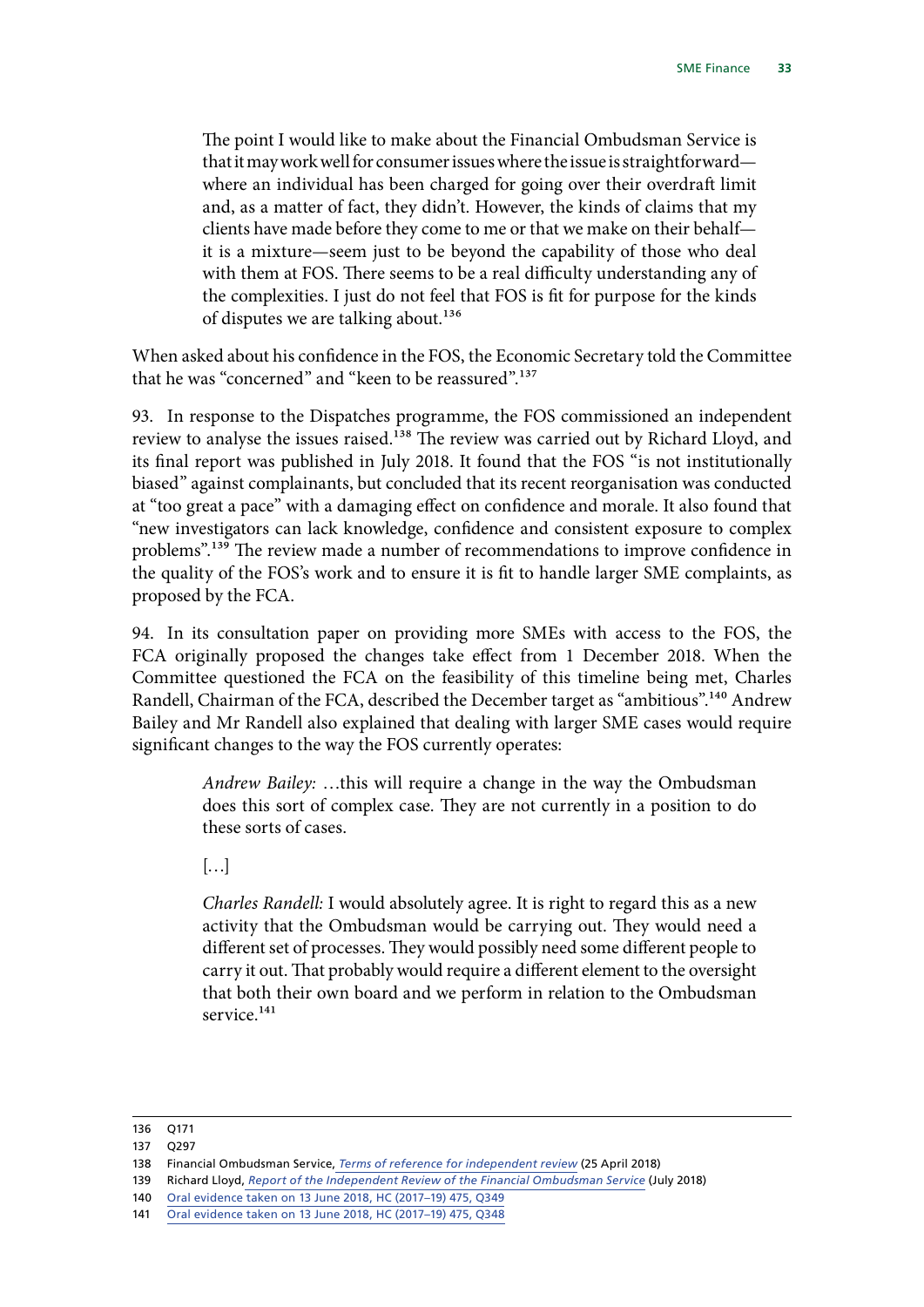> The point I would like to make about the Financial Ombudsman Service is that it may work well for consumer issues where the issue is straightforward—where an individual has been charged for going over their overdraft limit and, as a matter of fact, they didn't. However, the kinds of claims that my clients have made before they come to me or that we make on their behalf—it is a mixture—seem just to be beyond the capability of those who deal with them at FOS. There seems to be a real difficulty understanding any of the complexities. I just do not feel that FOS is fit for purpose for the kinds of disputes we are talking about.[136]

When asked about his confidence in the FOS, the Economic Secretary told the Committee that he was "concerned" and "keen to be reassured".[137]

93. In response to the Dispatches programme, the FOS commissioned an independent review to analyse the issues raised.[138] The review was carried out by Richard Lloyd, and its final report was published in July 2018. It found that the FOS "is not institutionally biased" against complainants, but concluded that its recent reorganisation was conducted at "too great a pace" with a damaging effect on confidence and morale. It also found that "new investigators can lack knowledge, confidence and consistent exposure to complex problems".[139] The review made a number of recommendations to improve confidence in the quality of the FOS's work and to ensure it is fit to handle larger SME complaints, as proposed by the FCA.

94. In its consultation paper on providing more SMEs with access to the FOS, the FCA originally proposed the changes take effect from 1 December 2018. When the Committee questioned the FCA on the feasibility of this timeline being met, Charles Randell, Chairman of the FCA, described the December target as "ambitious".[140] Andrew Bailey and Mr Randell also explained that dealing with larger SME cases would require significant changes to the way the FOS currently operates:

> *Andrew Bailey:* …this will require a change in the way the Ombudsman does this sort of complex case. They are not currently in a position to do these sorts of cases.
>
> […]
>
> *Charles Randell:* I would absolutely agree. It is right to regard this as a new activity that the Ombudsman would be carrying out. They would need a different set of processes. They would possibly need some different people to carry it out. That probably would require a different element to the oversight that both their own board and we perform in relation to the Ombudsman service.[141]

---

136 Q171

137 Q297

138 Financial Ombudsman Service, *Terms of reference for independent review* (25 April 2018)

139 Richard Lloyd, *Report of the Independent Review of the Financial Ombudsman Service* (July 2018)

140 Oral evidence taken on 13 June 2018, HC (2017–19) 475, Q349

141 Oral evidence taken on 13 June 2018, HC (2017–19) 475, Q348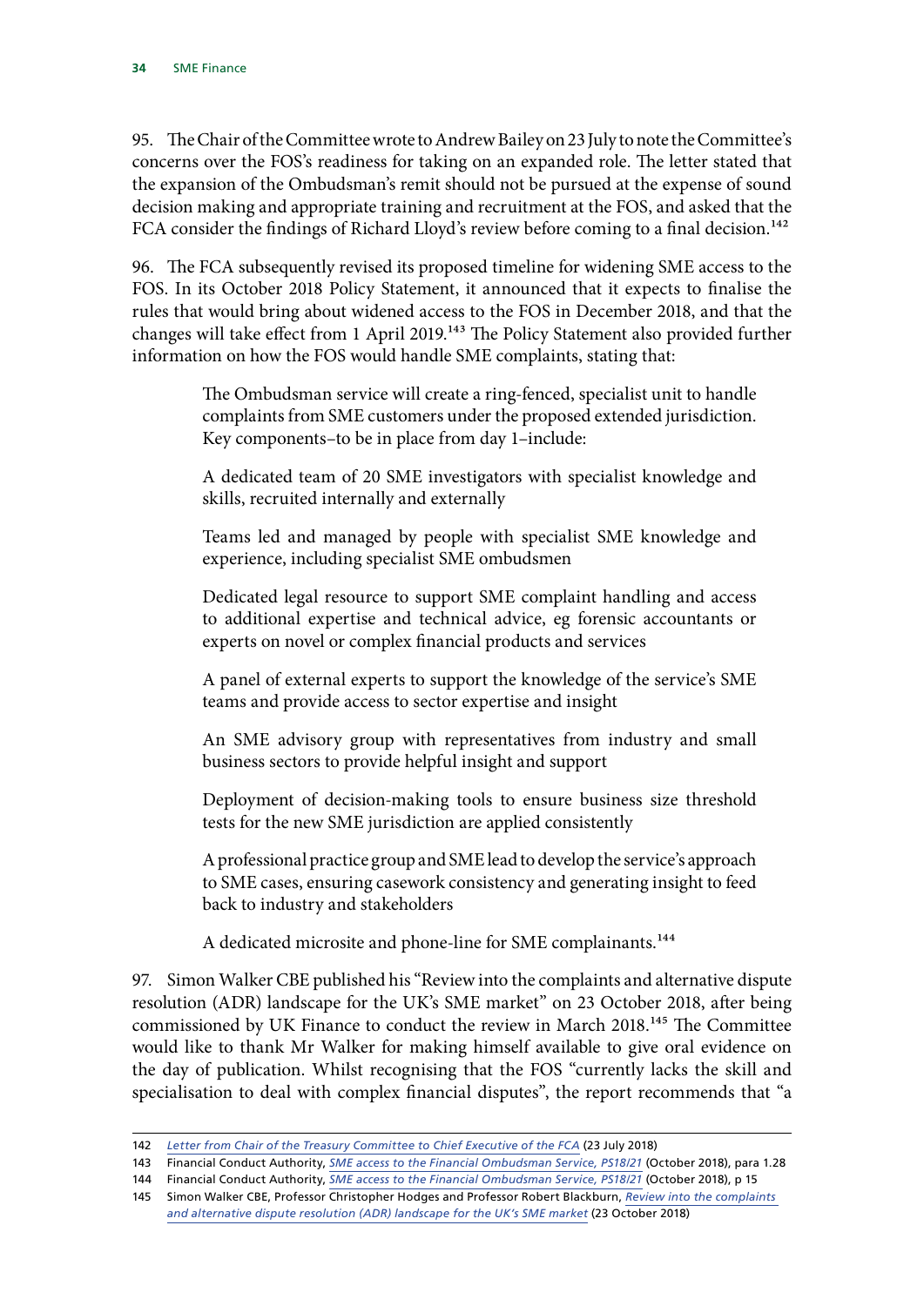95. The Chair of the Committee wrote to Andrew Bailey on 23 July to note the Committee's concerns over the FOS's readiness for taking on an expanded role. The letter stated that the expansion of the Ombudsman's remit should not be pursued at the expense of sound decision making and appropriate training and recruitment at the FOS, and asked that the FCA consider the findings of Richard Lloyd's review before coming to a final decision.[142]

96. The FCA subsequently revised its proposed timeline for widening SME access to the FOS. In its October 2018 Policy Statement, it announced that it expects to finalise the rules that would bring about widened access to the FOS in December 2018, and that the changes will take effect from 1 April 2019.[143] The Policy Statement also provided further information on how the FOS would handle SME complaints, stating that:

> The Ombudsman service will create a ring-fenced, specialist unit to handle complaints from SME customers under the proposed extended jurisdiction. Key components–to be in place from day 1–include:
>
> A dedicated team of 20 SME investigators with specialist knowledge and skills, recruited internally and externally
>
> Teams led and managed by people with specialist SME knowledge and experience, including specialist SME ombudsmen
>
> Dedicated legal resource to support SME complaint handling and access to additional expertise and technical advice, eg forensic accountants or experts on novel or complex financial products and services
>
> A panel of external experts to support the knowledge of the service's SME teams and provide access to sector expertise and insight
>
> An SME advisory group with representatives from industry and small business sectors to provide helpful insight and support
>
> Deployment of decision-making tools to ensure business size threshold tests for the new SME jurisdiction are applied consistently
>
> A professional practice group and SME lead to develop the service's approach to SME cases, ensuring casework consistency and generating insight to feed back to industry and stakeholders
>
> A dedicated microsite and phone-line for SME complainants.[144]

97. Simon Walker CBE published his "Review into the complaints and alternative dispute resolution (ADR) landscape for the UK's SME market" on 23 October 2018, after being commissioned by UK Finance to conduct the review in March 2018.[145] The Committee would like to thank Mr Walker for making himself available to give oral evidence on the day of publication. Whilst recognising that the FOS "currently lacks the skill and specialisation to deal with complex financial disputes", the report recommends that "a

---

142 *Letter from Chair of the Treasury Committee to Chief Executive of the FCA* (23 July 2018)

143 Financial Conduct Authority, *SME access to the Financial Ombudsman Service, PS18/21* (October 2018), para 1.28

144 Financial Conduct Authority, *SME access to the Financial Ombudsman Service, PS18/21* (October 2018), p 15

145 Simon Walker CBE, Professor Christopher Hodges and Professor Robert Blackburn, *Review into the complaints and alternative dispute resolution (ADR) landscape for the UK's SME market* (23 October 2018)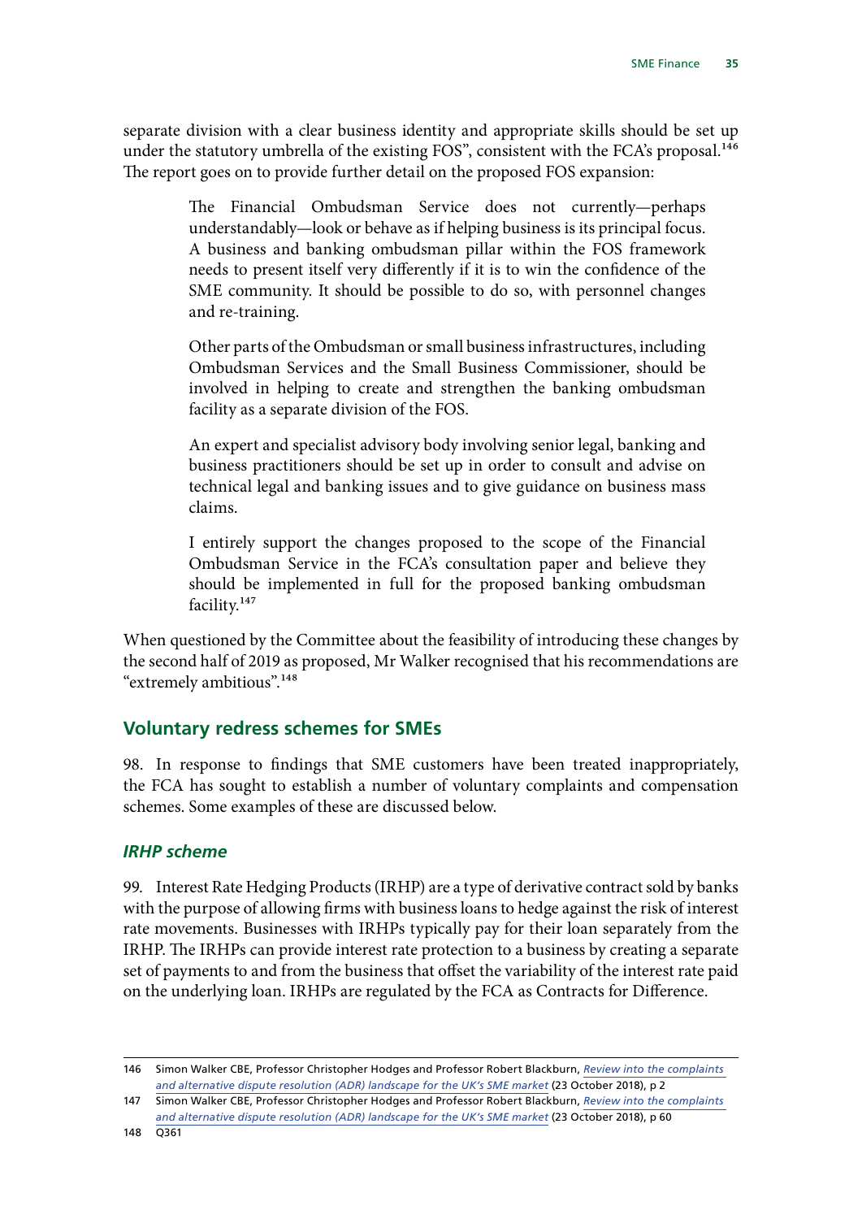separate division with a clear business identity and appropriate skills should be set up under the statutory umbrella of the existing FOS", consistent with the FCA's proposal.[146] The report goes on to provide further detail on the proposed FOS expansion:

> The Financial Ombudsman Service does not currently—perhaps understandably—look or behave as if helping business is its principal focus. A business and banking ombudsman pillar within the FOS framework needs to present itself very differently if it is to win the confidence of the SME community. It should be possible to do so, with personnel changes and re-training.
>
> Other parts of the Ombudsman or small business infrastructures, including Ombudsman Services and the Small Business Commissioner, should be involved in helping to create and strengthen the banking ombudsman facility as a separate division of the FOS.
>
> An expert and specialist advisory body involving senior legal, banking and business practitioners should be set up in order to consult and advise on technical legal and banking issues and to give guidance on business mass claims.
>
> I entirely support the changes proposed to the scope of the Financial Ombudsman Service in the FCA's consultation paper and believe they should be implemented in full for the proposed banking ombudsman facility.[147]

When questioned by the Committee about the feasibility of introducing these changes by the second half of 2019 as proposed, Mr Walker recognised that his recommendations are "extremely ambitious".[148]

## Voluntary redress schemes for SMEs

98. In response to findings that SME customers have been treated inappropriately, the FCA has sought to establish a number of voluntary complaints and compensation schemes. Some examples of these are discussed below.

### *IRHP scheme*

99. Interest Rate Hedging Products (IRHP) are a type of derivative contract sold by banks with the purpose of allowing firms with business loans to hedge against the risk of interest rate movements. Businesses with IRHPs typically pay for their loan separately from the IRHP. The IRHPs can provide interest rate protection to a business by creating a separate set of payments to and from the business that offset the variability of the interest rate paid on the underlying loan. IRHPs are regulated by the FCA as Contracts for Difference.

---

146 Simon Walker CBE, Professor Christopher Hodges and Professor Robert Blackburn, *Review into the complaints and alternative dispute resolution (ADR) landscape for the UK's SME market* (23 October 2018), p 2

147 Simon Walker CBE, Professor Christopher Hodges and Professor Robert Blackburn, *Review into the complaints and alternative dispute resolution (ADR) landscape for the UK's SME market* (23 October 2018), p 60

148 Q361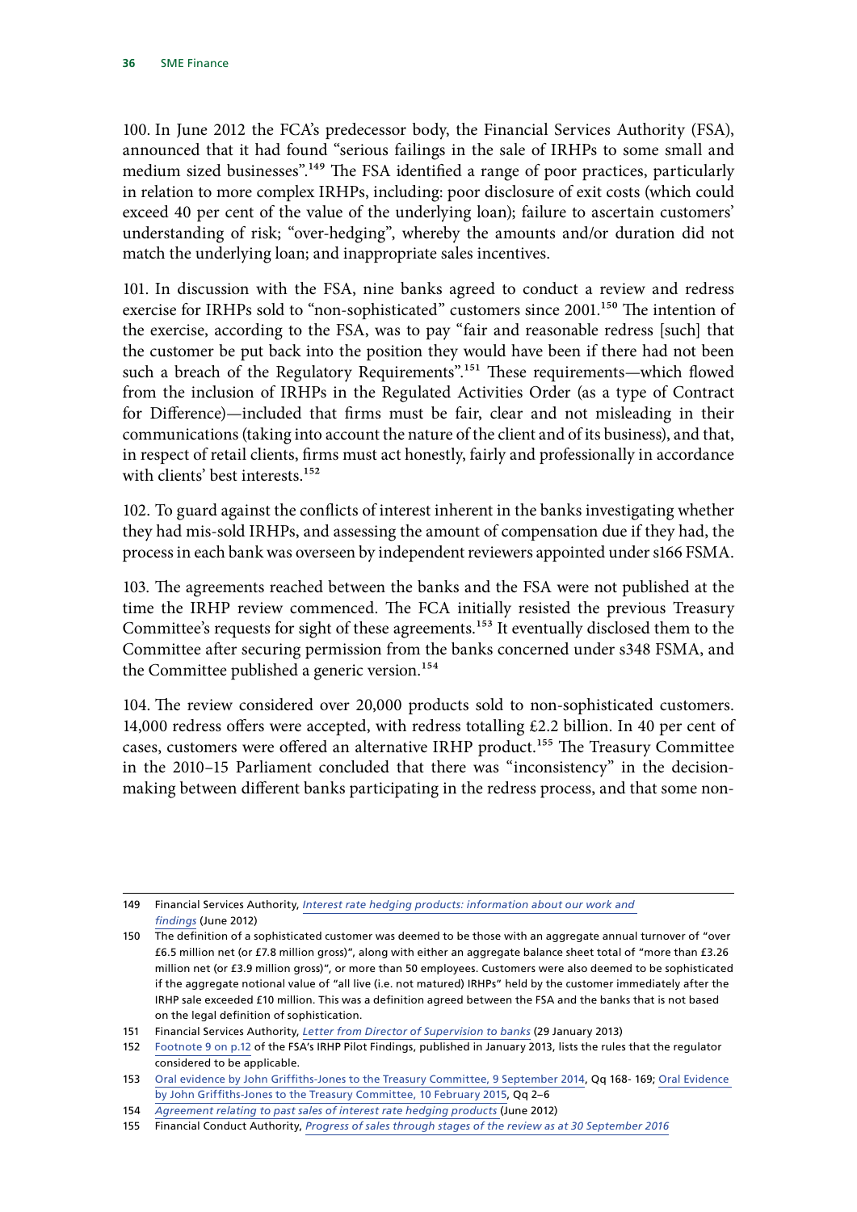100. In June 2012 the FCA's predecessor body, the Financial Services Authority (FSA), announced that it had found "serious failings in the sale of IRHPs to some small and medium sized businesses".[149] The FSA identified a range of poor practices, particularly in relation to more complex IRHPs, including: poor disclosure of exit costs (which could exceed 40 per cent of the value of the underlying loan); failure to ascertain customers' understanding of risk; "over-hedging", whereby the amounts and/or duration did not match the underlying loan; and inappropriate sales incentives.

101. In discussion with the FSA, nine banks agreed to conduct a review and redress exercise for IRHPs sold to "non-sophisticated" customers since 2001.[150] The intention of the exercise, according to the FSA, was to pay "fair and reasonable redress [such] that the customer be put back into the position they would have been if there had not been such a breach of the Regulatory Requirements".[151] These requirements—which flowed from the inclusion of IRHPs in the Regulated Activities Order (as a type of Contract for Difference)—included that firms must be fair, clear and not misleading in their communications (taking into account the nature of the client and of its business), and that, in respect of retail clients, firms must act honestly, fairly and professionally in accordance with clients' best interests.[152]

102. To guard against the conflicts of interest inherent in the banks investigating whether they had mis-sold IRHPs, and assessing the amount of compensation due if they had, the process in each bank was overseen by independent reviewers appointed under s166 FSMA.

103. The agreements reached between the banks and the FSA were not published at the time the IRHP review commenced. The FCA initially resisted the previous Treasury Committee's requests for sight of these agreements.[153] It eventually disclosed them to the Committee after securing permission from the banks concerned under s348 FSMA, and the Committee published a generic version.[154]

104. The review considered over 20,000 products sold to non-sophisticated customers. 14,000 redress offers were accepted, with redress totalling £2.2 billion. In 40 per cent of cases, customers were offered an alternative IRHP product.[155] The Treasury Committee in the 2010–15 Parliament concluded that there was "inconsistency" in the decision-making between different banks participating in the redress process, and that some non-

---

149 Financial Services Authority, *Interest rate hedging products: information about our work and findings* (June 2012)

150 The definition of a sophisticated customer was deemed to be those with an aggregate annual turnover of "over £6.5 million net (or £7.8 million gross)", along with either an aggregate balance sheet total of "more than £3.26 million net (or £3.9 million gross)", or more than 50 employees. Customers were also deemed to be sophisticated if the aggregate notional value of "all live (i.e. not matured) IRHPs" held by the customer immediately after the IRHP sale exceeded £10 million. This was a definition agreed between the FSA and the banks that is not based on the legal definition of sophistication.

151 Financial Services Authority, *Letter from Director of Supervision to banks* (29 January 2013)

152 Footnote 9 on p.12 of the FSA's IRHP Pilot Findings, published in January 2013, lists the rules that the regulator considered to be applicable.

153 Oral evidence by John Griffiths-Jones to the Treasury Committee, 9 September 2014, Qq 168- 169; Oral Evidence by John Griffiths-Jones to the Treasury Committee, 10 February 2015, Qq 2–6

154 *Agreement relating to past sales of interest rate hedging products* (June 2012)

155 Financial Conduct Authority, *Progress of sales through stages of the review as at 30 September 2016*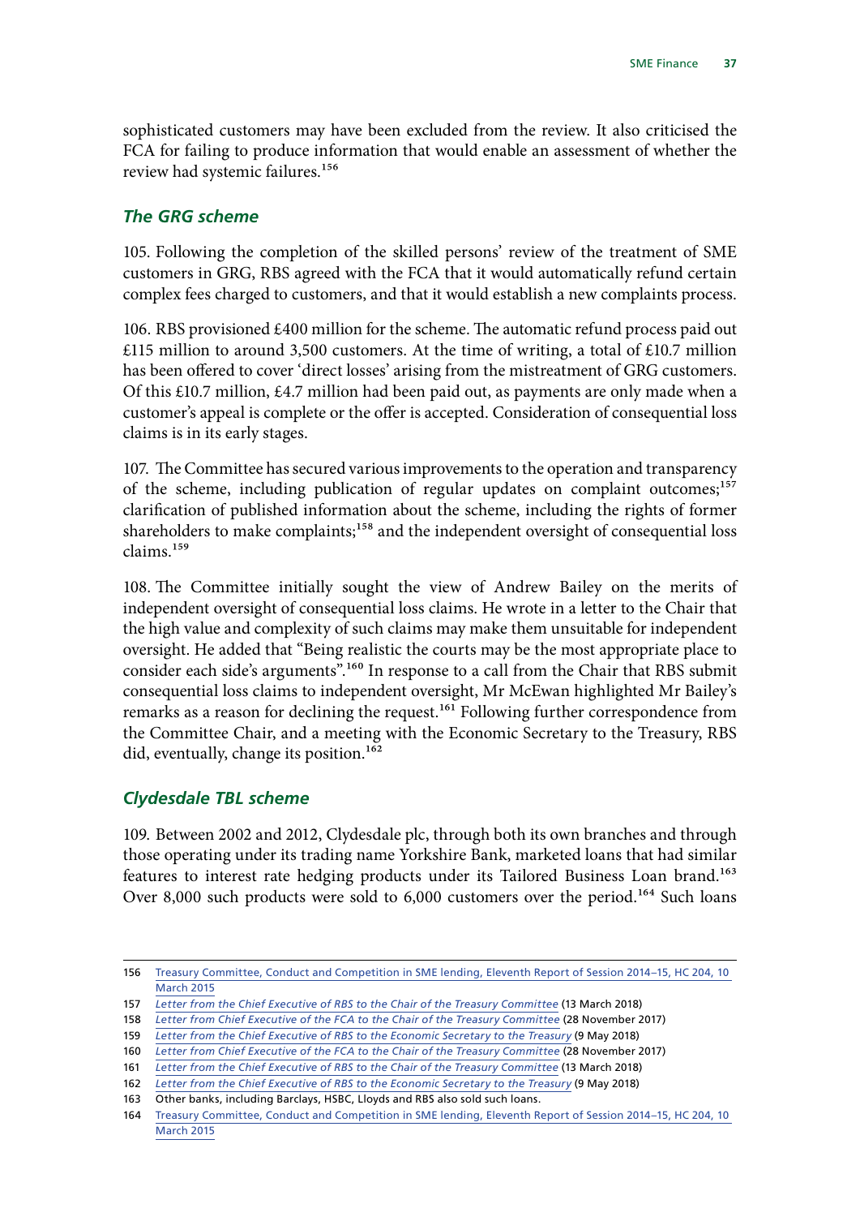sophisticated customers may have been excluded from the review. It also criticised the FCA for failing to produce information that would enable an assessment of whether the review had systemic failures.[156]

### *The GRG scheme*

105. Following the completion of the skilled persons' review of the treatment of SME customers in GRG, RBS agreed with the FCA that it would automatically refund certain complex fees charged to customers, and that it would establish a new complaints process.

106. RBS provisioned £400 million for the scheme. The automatic refund process paid out £115 million to around 3,500 customers. At the time of writing, a total of £10.7 million has been offered to cover 'direct losses' arising from the mistreatment of GRG customers. Of this £10.7 million, £4.7 million had been paid out, as payments are only made when a customer's appeal is complete or the offer is accepted. Consideration of consequential loss claims is in its early stages.

107. The Committee has secured various improvements to the operation and transparency of the scheme, including publication of regular updates on complaint outcomes;[157] clarification of published information about the scheme, including the rights of former shareholders to make complaints;[158] and the independent oversight of consequential loss claims.[159]

108. The Committee initially sought the view of Andrew Bailey on the merits of independent oversight of consequential loss claims. He wrote in a letter to the Chair that the high value and complexity of such claims may make them unsuitable for independent oversight. He added that "Being realistic the courts may be the most appropriate place to consider each side's arguments".[160] In response to a call from the Chair that RBS submit consequential loss claims to independent oversight, Mr McEwan highlighted Mr Bailey's remarks as a reason for declining the request.[161] Following further correspondence from the Committee Chair, and a meeting with the Economic Secretary to the Treasury, RBS did, eventually, change its position.[162]

### *Clydesdale TBL scheme*

109. Between 2002 and 2012, Clydesdale plc, through both its own branches and through those operating under its trading name Yorkshire Bank, marketed loans that had similar features to interest rate hedging products under its Tailored Business Loan brand.[163] Over 8,000 such products were sold to 6,000 customers over the period.[164] Such loans

---

156 Treasury Committee, Conduct and Competition in SME lending, Eleventh Report of Session 2014–15, HC 204, 10 March 2015

157 *Letter from the Chief Executive of RBS to the Chair of the Treasury Committee* (13 March 2018)

158 *Letter from Chief Executive of the FCA to the Chair of the Treasury Committee* (28 November 2017)

159 *Letter from the Chief Executive of RBS to the Economic Secretary to the Treasury* (9 May 2018)

160 *Letter from Chief Executive of the FCA to the Chair of the Treasury Committee* (28 November 2017)

161 *Letter from the Chief Executive of RBS to the Chair of the Treasury Committee* (13 March 2018)

162 *Letter from the Chief Executive of RBS to the Economic Secretary to the Treasury* (9 May 2018)

163 Other banks, including Barclays, HSBC, Lloyds and RBS also sold such loans.

164 Treasury Committee, Conduct and Competition in SME lending, Eleventh Report of Session 2014–15, HC 204, 10 March 2015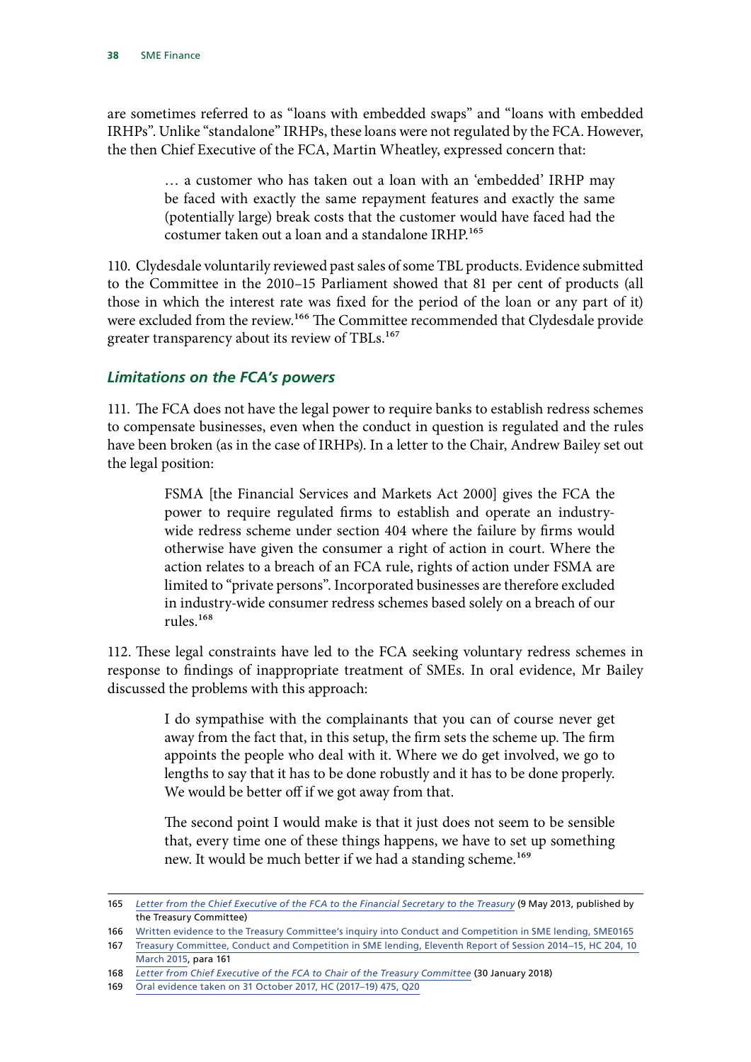are sometimes referred to as "loans with embedded swaps" and "loans with embedded IRHPs". Unlike "standalone" IRHPs, these loans were not regulated by the FCA. However, the then Chief Executive of the FCA, Martin Wheatley, expressed concern that:

> … a customer who has taken out a loan with an 'embedded' IRHP may be faced with exactly the same repayment features and exactly the same (potentially large) break costs that the customer would have faced had the costumer taken out a loan and a standalone IRHP.[165]

110. Clydesdale voluntarily reviewed past sales of some TBL products. Evidence submitted to the Committee in the 2010–15 Parliament showed that 81 per cent of products (all those in which the interest rate was fixed for the period of the loan or any part of it) were excluded from the review.[166] The Committee recommended that Clydesdale provide greater transparency about its review of TBLs.[167]

### *Limitations on the FCA's powers*

111. The FCA does not have the legal power to require banks to establish redress schemes to compensate businesses, even when the conduct in question is regulated and the rules have been broken (as in the case of IRHPs). In a letter to the Chair, Andrew Bailey set out the legal position:

> FSMA [the Financial Services and Markets Act 2000] gives the FCA the power to require regulated firms to establish and operate an industry-wide redress scheme under section 404 where the failure by firms would otherwise have given the consumer a right of action in court. Where the action relates to a breach of an FCA rule, rights of action under FSMA are limited to "private persons". Incorporated businesses are therefore excluded in industry-wide consumer redress schemes based solely on a breach of our rules.[168]

112. These legal constraints have led to the FCA seeking voluntary redress schemes in response to findings of inappropriate treatment of SMEs. In oral evidence, Mr Bailey discussed the problems with this approach:

> I do sympathise with the complainants that you can of course never get away from the fact that, in this setup, the firm sets the scheme up. The firm appoints the people who deal with it. Where we do get involved, we go to lengths to say that it has to be done robustly and it has to be done properly. We would be better off if we got away from that.
>
> The second point I would make is that it just does not seem to be sensible that, every time one of these things happens, we have to set up something new. It would be much better if we had a standing scheme.[169]

---

165 *Letter from the Chief Executive of the FCA to the Financial Secretary to the Treasury* (9 May 2013, published by the Treasury Committee)

166 Written evidence to the Treasury Committee's inquiry into Conduct and Competition in SME lending, SME0165

167 Treasury Committee, Conduct and Competition in SME lending, Eleventh Report of Session 2014–15, HC 204, 10 March 2015, para 161

168 *Letter from Chief Executive of the FCA to Chair of the Treasury Committee* (30 January 2018)

169 Oral evidence taken on 31 October 2017, HC (2017–19) 475, Q20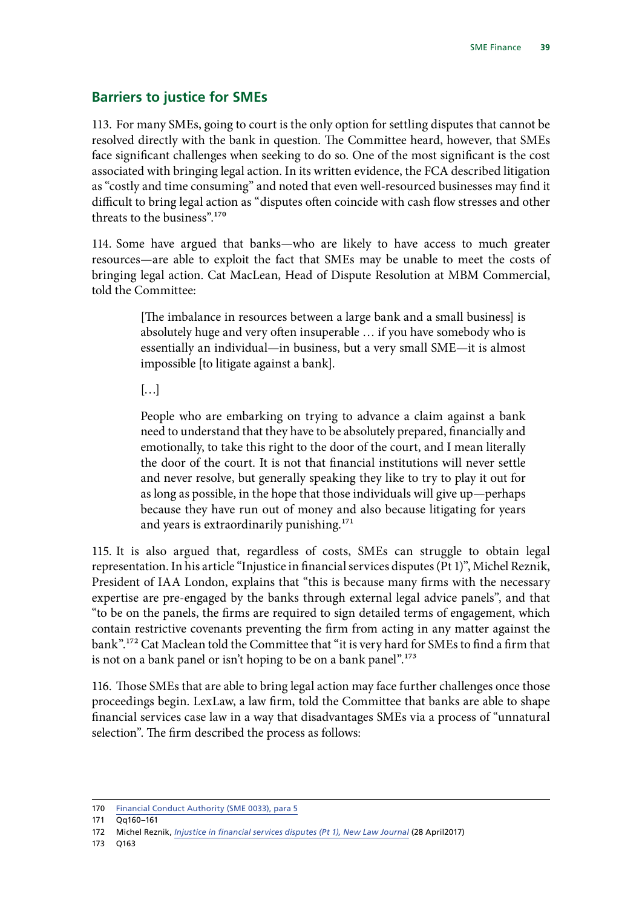## Barriers to justice for SMEs

113. For many SMEs, going to court is the only option for settling disputes that cannot be resolved directly with the bank in question. The Committee heard, however, that SMEs face significant challenges when seeking to do so. One of the most significant is the cost associated with bringing legal action. In its written evidence, the FCA described litigation as "costly and time consuming" and noted that even well-resourced businesses may find it difficult to bring legal action as "disputes often coincide with cash flow stresses and other threats to the business".[170]

114. Some have argued that banks—who are likely to have access to much greater resources—are able to exploit the fact that SMEs may be unable to meet the costs of bringing legal action. Cat MacLean, Head of Dispute Resolution at MBM Commercial, told the Committee:

> [The imbalance in resources between a large bank and a small business] is absolutely huge and very often insuperable … if you have somebody who is essentially an individual—in business, but a very small SME—it is almost impossible [to litigate against a bank].
>
> […]
>
> People who are embarking on trying to advance a claim against a bank need to understand that they have to be absolutely prepared, financially and emotionally, to take this right to the door of the court, and I mean literally the door of the court. It is not that financial institutions will never settle and never resolve, but generally speaking they like to try to play it out for as long as possible, in the hope that those individuals will give up—perhaps because they have run out of money and also because litigating for years and years is extraordinarily punishing.[171]

115. It is also argued that, regardless of costs, SMEs can struggle to obtain legal representation. In his article "Injustice in financial services disputes (Pt 1)", Michel Reznik, President of IAA London, explains that "this is because many firms with the necessary expertise are pre-engaged by the banks through external legal advice panels", and that "to be on the panels, the firms are required to sign detailed terms of engagement, which contain restrictive covenants preventing the firm from acting in any matter against the bank".[172] Cat Maclean told the Committee that "it is very hard for SMEs to find a firm that is not on a bank panel or isn't hoping to be on a bank panel".[173]

116. Those SMEs that are able to bring legal action may face further challenges once those proceedings begin. LexLaw, a law firm, told the Committee that banks are able to shape financial services case law in a way that disadvantages SMEs via a process of "unnatural selection". The firm described the process as follows:

---

170 Financial Conduct Authority (SME 0033), para 5

171 Qq160–161

172 Michel Reznik, *Injustice in financial services disputes (Pt 1), New Law Journal* (28 April2017)

173 Q163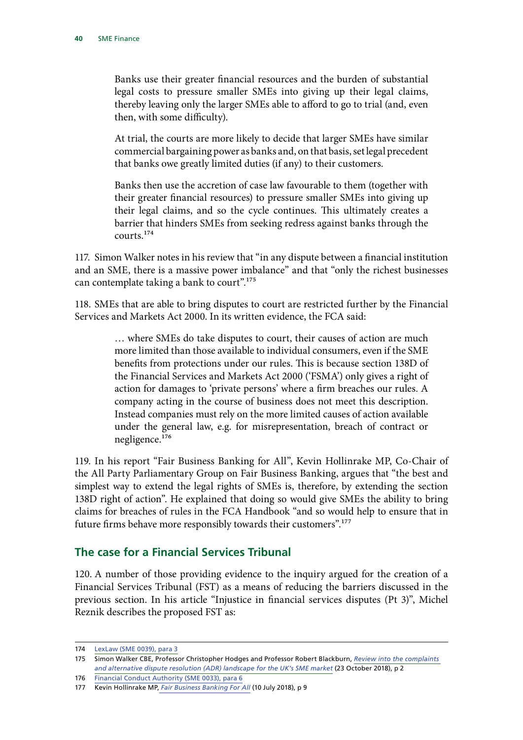> Banks use their greater financial resources and the burden of substantial legal costs to pressure smaller SMEs into giving up their legal claims, thereby leaving only the larger SMEs able to afford to go to trial (and, even then, with some difficulty).
>
> At trial, the courts are more likely to decide that larger SMEs have similar commercial bargaining power as banks and, on that basis, set legal precedent that banks owe greatly limited duties (if any) to their customers.
>
> Banks then use the accretion of case law favourable to them (together with their greater financial resources) to pressure smaller SMEs into giving up their legal claims, and so the cycle continues. This ultimately creates a barrier that hinders SMEs from seeking redress against banks through the courts.[174]

117. Simon Walker notes in his review that "in any dispute between a financial institution and an SME, there is a massive power imbalance" and that "only the richest businesses can contemplate taking a bank to court".[175]

118. SMEs that are able to bring disputes to court are restricted further by the Financial Services and Markets Act 2000. In its written evidence, the FCA said:

> … where SMEs do take disputes to court, their causes of action are much more limited than those available to individual consumers, even if the SME benefits from protections under our rules. This is because section 138D of the Financial Services and Markets Act 2000 ('FSMA') only gives a right of action for damages to 'private persons' where a firm breaches our rules. A company acting in the course of business does not meet this description. Instead companies must rely on the more limited causes of action available under the general law, e.g. for misrepresentation, breach of contract or negligence.[176]

119. In his report "Fair Business Banking for All", Kevin Hollinrake MP, Co-Chair of the All Party Parliamentary Group on Fair Business Banking, argues that "the best and simplest way to extend the legal rights of SMEs is, therefore, by extending the section 138D right of action". He explained that doing so would give SMEs the ability to bring claims for breaches of rules in the FCA Handbook "and so would help to ensure that in future firms behave more responsibly towards their customers".[177]

## The case for a Financial Services Tribunal

120. A number of those providing evidence to the inquiry argued for the creation of a Financial Services Tribunal (FST) as a means of reducing the barriers discussed in the previous section. In his article "Injustice in financial services disputes (Pt 3)", Michel Reznik describes the proposed FST as:

---

174 LexLaw (SME 0039), para 3

175 Simon Walker CBE, Professor Christopher Hodges and Professor Robert Blackburn, *Review into the complaints and alternative dispute resolution (ADR) landscape for the UK's SME market* (23 October 2018), p 2

176 Financial Conduct Authority (SME 0033), para 6

177 Kevin Hollinrake MP, *Fair Business Banking For All* (10 July 2018), p 9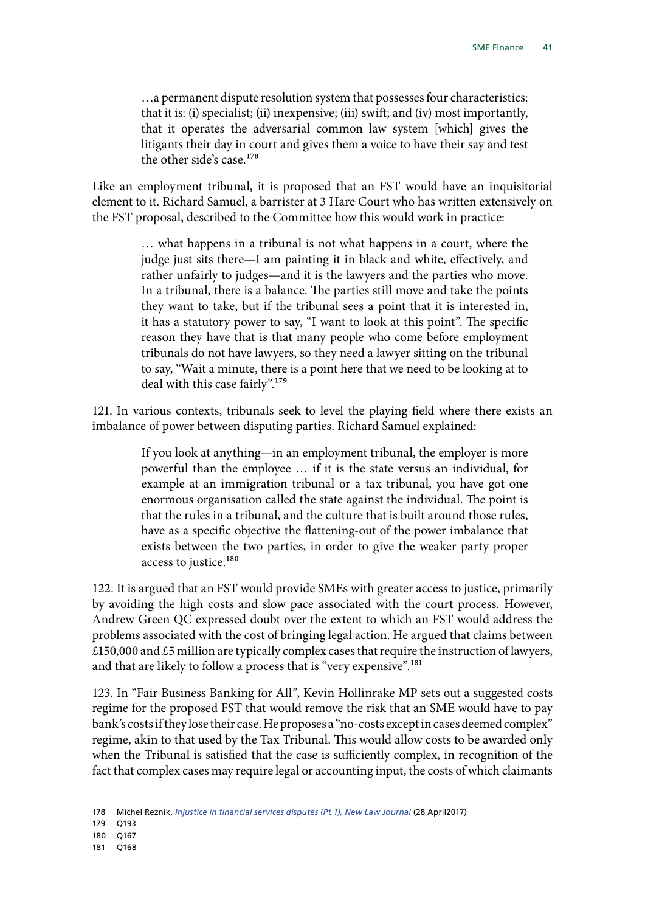> …a permanent dispute resolution system that possesses four characteristics: that it is: (i) specialist; (ii) inexpensive; (iii) swift; and (iv) most importantly, that it operates the adversarial common law system [which] gives the litigants their day in court and gives them a voice to have their say and test the other side's case.[178]

Like an employment tribunal, it is proposed that an FST would have an inquisitorial element to it. Richard Samuel, a barrister at 3 Hare Court who has written extensively on the FST proposal, described to the Committee how this would work in practice:

> … what happens in a tribunal is not what happens in a court, where the judge just sits there—I am painting it in black and white, effectively, and rather unfairly to judges—and it is the lawyers and the parties who move. In a tribunal, there is a balance. The parties still move and take the points they want to take, but if the tribunal sees a point that it is interested in, it has a statutory power to say, "I want to look at this point". The specific reason they have that is that many people who come before employment tribunals do not have lawyers, so they need a lawyer sitting on the tribunal to say, "Wait a minute, there is a point here that we need to be looking at to deal with this case fairly".[179]

121. In various contexts, tribunals seek to level the playing field where there exists an imbalance of power between disputing parties. Richard Samuel explained:

> If you look at anything—in an employment tribunal, the employer is more powerful than the employee … if it is the state versus an individual, for example at an immigration tribunal or a tax tribunal, you have got one enormous organisation called the state against the individual. The point is that the rules in a tribunal, and the culture that is built around those rules, have as a specific objective the flattening-out of the power imbalance that exists between the two parties, in order to give the weaker party proper access to justice.[180]

122. It is argued that an FST would provide SMEs with greater access to justice, primarily by avoiding the high costs and slow pace associated with the court process. However, Andrew Green QC expressed doubt over the extent to which an FST would address the problems associated with the cost of bringing legal action. He argued that claims between £150,000 and £5 million are typically complex cases that require the instruction of lawyers, and that are likely to follow a process that is "very expensive".[181]

123. In "Fair Business Banking for All", Kevin Hollinrake MP sets out a suggested costs regime for the proposed FST that would remove the risk that an SME would have to pay bank's costs if they lose their case. He proposes a "no-costs except in cases deemed complex" regime, akin to that used by the Tax Tribunal. This would allow costs to be awarded only when the Tribunal is satisfied that the case is sufficiently complex, in recognition of the fact that complex cases may require legal or accounting input, the costs of which claimants

---

178 Michel Reznik, *Injustice in financial services disputes (Pt 1), New Law Journal* (28 April2017)

179 Q193

180 Q167

181 Q168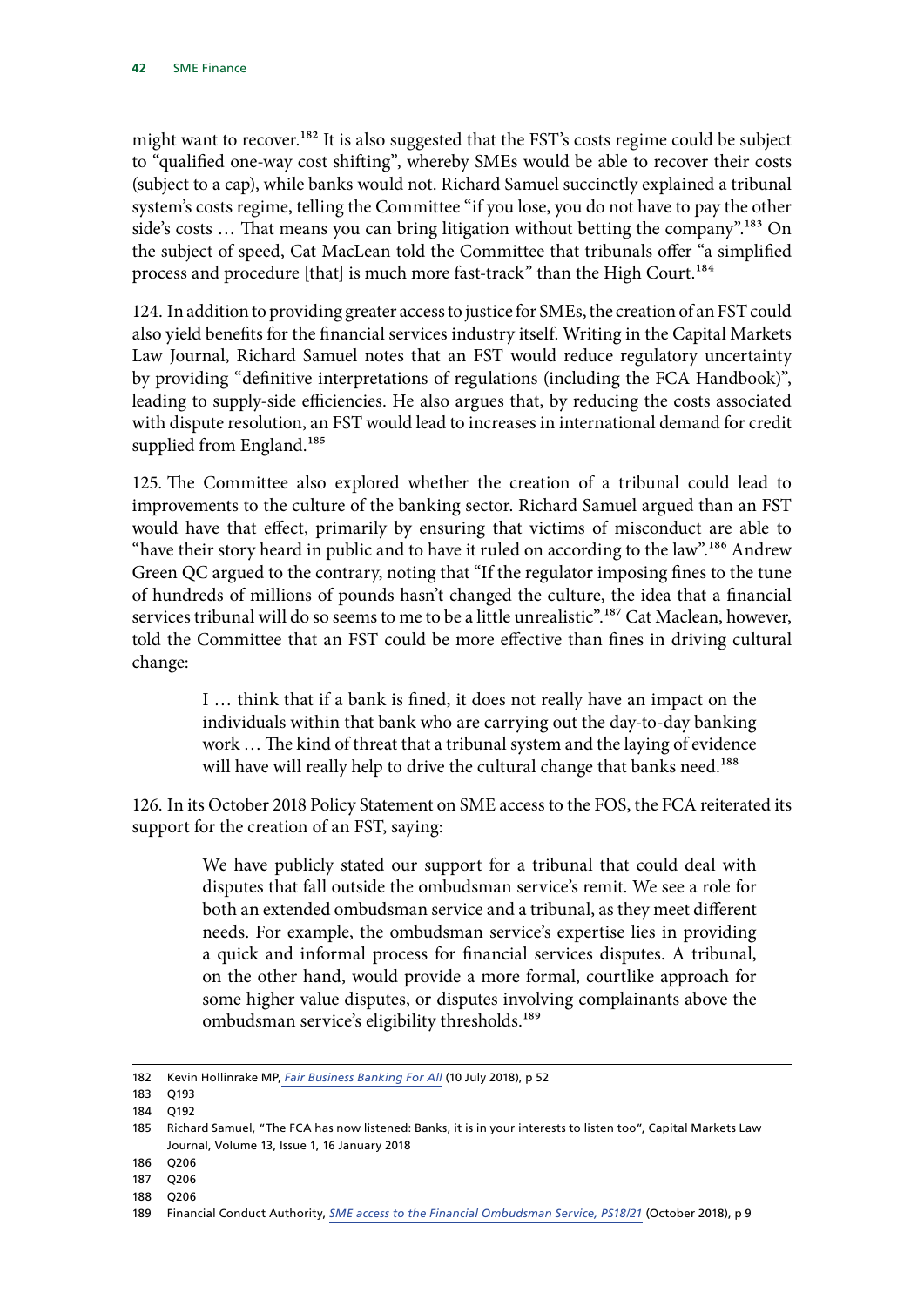might want to recover.[182] It is also suggested that the FST's costs regime could be subject to "qualified one-way cost shifting", whereby SMEs would be able to recover their costs (subject to a cap), while banks would not. Richard Samuel succinctly explained a tribunal system's costs regime, telling the Committee "if you lose, you do not have to pay the other side's costs … That means you can bring litigation without betting the company".[183] On the subject of speed, Cat MacLean told the Committee that tribunals offer "a simplified process and procedure [that] is much more fast-track" than the High Court.[184]

124. In addition to providing greater access to justice for SMEs, the creation of an FST could also yield benefits for the financial services industry itself. Writing in the Capital Markets Law Journal, Richard Samuel notes that an FST would reduce regulatory uncertainty by providing "definitive interpretations of regulations (including the FCA Handbook)", leading to supply-side efficiencies. He also argues that, by reducing the costs associated with dispute resolution, an FST would lead to increases in international demand for credit supplied from England.[185]

125. The Committee also explored whether the creation of a tribunal could lead to improvements to the culture of the banking sector. Richard Samuel argued than an FST would have that effect, primarily by ensuring that victims of misconduct are able to "have their story heard in public and to have it ruled on according to the law".[186] Andrew Green QC argued to the contrary, noting that "If the regulator imposing fines to the tune of hundreds of millions of pounds hasn't changed the culture, the idea that a financial services tribunal will do so seems to me to be a little unrealistic".[187] Cat Maclean, however, told the Committee that an FST could be more effective than fines in driving cultural change:

> I … think that if a bank is fined, it does not really have an impact on the individuals within that bank who are carrying out the day-to-day banking work … The kind of threat that a tribunal system and the laying of evidence will have will really help to drive the cultural change that banks need.[188]

126. In its October 2018 Policy Statement on SME access to the FOS, the FCA reiterated its support for the creation of an FST, saying:

> We have publicly stated our support for a tribunal that could deal with disputes that fall outside the ombudsman service's remit. We see a role for both an extended ombudsman service and a tribunal, as they meet different needs. For example, the ombudsman service's expertise lies in providing a quick and informal process for financial services disputes. A tribunal, on the other hand, would provide a more formal, courtlike approach for some higher value disputes, or disputes involving complainants above the ombudsman service's eligibility thresholds.[189]

---

182 Kevin Hollinrake MP, *Fair Business Banking For All* (10 July 2018), p 52

183 Q193

184 Q192

185 Richard Samuel, "The FCA has now listened: Banks, it is in your interests to listen too", Capital Markets Law Journal, Volume 13, Issue 1, 16 January 2018

186 Q206

187 Q206

188 Q206

189 Financial Conduct Authority, *SME access to the Financial Ombudsman Service, PS18/21* (October 2018), p 9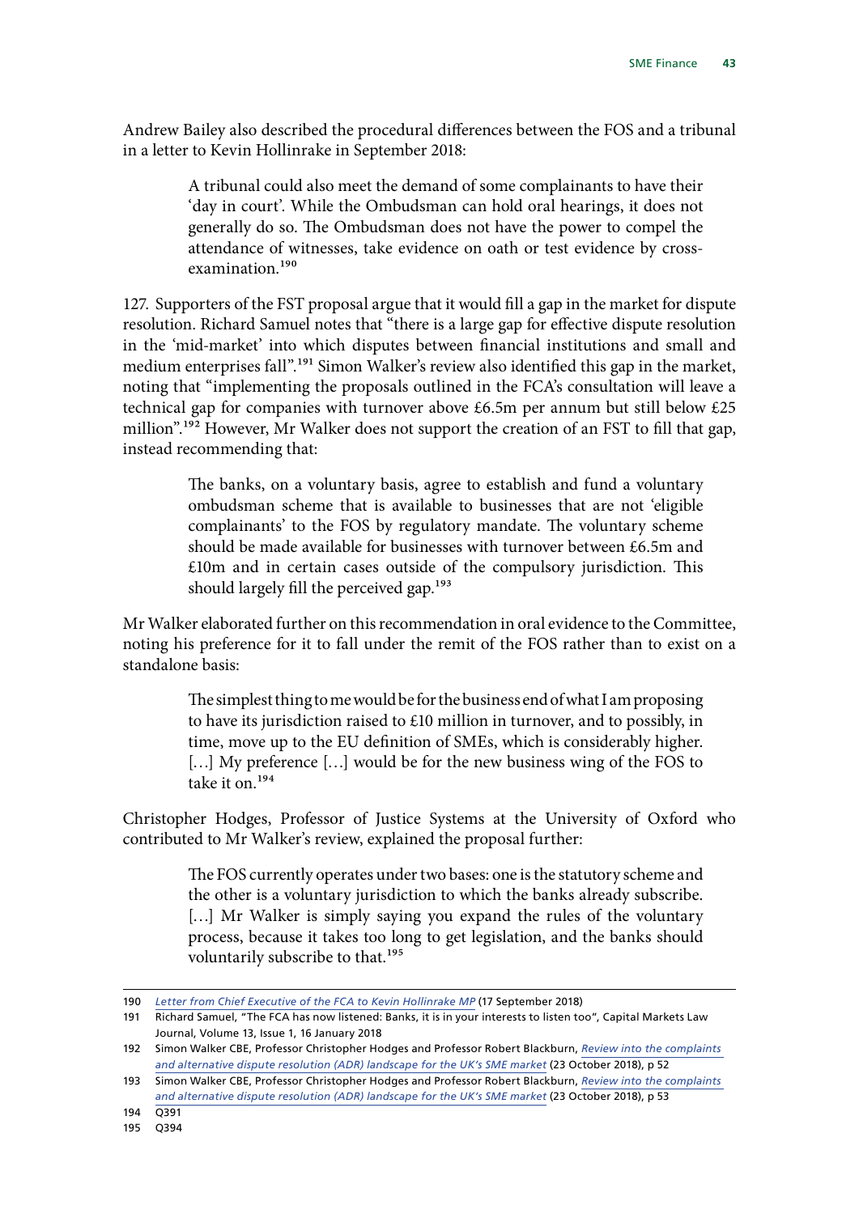Andrew Bailey also described the procedural differences between the FOS and a tribunal in a letter to Kevin Hollinrake in September 2018:

> A tribunal could also meet the demand of some complainants to have their 'day in court'. While the Ombudsman can hold oral hearings, it does not generally do so. The Ombudsman does not have the power to compel the attendance of witnesses, take evidence on oath or test evidence by cross-examination.[190]

127. Supporters of the FST proposal argue that it would fill a gap in the market for dispute resolution. Richard Samuel notes that "there is a large gap for effective dispute resolution in the 'mid-market' into which disputes between financial institutions and small and medium enterprises fall".[191] Simon Walker's review also identified this gap in the market, noting that "implementing the proposals outlined in the FCA's consultation will leave a technical gap for companies with turnover above £6.5m per annum but still below £25 million".[192] However, Mr Walker does not support the creation of an FST to fill that gap, instead recommending that:

> The banks, on a voluntary basis, agree to establish and fund a voluntary ombudsman scheme that is available to businesses that are not 'eligible complainants' to the FOS by regulatory mandate. The voluntary scheme should be made available for businesses with turnover between £6.5m and £10m and in certain cases outside of the compulsory jurisdiction. This should largely fill the perceived gap.[193]

Mr Walker elaborated further on this recommendation in oral evidence to the Committee, noting his preference for it to fall under the remit of the FOS rather than to exist on a standalone basis:

> The simplest thing to me would be for the business end of what I am proposing to have its jurisdiction raised to £10 million in turnover, and to possibly, in time, move up to the EU definition of SMEs, which is considerably higher. […] My preference […] would be for the new business wing of the FOS to take it on.[194]

Christopher Hodges, Professor of Justice Systems at the University of Oxford who contributed to Mr Walker's review, explained the proposal further:

> The FOS currently operates under two bases: one is the statutory scheme and the other is a voluntary jurisdiction to which the banks already subscribe. […] Mr Walker is simply saying you expand the rules of the voluntary process, because it takes too long to get legislation, and the banks should voluntarily subscribe to that.[195]

---

190 *Letter from Chief Executive of the FCA to Kevin Hollinrake MP* (17 September 2018)

191 Richard Samuel, "The FCA has now listened: Banks, it is in your interests to listen too", Capital Markets Law Journal, Volume 13, Issue 1, 16 January 2018

192 Simon Walker CBE, Professor Christopher Hodges and Professor Robert Blackburn, *Review into the complaints and alternative dispute resolution (ADR) landscape for the UK's SME market* (23 October 2018), p 52

193 Simon Walker CBE, Professor Christopher Hodges and Professor Robert Blackburn, *Review into the complaints and alternative dispute resolution (ADR) landscape for the UK's SME market* (23 October 2018), p 53

194 Q391

195 Q394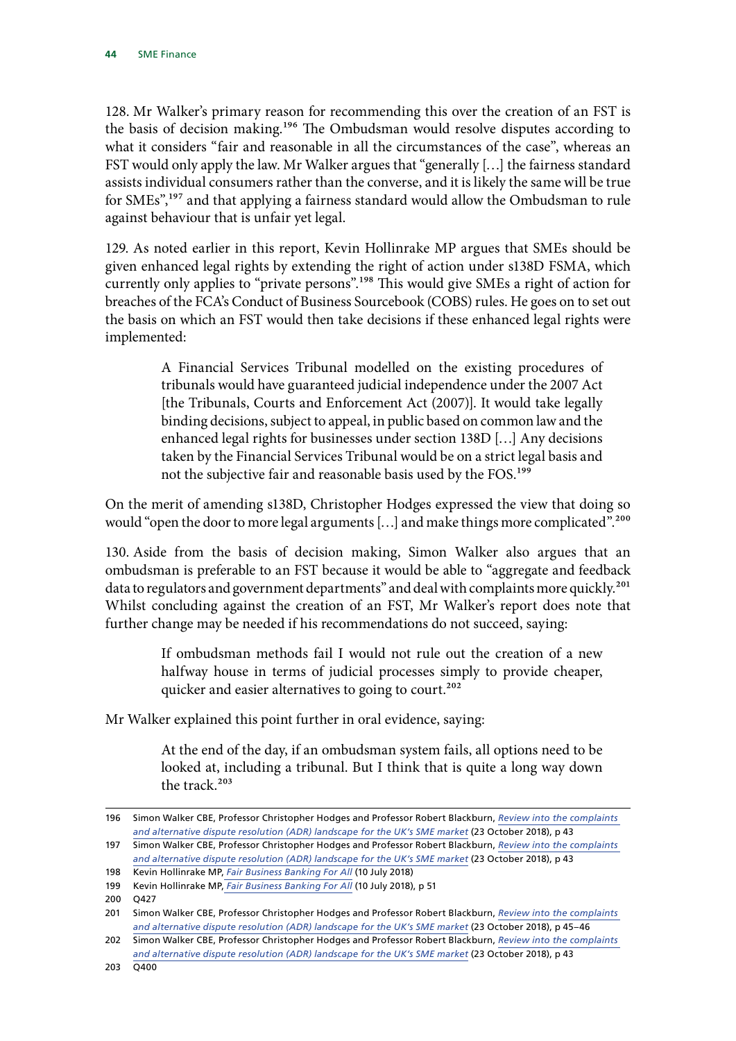128. Mr Walker's primary reason for recommending this over the creation of an FST is the basis of decision making.[196] The Ombudsman would resolve disputes according to what it considers "fair and reasonable in all the circumstances of the case", whereas an FST would only apply the law. Mr Walker argues that "generally […] the fairness standard assists individual consumers rather than the converse, and it is likely the same will be true for SMEs",[197] and that applying a fairness standard would allow the Ombudsman to rule against behaviour that is unfair yet legal.

129. As noted earlier in this report, Kevin Hollinrake MP argues that SMEs should be given enhanced legal rights by extending the right of action under s138D FSMA, which currently only applies to "private persons".[198] This would give SMEs a right of action for breaches of the FCA's Conduct of Business Sourcebook (COBS) rules. He goes on to set out the basis on which an FST would then take decisions if these enhanced legal rights were implemented:

> A Financial Services Tribunal modelled on the existing procedures of tribunals would have guaranteed judicial independence under the 2007 Act [the Tribunals, Courts and Enforcement Act (2007)]. It would take legally binding decisions, subject to appeal, in public based on common law and the enhanced legal rights for businesses under section 138D […] Any decisions taken by the Financial Services Tribunal would be on a strict legal basis and not the subjective fair and reasonable basis used by the FOS.[199]

On the merit of amending s138D, Christopher Hodges expressed the view that doing so would "open the door to more legal arguments […] and make things more complicated".[200]

130. Aside from the basis of decision making, Simon Walker also argues that an ombudsman is preferable to an FST because it would be able to "aggregate and feedback data to regulators and government departments" and deal with complaints more quickly.[201] Whilst concluding against the creation of an FST, Mr Walker's report does note that further change may be needed if his recommendations do not succeed, saying:

> If ombudsman methods fail I would not rule out the creation of a new halfway house in terms of judicial processes simply to provide cheaper, quicker and easier alternatives to going to court.[202]

Mr Walker explained this point further in oral evidence, saying:

> At the end of the day, if an ombudsman system fails, all options need to be looked at, including a tribunal. But I think that is quite a long way down the track.[203]

---

196 Simon Walker CBE, Professor Christopher Hodges and Professor Robert Blackburn, *Review into the complaints and alternative dispute resolution (ADR) landscape for the UK's SME market* (23 October 2018), p 43

197 Simon Walker CBE, Professor Christopher Hodges and Professor Robert Blackburn, *Review into the complaints and alternative dispute resolution (ADR) landscape for the UK's SME market* (23 October 2018), p 43

198 Kevin Hollinrake MP, *Fair Business Banking For All* (10 July 2018)

199 Kevin Hollinrake MP, *Fair Business Banking For All* (10 July 2018), p 51

200 Q427

201 Simon Walker CBE, Professor Christopher Hodges and Professor Robert Blackburn, *Review into the complaints and alternative dispute resolution (ADR) landscape for the UK's SME market* (23 October 2018), p 45–46

202 Simon Walker CBE, Professor Christopher Hodges and Professor Robert Blackburn, *Review into the complaints and alternative dispute resolution (ADR) landscape for the UK's SME market* (23 October 2018), p 43

203 Q400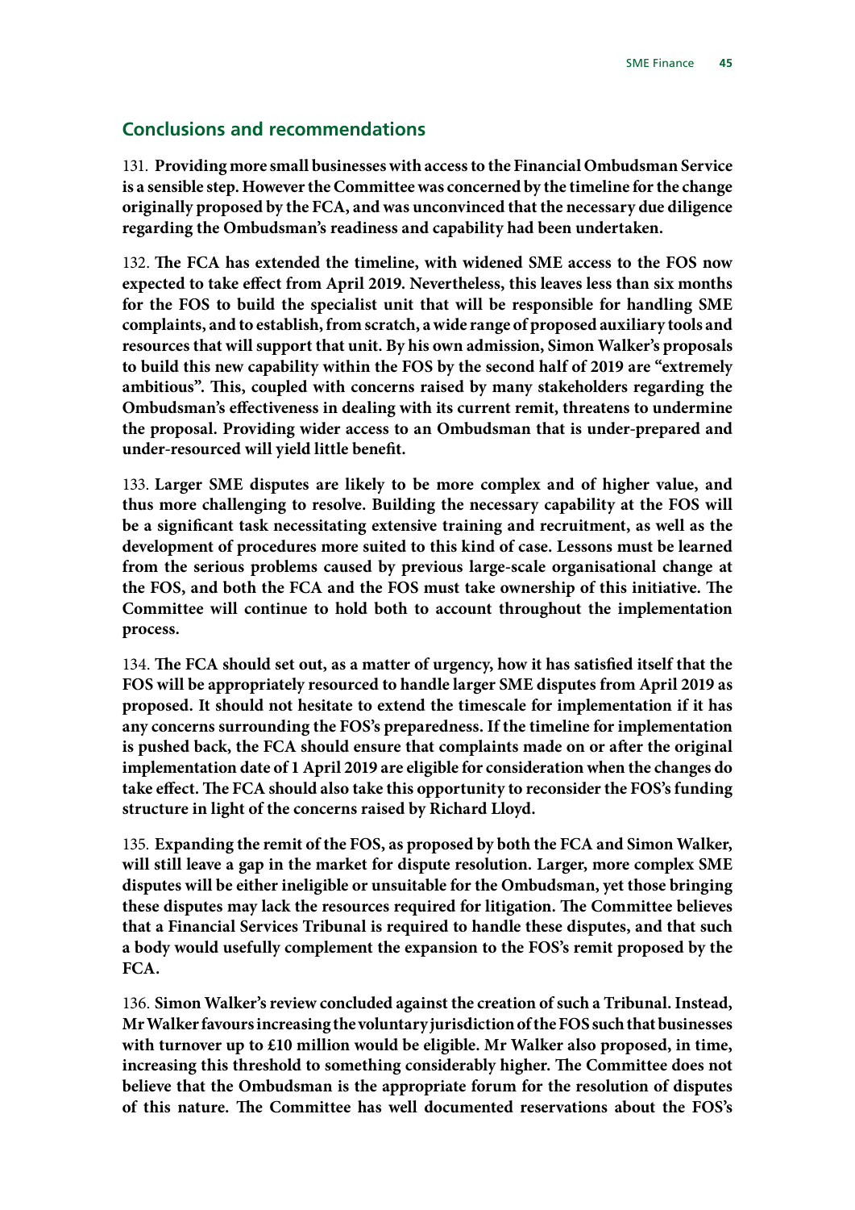## Conclusions and recommendations

131. **Providing more small businesses with access to the Financial Ombudsman Service is a sensible step. However the Committee was concerned by the timeline for the change originally proposed by the FCA, and was unconvinced that the necessary due diligence regarding the Ombudsman's readiness and capability had been undertaken.**

132. **The FCA has extended the timeline, with widened SME access to the FOS now expected to take effect from April 2019. Nevertheless, this leaves less than six months for the FOS to build the specialist unit that will be responsible for handling SME complaints, and to establish, from scratch, a wide range of proposed auxiliary tools and resources that will support that unit. By his own admission, Simon Walker's proposals to build this new capability within the FOS by the second half of 2019 are "extremely ambitious". This, coupled with concerns raised by many stakeholders regarding the Ombudsman's effectiveness in dealing with its current remit, threatens to undermine the proposal. Providing wider access to an Ombudsman that is under-prepared and under-resourced will yield little benefit.**

133. **Larger SME disputes are likely to be more complex and of higher value, and thus more challenging to resolve. Building the necessary capability at the FOS will be a significant task necessitating extensive training and recruitment, as well as the development of procedures more suited to this kind of case. Lessons must be learned from the serious problems caused by previous large-scale organisational change at the FOS, and both the FCA and the FOS must take ownership of this initiative. The Committee will continue to hold both to account throughout the implementation process.**

134. **The FCA should set out, as a matter of urgency, how it has satisfied itself that the FOS will be appropriately resourced to handle larger SME disputes from April 2019 as proposed. It should not hesitate to extend the timescale for implementation if it has any concerns surrounding the FOS's preparedness. If the timeline for implementation is pushed back, the FCA should ensure that complaints made on or after the original implementation date of 1 April 2019 are eligible for consideration when the changes do take effect. The FCA should also take this opportunity to reconsider the FOS's funding structure in light of the concerns raised by Richard Lloyd.**

135. **Expanding the remit of the FOS, as proposed by both the FCA and Simon Walker, will still leave a gap in the market for dispute resolution. Larger, more complex SME disputes will be either ineligible or unsuitable for the Ombudsman, yet those bringing these disputes may lack the resources required for litigation. The Committee believes that a Financial Services Tribunal is required to handle these disputes, and that such a body would usefully complement the expansion to the FOS's remit proposed by the FCA.**

136. **Simon Walker's review concluded against the creation of such a Tribunal. Instead, Mr Walker favours increasing the voluntary jurisdiction of the FOS such that businesses with turnover up to £10 million would be eligible. Mr Walker also proposed, in time, increasing this threshold to something considerably higher. The Committee does not believe that the Ombudsman is the appropriate forum for the resolution of disputes of this nature. The Committee has well documented reservations about the FOS's**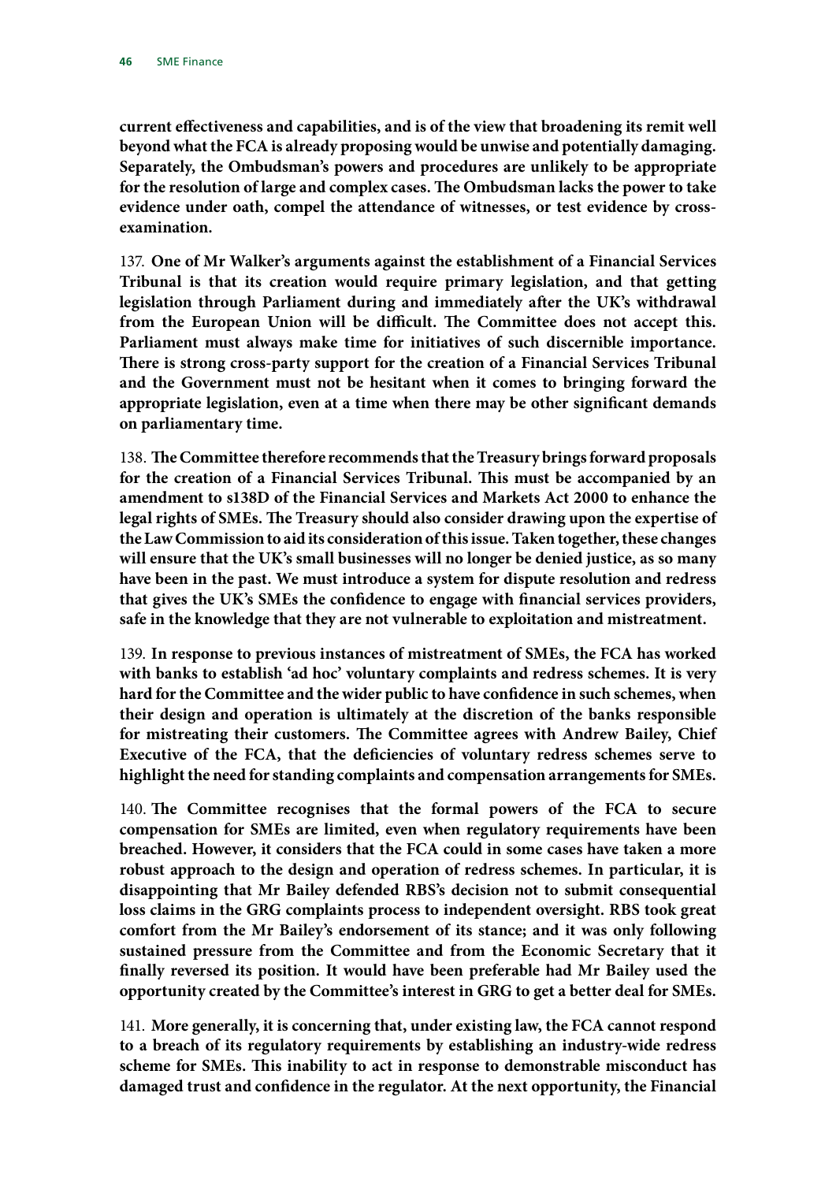**current effectiveness and capabilities, and is of the view that broadening its remit well beyond what the FCA is already proposing would be unwise and potentially damaging. Separately, the Ombudsman's powers and procedures are unlikely to be appropriate for the resolution of large and complex cases. The Ombudsman lacks the power to take evidence under oath, compel the attendance of witnesses, or test evidence by cross-examination.**

137. **One of Mr Walker's arguments against the establishment of a Financial Services Tribunal is that its creation would require primary legislation, and that getting legislation through Parliament during and immediately after the UK's withdrawal from the European Union will be difficult. The Committee does not accept this. Parliament must always make time for initiatives of such discernible importance. There is strong cross-party support for the creation of a Financial Services Tribunal and the Government must not be hesitant when it comes to bringing forward the appropriate legislation, even at a time when there may be other significant demands on parliamentary time.**

138. **The Committee therefore recommends that the Treasury brings forward proposals for the creation of a Financial Services Tribunal. This must be accompanied by an amendment to s138D of the Financial Services and Markets Act 2000 to enhance the legal rights of SMEs. The Treasury should also consider drawing upon the expertise of the Law Commission to aid its consideration of this issue. Taken together, these changes will ensure that the UK's small businesses will no longer be denied justice, as so many have been in the past. We must introduce a system for dispute resolution and redress that gives the UK's SMEs the confidence to engage with financial services providers, safe in the knowledge that they are not vulnerable to exploitation and mistreatment.**

139. **In response to previous instances of mistreatment of SMEs, the FCA has worked with banks to establish 'ad hoc' voluntary complaints and redress schemes. It is very hard for the Committee and the wider public to have confidence in such schemes, when their design and operation is ultimately at the discretion of the banks responsible for mistreating their customers. The Committee agrees with Andrew Bailey, Chief Executive of the FCA, that the deficiencies of voluntary redress schemes serve to highlight the need for standing complaints and compensation arrangements for SMEs.**

140. **The Committee recognises that the formal powers of the FCA to secure compensation for SMEs are limited, even when regulatory requirements have been breached. However, it considers that the FCA could in some cases have taken a more robust approach to the design and operation of redress schemes. In particular, it is disappointing that Mr Bailey defended RBS's decision not to submit consequential loss claims in the GRG complaints process to independent oversight. RBS took great comfort from the Mr Bailey's endorsement of its stance; and it was only following sustained pressure from the Committee and from the Economic Secretary that it finally reversed its position. It would have been preferable had Mr Bailey used the opportunity created by the Committee's interest in GRG to get a better deal for SMEs.**

141. **More generally, it is concerning that, under existing law, the FCA cannot respond to a breach of its regulatory requirements by establishing an industry-wide redress scheme for SMEs. This inability to act in response to demonstrable misconduct has damaged trust and confidence in the regulator. At the next opportunity, the Financial**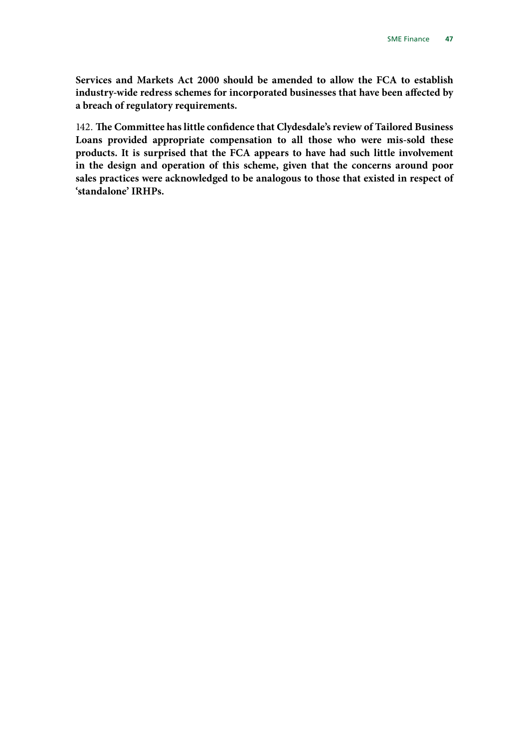**Services and Markets Act 2000 should be amended to allow the FCA to establish industry-wide redress schemes for incorporated businesses that have been affected by a breach of regulatory requirements.**

142. **The Committee has little confidence that Clydesdale's review of Tailored Business Loans provided appropriate compensation to all those who were mis-sold these products. It is surprised that the FCA appears to have had such little involvement in the design and operation of this scheme, given that the concerns around poor sales practices were acknowledged to be analogous to those that existed in respect of 'standalone' IRHPs.**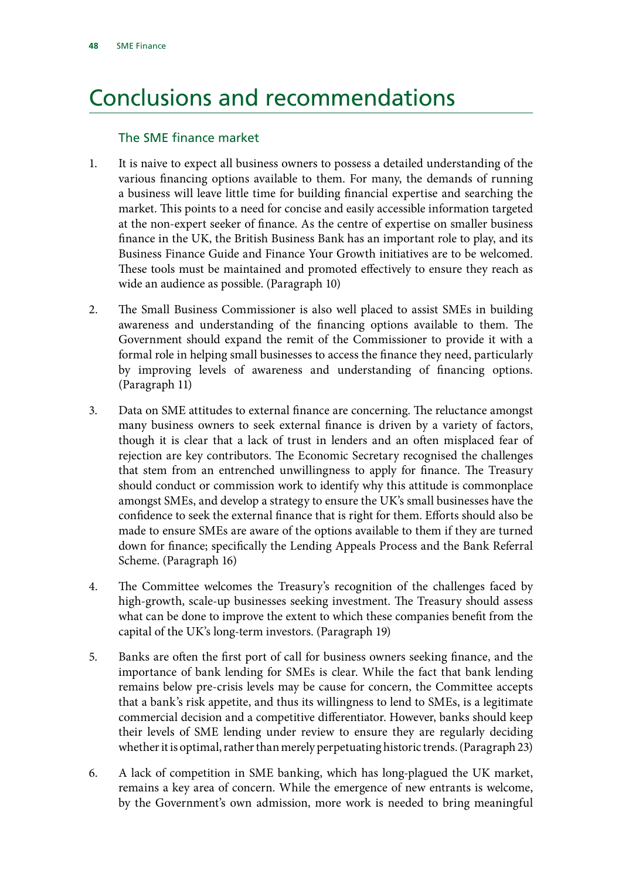# Conclusions and recommendations

## The SME finance market

1. It is naive to expect all business owners to possess a detailed understanding of the various financing options available to them. For many, the demands of running a business will leave little time for building financial expertise and searching the market. This points to a need for concise and easily accessible information targeted at the non-expert seeker of finance. As the centre of expertise on smaller business finance in the UK, the British Business Bank has an important role to play, and its Business Finance Guide and Finance Your Growth initiatives are to be welcomed. These tools must be maintained and promoted effectively to ensure they reach as wide an audience as possible. (Paragraph 10)

2. The Small Business Commissioner is also well placed to assist SMEs in building awareness and understanding of the financing options available to them. The Government should expand the remit of the Commissioner to provide it with a formal role in helping small businesses to access the finance they need, particularly by improving levels of awareness and understanding of financing options. (Paragraph 11)

3. Data on SME attitudes to external finance are concerning. The reluctance amongst many business owners to seek external finance is driven by a variety of factors, though it is clear that a lack of trust in lenders and an often misplaced fear of rejection are key contributors. The Economic Secretary recognised the challenges that stem from an entrenched unwillingness to apply for finance. The Treasury should conduct or commission work to identify why this attitude is commonplace amongst SMEs, and develop a strategy to ensure the UK's small businesses have the confidence to seek the external finance that is right for them. Efforts should also be made to ensure SMEs are aware of the options available to them if they are turned down for finance; specifically the Lending Appeals Process and the Bank Referral Scheme. (Paragraph 16)

4. The Committee welcomes the Treasury's recognition of the challenges faced by high-growth, scale-up businesses seeking investment. The Treasury should assess what can be done to improve the extent to which these companies benefit from the capital of the UK's long-term investors. (Paragraph 19)

5. Banks are often the first port of call for business owners seeking finance, and the importance of bank lending for SMEs is clear. While the fact that bank lending remains below pre-crisis levels may be cause for concern, the Committee accepts that a bank's risk appetite, and thus its willingness to lend to SMEs, is a legitimate commercial decision and a competitive differentiator. However, banks should keep their levels of SME lending under review to ensure they are regularly deciding whether it is optimal, rather than merely perpetuating historic trends. (Paragraph 23)

6. A lack of competition in SME banking, which has long-plagued the UK market, remains a key area of concern. While the emergence of new entrants is welcome, by the Government's own admission, more work is needed to bring meaningful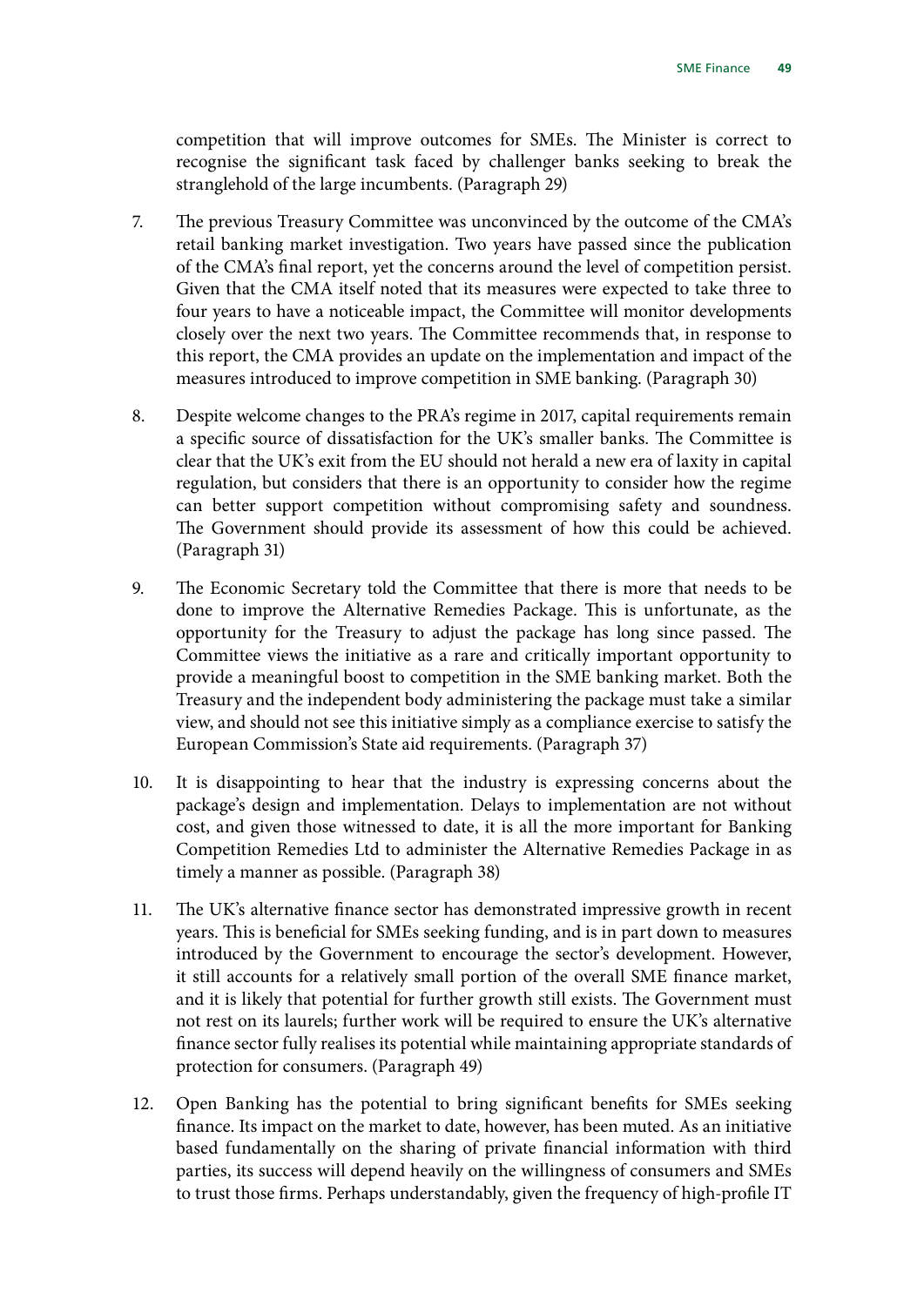competition that will improve outcomes for SMEs. The Minister is correct to recognise the significant task faced by challenger banks seeking to break the stranglehold of the large incumbents. (Paragraph 29)

7. The previous Treasury Committee was unconvinced by the outcome of the CMA's retail banking market investigation. Two years have passed since the publication of the CMA's final report, yet the concerns around the level of competition persist. Given that the CMA itself noted that its measures were expected to take three to four years to have a noticeable impact, the Committee will monitor developments closely over the next two years. The Committee recommends that, in response to this report, the CMA provides an update on the implementation and impact of the measures introduced to improve competition in SME banking. (Paragraph 30)

8. Despite welcome changes to the PRA's regime in 2017, capital requirements remain a specific source of dissatisfaction for the UK's smaller banks. The Committee is clear that the UK's exit from the EU should not herald a new era of laxity in capital regulation, but considers that there is an opportunity to consider how the regime can better support competition without compromising safety and soundness. The Government should provide its assessment of how this could be achieved. (Paragraph 31)

9. The Economic Secretary told the Committee that there is more that needs to be done to improve the Alternative Remedies Package. This is unfortunate, as the opportunity for the Treasury to adjust the package has long since passed. The Committee views the initiative as a rare and critically important opportunity to provide a meaningful boost to competition in the SME banking market. Both the Treasury and the independent body administering the package must take a similar view, and should not see this initiative simply as a compliance exercise to satisfy the European Commission's State aid requirements. (Paragraph 37)

10. It is disappointing to hear that the industry is expressing concerns about the package's design and implementation. Delays to implementation are not without cost, and given those witnessed to date, it is all the more important for Banking Competition Remedies Ltd to administer the Alternative Remedies Package in as timely a manner as possible. (Paragraph 38)

11. The UK's alternative finance sector has demonstrated impressive growth in recent years. This is beneficial for SMEs seeking funding, and is in part down to measures introduced by the Government to encourage the sector's development. However, it still accounts for a relatively small portion of the overall SME finance market, and it is likely that potential for further growth still exists. The Government must not rest on its laurels; further work will be required to ensure the UK's alternative finance sector fully realises its potential while maintaining appropriate standards of protection for consumers. (Paragraph 49)

12. Open Banking has the potential to bring significant benefits for SMEs seeking finance. Its impact on the market to date, however, has been muted. As an initiative based fundamentally on the sharing of private financial information with third parties, its success will depend heavily on the willingness of consumers and SMEs to trust those firms. Perhaps understandably, given the frequency of high-profile IT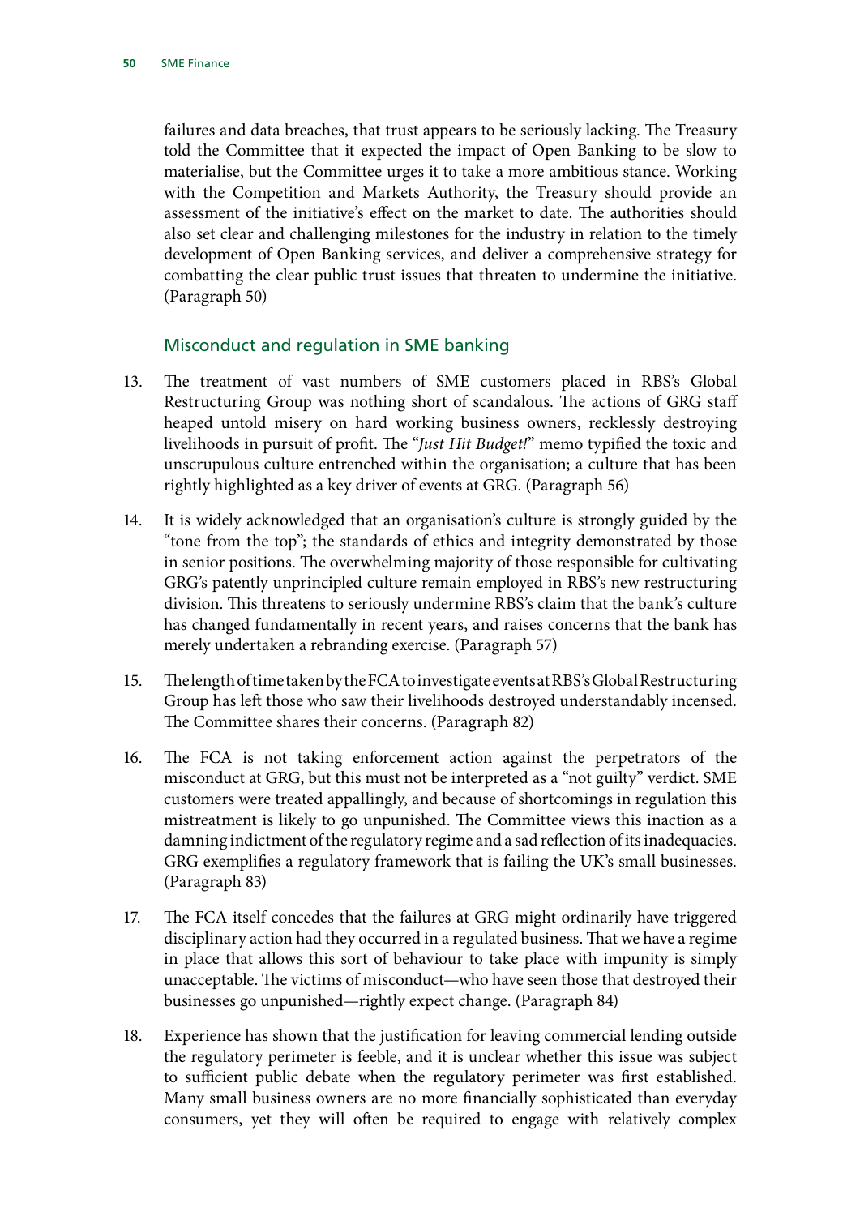failures and data breaches, that trust appears to be seriously lacking. The Treasury told the Committee that it expected the impact of Open Banking to be slow to materialise, but the Committee urges it to take a more ambitious stance. Working with the Competition and Markets Authority, the Treasury should provide an assessment of the initiative's effect on the market to date. The authorities should also set clear and challenging milestones for the industry in relation to the timely development of Open Banking services, and deliver a comprehensive strategy for combatting the clear public trust issues that threaten to undermine the initiative. (Paragraph 50)

### Misconduct and regulation in SME banking

13. The treatment of vast numbers of SME customers placed in RBS's Global Restructuring Group was nothing short of scandalous. The actions of GRG staff heaped untold misery on hard working business owners, recklessly destroying livelihoods in pursuit of profit. The "*Just Hit Budget!*" memo typified the toxic and unscrupulous culture entrenched within the organisation; a culture that has been rightly highlighted as a key driver of events at GRG. (Paragraph 56)

14. It is widely acknowledged that an organisation's culture is strongly guided by the "tone from the top"; the standards of ethics and integrity demonstrated by those in senior positions. The overwhelming majority of those responsible for cultivating GRG's patently unprincipled culture remain employed in RBS's new restructuring division. This threatens to seriously undermine RBS's claim that the bank's culture has changed fundamentally in recent years, and raises concerns that the bank has merely undertaken a rebranding exercise. (Paragraph 57)

15. The length of time taken by the FCA to investigate events at RBS's Global Restructuring Group has left those who saw their livelihoods destroyed understandably incensed. The Committee shares their concerns. (Paragraph 82)

16. The FCA is not taking enforcement action against the perpetrators of the misconduct at GRG, but this must not be interpreted as a "not guilty" verdict. SME customers were treated appallingly, and because of shortcomings in regulation this mistreatment is likely to go unpunished. The Committee views this inaction as a damning indictment of the regulatory regime and a sad reflection of its inadequacies. GRG exemplifies a regulatory framework that is failing the UK's small businesses. (Paragraph 83)

17. The FCA itself concedes that the failures at GRG might ordinarily have triggered disciplinary action had they occurred in a regulated business. That we have a regime in place that allows this sort of behaviour to take place with impunity is simply unacceptable. The victims of misconduct—who have seen those that destroyed their businesses go unpunished—rightly expect change. (Paragraph 84)

18. Experience has shown that the justification for leaving commercial lending outside the regulatory perimeter is feeble, and it is unclear whether this issue was subject to sufficient public debate when the regulatory perimeter was first established. Many small business owners are no more financially sophisticated than everyday consumers, yet they will often be required to engage with relatively complex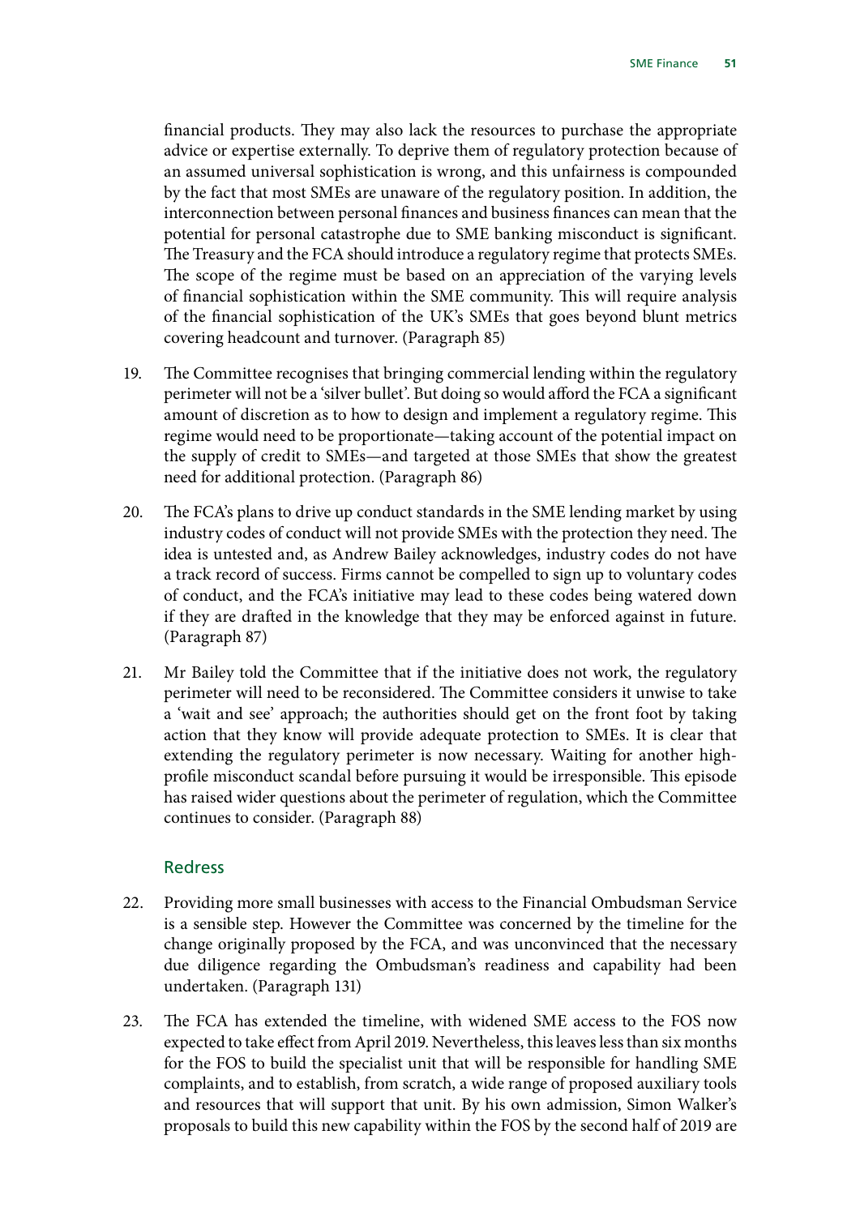financial products. They may also lack the resources to purchase the appropriate advice or expertise externally. To deprive them of regulatory protection because of an assumed universal sophistication is wrong, and this unfairness is compounded by the fact that most SMEs are unaware of the regulatory position. In addition, the interconnection between personal finances and business finances can mean that the potential for personal catastrophe due to SME banking misconduct is significant. The Treasury and the FCA should introduce a regulatory regime that protects SMEs. The scope of the regime must be based on an appreciation of the varying levels of financial sophistication within the SME community. This will require analysis of the financial sophistication of the UK's SMEs that goes beyond blunt metrics covering headcount and turnover. (Paragraph 85)

19. The Committee recognises that bringing commercial lending within the regulatory perimeter will not be a 'silver bullet'. But doing so would afford the FCA a significant amount of discretion as to how to design and implement a regulatory regime. This regime would need to be proportionate—taking account of the potential impact on the supply of credit to SMEs—and targeted at those SMEs that show the greatest need for additional protection. (Paragraph 86)

20. The FCA's plans to drive up conduct standards in the SME lending market by using industry codes of conduct will not provide SMEs with the protection they need. The idea is untested and, as Andrew Bailey acknowledges, industry codes do not have a track record of success. Firms cannot be compelled to sign up to voluntary codes of conduct, and the FCA's initiative may lead to these codes being watered down if they are drafted in the knowledge that they may be enforced against in future. (Paragraph 87)

21. Mr Bailey told the Committee that if the initiative does not work, the regulatory perimeter will need to be reconsidered. The Committee considers it unwise to take a 'wait and see' approach; the authorities should get on the front foot by taking action that they know will provide adequate protection to SMEs. It is clear that extending the regulatory perimeter is now necessary. Waiting for another high-profile misconduct scandal before pursuing it would be irresponsible. This episode has raised wider questions about the perimeter of regulation, which the Committee continues to consider. (Paragraph 88)

### Redress

22. Providing more small businesses with access to the Financial Ombudsman Service is a sensible step. However the Committee was concerned by the timeline for the change originally proposed by the FCA, and was unconvinced that the necessary due diligence regarding the Ombudsman's readiness and capability had been undertaken. (Paragraph 131)

23. The FCA has extended the timeline, with widened SME access to the FOS now expected to take effect from April 2019. Nevertheless, this leaves less than six months for the FOS to build the specialist unit that will be responsible for handling SME complaints, and to establish, from scratch, a wide range of proposed auxiliary tools and resources that will support that unit. By his own admission, Simon Walker's proposals to build this new capability within the FOS by the second half of 2019 are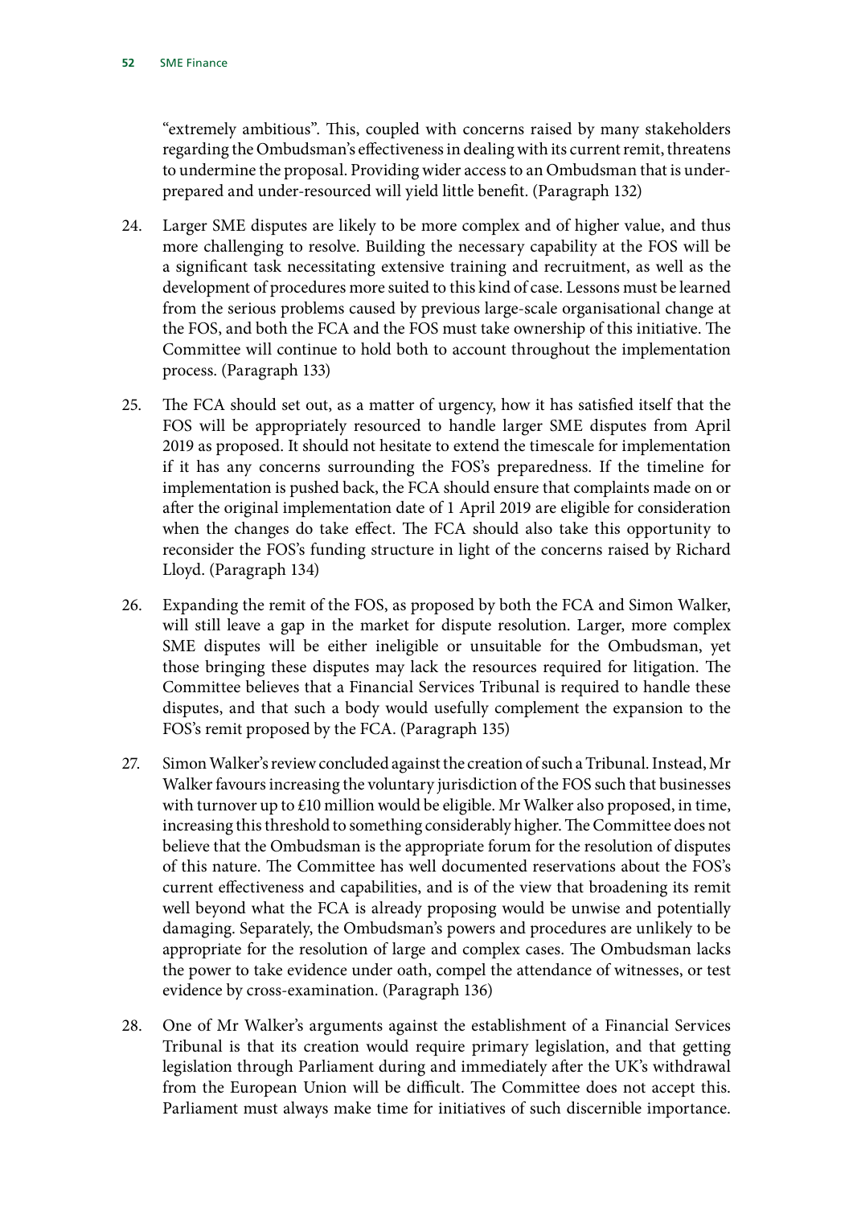"extremely ambitious". This, coupled with concerns raised by many stakeholders regarding the Ombudsman's effectiveness in dealing with its current remit, threatens to undermine the proposal. Providing wider access to an Ombudsman that is under-prepared and under-resourced will yield little benefit. (Paragraph 132)

24. Larger SME disputes are likely to be more complex and of higher value, and thus more challenging to resolve. Building the necessary capability at the FOS will be a significant task necessitating extensive training and recruitment, as well as the development of procedures more suited to this kind of case. Lessons must be learned from the serious problems caused by previous large-scale organisational change at the FOS, and both the FCA and the FOS must take ownership of this initiative. The Committee will continue to hold both to account throughout the implementation process. (Paragraph 133)

25. The FCA should set out, as a matter of urgency, how it has satisfied itself that the FOS will be appropriately resourced to handle larger SME disputes from April 2019 as proposed. It should not hesitate to extend the timescale for implementation if it has any concerns surrounding the FOS's preparedness. If the timeline for implementation is pushed back, the FCA should ensure that complaints made on or after the original implementation date of 1 April 2019 are eligible for consideration when the changes do take effect. The FCA should also take this opportunity to reconsider the FOS's funding structure in light of the concerns raised by Richard Lloyd. (Paragraph 134)

26. Expanding the remit of the FOS, as proposed by both the FCA and Simon Walker, will still leave a gap in the market for dispute resolution. Larger, more complex SME disputes will be either ineligible or unsuitable for the Ombudsman, yet those bringing these disputes may lack the resources required for litigation. The Committee believes that a Financial Services Tribunal is required to handle these disputes, and that such a body would usefully complement the expansion to the FOS's remit proposed by the FCA. (Paragraph 135)

27. Simon Walker's review concluded against the creation of such a Tribunal. Instead, Mr Walker favours increasing the voluntary jurisdiction of the FOS such that businesses with turnover up to £10 million would be eligible. Mr Walker also proposed, in time, increasing this threshold to something considerably higher. The Committee does not believe that the Ombudsman is the appropriate forum for the resolution of disputes of this nature. The Committee has well documented reservations about the FOS's current effectiveness and capabilities, and is of the view that broadening its remit well beyond what the FCA is already proposing would be unwise and potentially damaging. Separately, the Ombudsman's powers and procedures are unlikely to be appropriate for the resolution of large and complex cases. The Ombudsman lacks the power to take evidence under oath, compel the attendance of witnesses, or test evidence by cross-examination. (Paragraph 136)

28. One of Mr Walker's arguments against the establishment of a Financial Services Tribunal is that its creation would require primary legislation, and that getting legislation through Parliament during and immediately after the UK's withdrawal from the European Union will be difficult. The Committee does not accept this. Parliament must always make time for initiatives of such discernible importance.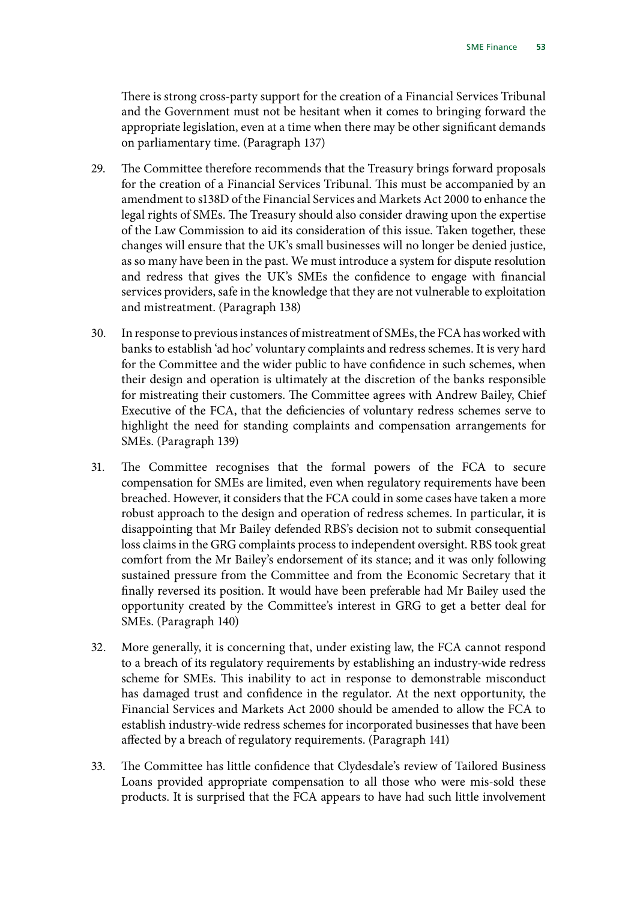There is strong cross-party support for the creation of a Financial Services Tribunal and the Government must not be hesitant when it comes to bringing forward the appropriate legislation, even at a time when there may be other significant demands on parliamentary time. (Paragraph 137)

29. The Committee therefore recommends that the Treasury brings forward proposals for the creation of a Financial Services Tribunal. This must be accompanied by an amendment to s138D of the Financial Services and Markets Act 2000 to enhance the legal rights of SMEs. The Treasury should also consider drawing upon the expertise of the Law Commission to aid its consideration of this issue. Taken together, these changes will ensure that the UK's small businesses will no longer be denied justice, as so many have been in the past. We must introduce a system for dispute resolution and redress that gives the UK's SMEs the confidence to engage with financial services providers, safe in the knowledge that they are not vulnerable to exploitation and mistreatment. (Paragraph 138)

30. In response to previous instances of mistreatment of SMEs, the FCA has worked with banks to establish 'ad hoc' voluntary complaints and redress schemes. It is very hard for the Committee and the wider public to have confidence in such schemes, when their design and operation is ultimately at the discretion of the banks responsible for mistreating their customers. The Committee agrees with Andrew Bailey, Chief Executive of the FCA, that the deficiencies of voluntary redress schemes serve to highlight the need for standing complaints and compensation arrangements for SMEs. (Paragraph 139)

31. The Committee recognises that the formal powers of the FCA to secure compensation for SMEs are limited, even when regulatory requirements have been breached. However, it considers that the FCA could in some cases have taken a more robust approach to the design and operation of redress schemes. In particular, it is disappointing that Mr Bailey defended RBS's decision not to submit consequential loss claims in the GRG complaints process to independent oversight. RBS took great comfort from the Mr Bailey's endorsement of its stance; and it was only following sustained pressure from the Committee and from the Economic Secretary that it finally reversed its position. It would have been preferable had Mr Bailey used the opportunity created by the Committee's interest in GRG to get a better deal for SMEs. (Paragraph 140)

32. More generally, it is concerning that, under existing law, the FCA cannot respond to a breach of its regulatory requirements by establishing an industry-wide redress scheme for SMEs. This inability to act in response to demonstrable misconduct has damaged trust and confidence in the regulator. At the next opportunity, the Financial Services and Markets Act 2000 should be amended to allow the FCA to establish industry-wide redress schemes for incorporated businesses that have been affected by a breach of regulatory requirements. (Paragraph 141)

33. The Committee has little confidence that Clydesdale's review of Tailored Business Loans provided appropriate compensation to all those who were mis-sold these products. It is surprised that the FCA appears to have had such little involvement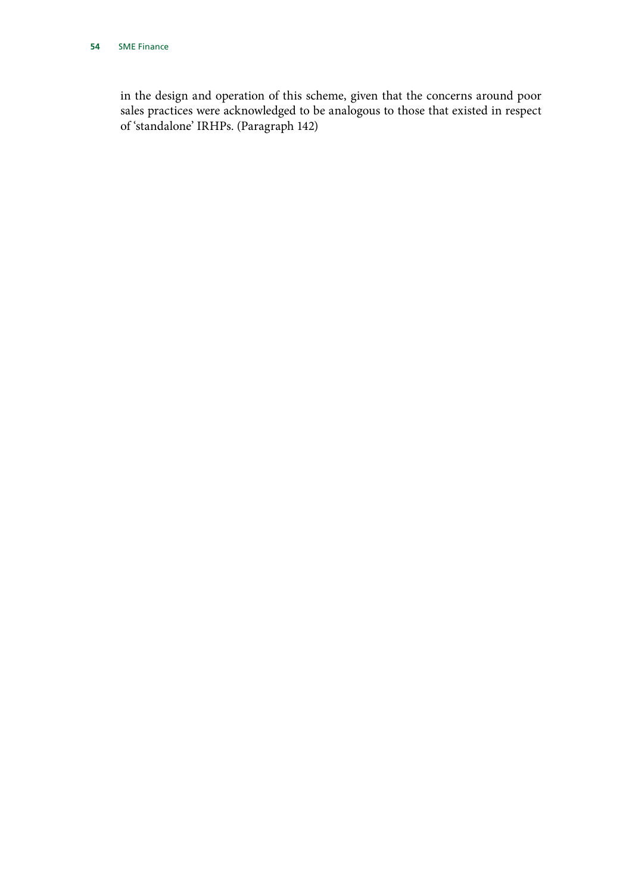in the design and operation of this scheme, given that the concerns around poor sales practices were acknowledged to be analogous to those that existed in respect of 'standalone' IRHPs. (Paragraph 142)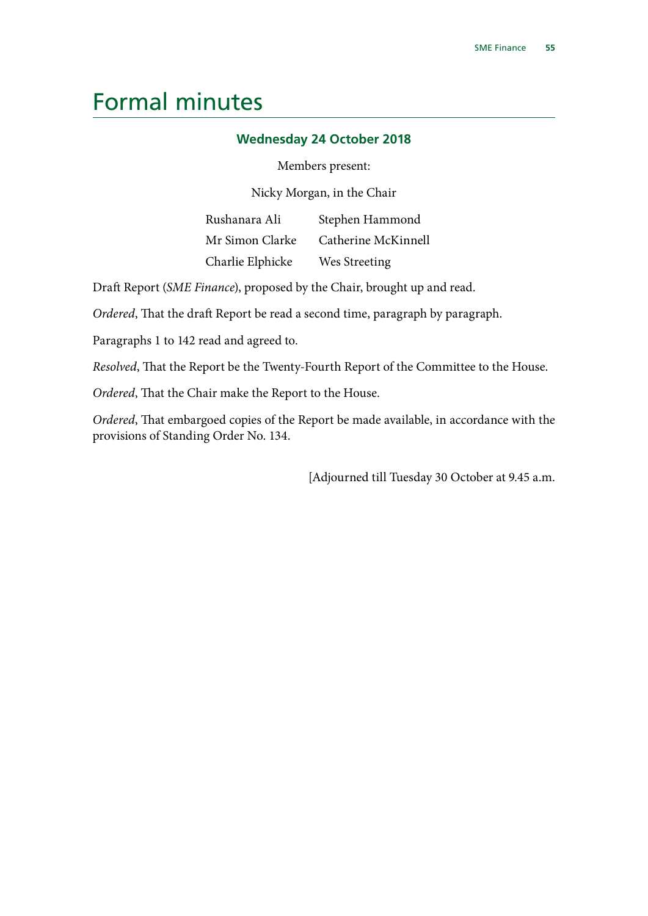# Formal minutes

### Wednesday 24 October 2018

Members present:

Nicky Morgan, in the Chair

| | |
|---|---|
| Rushanara Ali | Stephen Hammond |
| Mr Simon Clarke | Catherine McKinnell |
| Charlie Elphicke | Wes Streeting |

Draft Report (*SME Finance*), proposed by the Chair, brought up and read.

*Ordered*, That the draft Report be read a second time, paragraph by paragraph.

Paragraphs 1 to 142 read and agreed to.

*Resolved*, That the Report be the Twenty-Fourth Report of the Committee to the House.

*Ordered*, That the Chair make the Report to the House.

*Ordered*, That embargoed copies of the Report be made available, in accordance with the provisions of Standing Order No. 134.

[Adjourned till Tuesday 30 October at 9.45 a.m.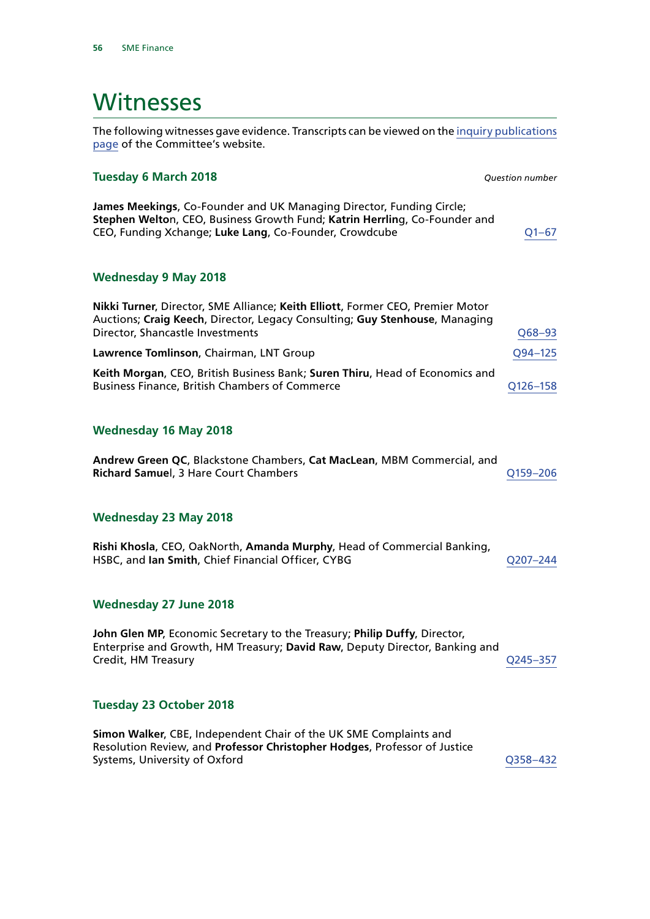# Witnesses

The following witnesses gave evidence. Transcripts can be viewed on the inquiry publications page of the Committee's website.

## Tuesday 6 March 2018

*Question number*

**James Meekings**, Co-Founder and UK Managing Director, Funding Circle; **Stephen Welton**, CEO, Business Growth Fund; **Katrin Herrling**, Co-Founder and CEO, Funding Xchange; **Luke Lang**, Co-Founder, Crowdcube — Q1–67

## Wednesday 9 May 2018

**Nikki Turner**, Director, SME Alliance; **Keith Elliott**, Former CEO, Premier Motor Auctions; **Craig Keech**, Director, Legacy Consulting; **Guy Stenhouse**, Managing Director, Shancastle Investments — Q68–93

**Lawrence Tomlinson**, Chairman, LNT Group — Q94–125

**Keith Morgan**, CEO, British Business Bank; **Suren Thiru**, Head of Economics and Business Finance, British Chambers of Commerce — Q126–158

## Wednesday 16 May 2018

**Andrew Green QC**, Blackstone Chambers, **Cat MacLean**, MBM Commercial, and **Richard Samuel**, 3 Hare Court Chambers — Q159–206

## Wednesday 23 May 2018

**Rishi Khosla**, CEO, OakNorth, **Amanda Murphy**, Head of Commercial Banking, HSBC, and **Ian Smith**, Chief Financial Officer, CYBG — Q207–244

## Wednesday 27 June 2018

**John Glen MP**, Economic Secretary to the Treasury; **Philip Duffy**, Director, Enterprise and Growth, HM Treasury; **David Raw**, Deputy Director, Banking and Credit, HM Treasury — Q245–357

## Tuesday 23 October 2018

**Simon Walker**, CBE, Independent Chair of the UK SME Complaints and Resolution Review, and **Professor Christopher Hodges**, Professor of Justice Systems, University of Oxford — Q358–432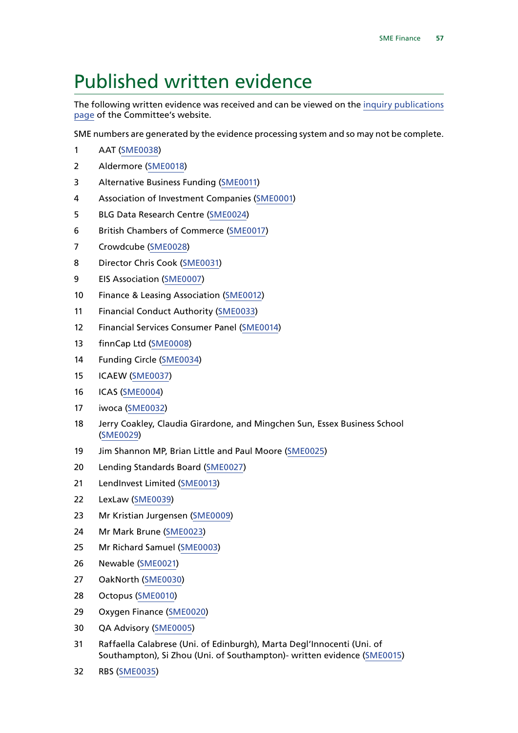# Published written evidence

The following written evidence was received and can be viewed on the inquiry publications page of the Committee's website.

SME numbers are generated by the evidence processing system and so may not be complete.

1. AAT (SME0038)
2. Aldermore (SME0018)
3. Alternative Business Funding (SME0011)
4. Association of Investment Companies (SME0001)
5. BLG Data Research Centre (SME0024)
6. British Chambers of Commerce (SME0017)
7. Crowdcube (SME0028)
8. Director Chris Cook (SME0031)
9. EIS Association (SME0007)
10. Finance & Leasing Association (SME0012)
11. Financial Conduct Authority (SME0033)
12. Financial Services Consumer Panel (SME0014)
13. finnCap Ltd (SME0008)
14. Funding Circle (SME0034)
15. ICAEW (SME0037)
16. ICAS (SME0004)
17. iwoca (SME0032)
18. Jerry Coakley, Claudia Girardone, and Mingchen Sun, Essex Business School (SME0029)
19. Jim Shannon MP, Brian Little and Paul Moore (SME0025)
20. Lending Standards Board (SME0027)
21. LendInvest Limited (SME0013)
22. LexLaw (SME0039)
23. Mr Kristian Jurgensen (SME0009)
24. Mr Mark Brune (SME0023)
25. Mr Richard Samuel (SME0003)
26. Newable (SME0021)
27. OakNorth (SME0030)
28. Octopus (SME0010)
29. Oxygen Finance (SME0020)
30. QA Advisory (SME0005)
31. Raffaella Calabrese (Uni. of Edinburgh), Marta Degl'Innocenti (Uni. of Southampton), Si Zhou (Uni. of Southampton)- written evidence (SME0015)
32. RBS (SME0035)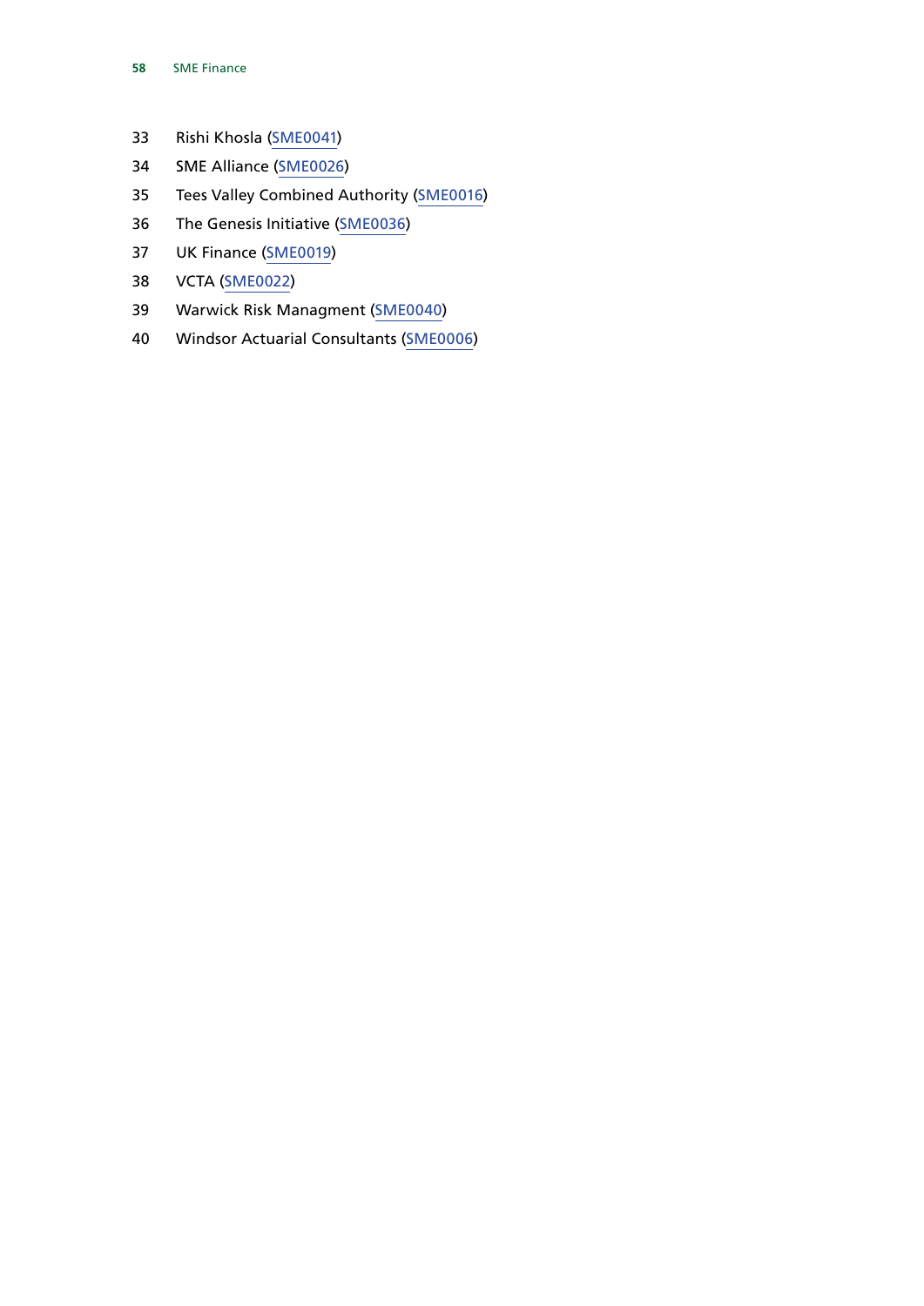33 Rishi Khosla (SME0041)

34 SME Alliance (SME0026)

35 Tees Valley Combined Authority (SME0016)

36 The Genesis Initiative (SME0036)

37 UK Finance (SME0019)

38 VCTA (SME0022)

39 Warwick Risk Managment (SME0040)

40 Windsor Actuarial Consultants (SME0006)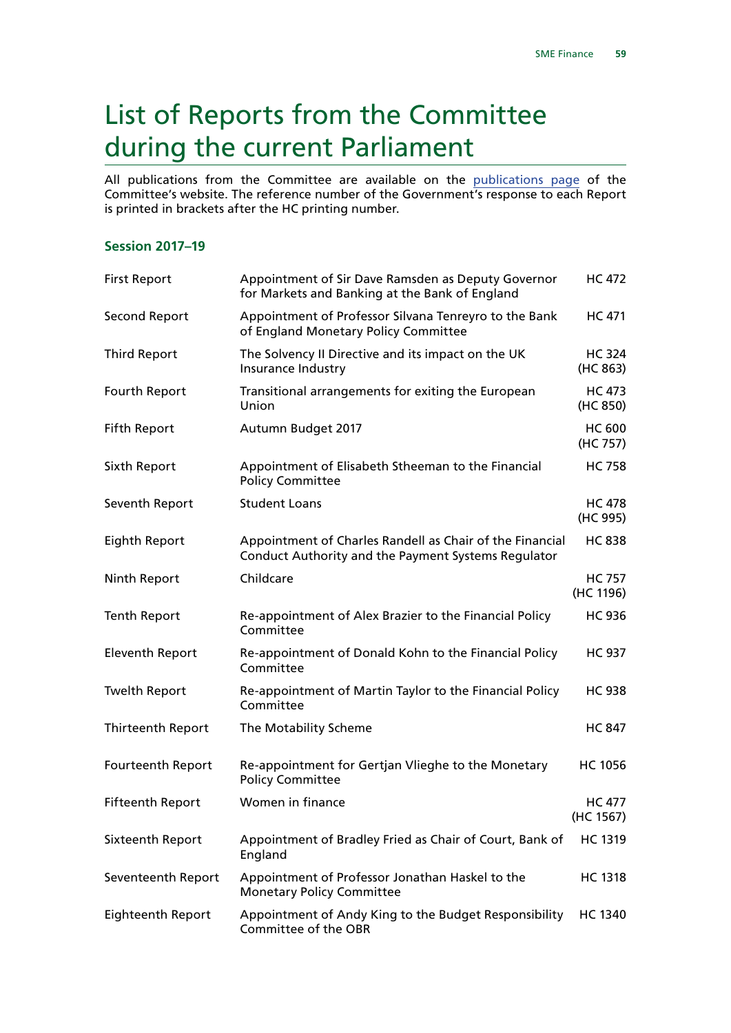# List of Reports from the Committee during the current Parliament

All publications from the Committee are available on the publications page of the Committee's website. The reference number of the Government's response to each Report is printed in brackets after the HC printing number.

### Session 2017–19

| | | |
|---|---|---|
| First Report | Appointment of Sir Dave Ramsden as Deputy Governor for Markets and Banking at the Bank of England | HC 472 |
| Second Report | Appointment of Professor Silvana Tenreyro to the Bank of England Monetary Policy Committee | HC 471 |
| Third Report | The Solvency II Directive and its impact on the UK Insurance Industry | HC 324 (HC 863) |
| Fourth Report | Transitional arrangements for exiting the European Union | HC 473 (HC 850) |
| Fifth Report | Autumn Budget 2017 | HC 600 (HC 757) |
| Sixth Report | Appointment of Elisabeth Stheeman to the Financial Policy Committee | HC 758 |
| Seventh Report | Student Loans | HC 478 (HC 995) |
| Eighth Report | Appointment of Charles Randell as Chair of the Financial Conduct Authority and the Payment Systems Regulator | HC 838 |
| Ninth Report | Childcare | HC 757 (HC 1196) |
| Tenth Report | Re-appointment of Alex Brazier to the Financial Policy Committee | HC 936 |
| Eleventh Report | Re-appointment of Donald Kohn to the Financial Policy Committee | HC 937 |
| Twelth Report | Re-appointment of Martin Taylor to the Financial Policy Committee | HC 938 |
| Thirteenth Report | The Motability Scheme | HC 847 |
| Fourteenth Report | Re-appointment for Gertjan Vlieghe to the Monetary Policy Committee | HC 1056 |
| Fifteenth Report | Women in finance | HC 477 (HC 1567) |
| Sixteenth Report | Appointment of Bradley Fried as Chair of Court, Bank of England | HC 1319 |
| Seventeenth Report | Appointment of Professor Jonathan Haskel to the Monetary Policy Committee | HC 1318 |
| Eighteenth Report | Appointment of Andy King to the Budget Responsibility Committee of the OBR | HC 1340 |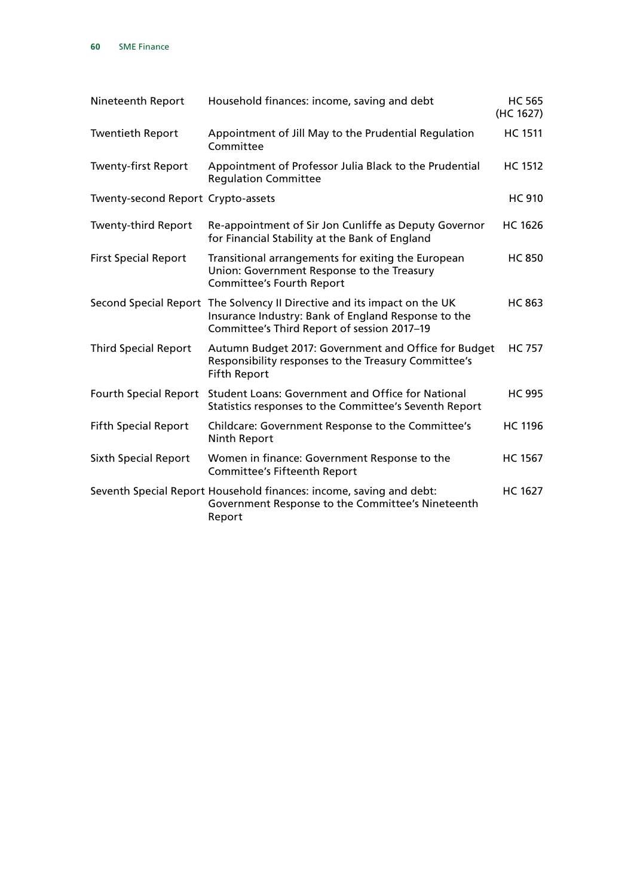| | | |
|---|---|---|
| Nineteenth Report | Household finances: income, saving and debt | HC 565 (HC 1627) |
| Twentieth Report | Appointment of Jill May to the Prudential Regulation Committee | HC 1511 |
| Twenty-first Report | Appointment of Professor Julia Black to the Prudential Regulation Committee | HC 1512 |
| Twenty-second Report | Crypto-assets | HC 910 |
| Twenty-third Report | Re-appointment of Sir Jon Cunliffe as Deputy Governor for Financial Stability at the Bank of England | HC 1626 |
| First Special Report | Transitional arrangements for exiting the European Union: Government Response to the Treasury Committee's Fourth Report | HC 850 |
| Second Special Report | The Solvency II Directive and its impact on the UK Insurance Industry: Bank of England Response to the Committee's Third Report of session 2017–19 | HC 863 |
| Third Special Report | Autumn Budget 2017: Government and Office for Budget Responsibility responses to the Treasury Committee's Fifth Report | HC 757 |
| Fourth Special Report | Student Loans: Government and Office for National Statistics responses to the Committee's Seventh Report | HC 995 |
| Fifth Special Report | Childcare: Government Response to the Committee's Ninth Report | HC 1196 |
| Sixth Special Report | Women in finance: Government Response to the Committee's Fifteenth Report | HC 1567 |
| Seventh Special Report | Household finances: income, saving and debt: Government Response to the Committee's Nineteenth Report | HC 1627 |